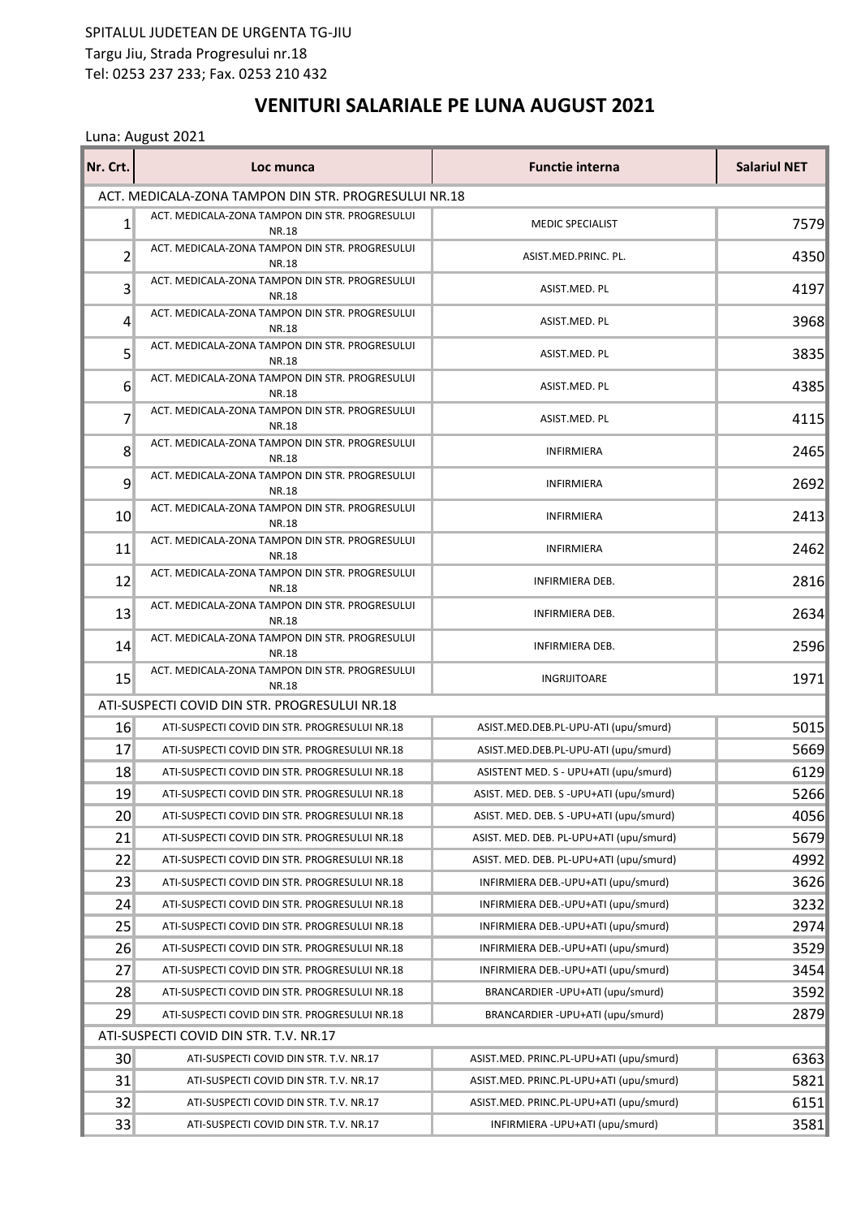SPITALUL JUDETEAN DE URGENTA TG-JIU
Targu Jiu, Strada Progresului nr.18
Tel: 0253 237 233; Fax. 0253 210 432

# VENITURI SALARIALE PE LUNA AUGUST 2021

Luna: August 2021

| Nr. Crt. | Loc munca | Functie interna | Salariul NET |
|---|---|---|---|
| ACT. MEDICALA-ZONA TAMPON DIN STR. PROGRESULUI NR.18 | | | |
| 1 | ACT. MEDICALA-ZONA TAMPON DIN STR. PROGRESULUI NR.18 | MEDIC SPECIALIST | 7579 |
| 2 | ACT. MEDICALA-ZONA TAMPON DIN STR. PROGRESULUI NR.18 | ASIST.MED.PRINC. PL. | 4350 |
| 3 | ACT. MEDICALA-ZONA TAMPON DIN STR. PROGRESULUI NR.18 | ASIST.MED. PL | 4197 |
| 4 | ACT. MEDICALA-ZONA TAMPON DIN STR. PROGRESULUI NR.18 | ASIST.MED. PL | 3968 |
| 5 | ACT. MEDICALA-ZONA TAMPON DIN STR. PROGRESULUI NR.18 | ASIST.MED. PL | 3835 |
| 6 | ACT. MEDICALA-ZONA TAMPON DIN STR. PROGRESULUI NR.18 | ASIST.MED. PL | 4385 |
| 7 | ACT. MEDICALA-ZONA TAMPON DIN STR. PROGRESULUI NR.18 | ASIST.MED. PL | 4115 |
| 8 | ACT. MEDICALA-ZONA TAMPON DIN STR. PROGRESULUI NR.18 | INFIRMIERA | 2465 |
| 9 | ACT. MEDICALA-ZONA TAMPON DIN STR. PROGRESULUI NR.18 | INFIRMIERA | 2692 |
| 10 | ACT. MEDICALA-ZONA TAMPON DIN STR. PROGRESULUI NR.18 | INFIRMIERA | 2413 |
| 11 | ACT. MEDICALA-ZONA TAMPON DIN STR. PROGRESULUI NR.18 | INFIRMIERA | 2462 |
| 12 | ACT. MEDICALA-ZONA TAMPON DIN STR. PROGRESULUI NR.18 | INFIRMIERA DEB. | 2816 |
| 13 | ACT. MEDICALA-ZONA TAMPON DIN STR. PROGRESULUI NR.18 | INFIRMIERA DEB. | 2634 |
| 14 | ACT. MEDICALA-ZONA TAMPON DIN STR. PROGRESULUI NR.18 | INFIRMIERA DEB. | 2596 |
| 15 | ACT. MEDICALA-ZONA TAMPON DIN STR. PROGRESULUI NR.18 | INGRIJITOARE | 1971 |
| ATI-SUSPECTI COVID DIN STR. PROGRESULUI NR.18 | | | |
| 16 | ATI-SUSPECTI COVID DIN STR. PROGRESULUI NR.18 | ASIST.MED.DEB.PL-UPU-ATI (upu/smurd) | 5015 |
| 17 | ATI-SUSPECTI COVID DIN STR. PROGRESULUI NR.18 | ASIST.MED.DEB.PL-UPU-ATI (upu/smurd) | 5669 |
| 18 | ATI-SUSPECTI COVID DIN STR. PROGRESULUI NR.18 | ASISTENT MED. S - UPU+ATI (upu/smurd) | 6129 |
| 19 | ATI-SUSPECTI COVID DIN STR. PROGRESULUI NR.18 | ASIST. MED. DEB. S -UPU+ATI (upu/smurd) | 5266 |
| 20 | ATI-SUSPECTI COVID DIN STR. PROGRESULUI NR.18 | ASIST. MED. DEB. S -UPU+ATI (upu/smurd) | 4056 |
| 21 | ATI-SUSPECTI COVID DIN STR. PROGRESULUI NR.18 | ASIST. MED. DEB. PL-UPU+ATI (upu/smurd) | 5679 |
| 22 | ATI-SUSPECTI COVID DIN STR. PROGRESULUI NR.18 | ASIST. MED. DEB. PL-UPU+ATI (upu/smurd) | 4992 |
| 23 | ATI-SUSPECTI COVID DIN STR. PROGRESULUI NR.18 | INFIRMIERA DEB.-UPU+ATI (upu/smurd) | 3626 |
| 24 | ATI-SUSPECTI COVID DIN STR. PROGRESULUI NR.18 | INFIRMIERA DEB.-UPU+ATI (upu/smurd) | 3232 |
| 25 | ATI-SUSPECTI COVID DIN STR. PROGRESULUI NR.18 | INFIRMIERA DEB.-UPU+ATI (upu/smurd) | 2974 |
| 26 | ATI-SUSPECTI COVID DIN STR. PROGRESULUI NR.18 | INFIRMIERA DEB.-UPU+ATI (upu/smurd) | 3529 |
| 27 | ATI-SUSPECTI COVID DIN STR. PROGRESULUI NR.18 | INFIRMIERA DEB.-UPU+ATI (upu/smurd) | 3454 |
| 28 | ATI-SUSPECTI COVID DIN STR. PROGRESULUI NR.18 | BRANCARDIER -UPU+ATI (upu/smurd) | 3592 |
| 29 | ATI-SUSPECTI COVID DIN STR. PROGRESULUI NR.18 | BRANCARDIER -UPU+ATI (upu/smurd) | 2879 |
| ATI-SUSPECTI COVID DIN STR. T.V. NR.17 | | | |
| 30 | ATI-SUSPECTI COVID DIN STR. T.V. NR.17 | ASIST.MED. PRINC.PL-UPU+ATI (upu/smurd) | 6363 |
| 31 | ATI-SUSPECTI COVID DIN STR. T.V. NR.17 | ASIST.MED. PRINC.PL-UPU+ATI (upu/smurd) | 5821 |
| 32 | ATI-SUSPECTI COVID DIN STR. T.V. NR.17 | ASIST.MED. PRINC.PL-UPU+ATI (upu/smurd) | 6151 |
| 33 | ATI-SUSPECTI COVID DIN STR. T.V. NR.17 | INFIRMIERA -UPU+ATI (upu/smurd) | 3581 |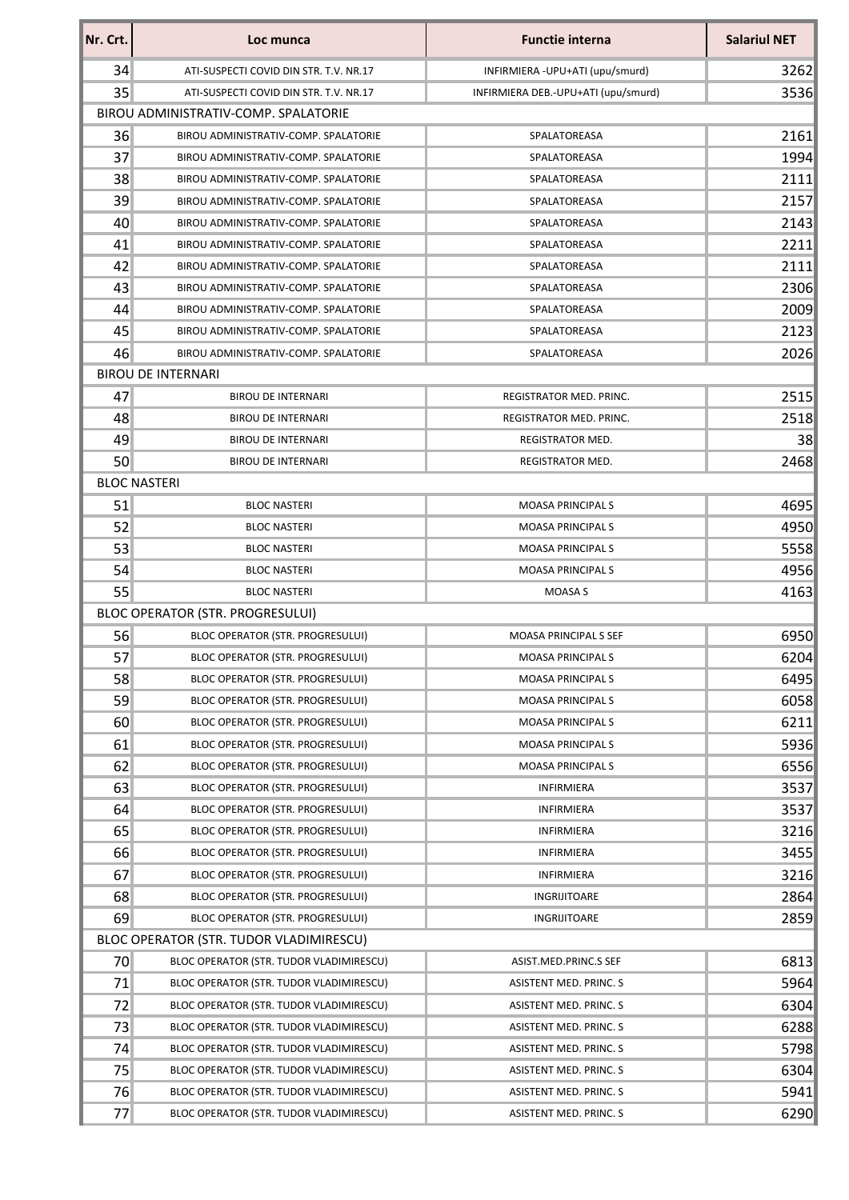| Nr. Crt. | Loc munca | Functie interna | Salariul NET |
|---|---|---|---|
| 34 | ATI-SUSPECTI COVID DIN STR. T.V. NR.17 | INFIRMIERA -UPU+ATI (upu/smurd) | 3262 |
| 35 | ATI-SUSPECTI COVID DIN STR. T.V. NR.17 | INFIRMIERA DEB.-UPU+ATI (upu/smurd) | 3536 |
| BIROU ADMINISTRATIV-COMP. SPALATORIE | | | |
| 36 | BIROU ADMINISTRATIV-COMP. SPALATORIE | SPALATOREASA | 2161 |
| 37 | BIROU ADMINISTRATIV-COMP. SPALATORIE | SPALATOREASA | 1994 |
| 38 | BIROU ADMINISTRATIV-COMP. SPALATORIE | SPALATOREASA | 2111 |
| 39 | BIROU ADMINISTRATIV-COMP. SPALATORIE | SPALATOREASA | 2157 |
| 40 | BIROU ADMINISTRATIV-COMP. SPALATORIE | SPALATOREASA | 2143 |
| 41 | BIROU ADMINISTRATIV-COMP. SPALATORIE | SPALATOREASA | 2211 |
| 42 | BIROU ADMINISTRATIV-COMP. SPALATORIE | SPALATOREASA | 2111 |
| 43 | BIROU ADMINISTRATIV-COMP. SPALATORIE | SPALATOREASA | 2306 |
| 44 | BIROU ADMINISTRATIV-COMP. SPALATORIE | SPALATOREASA | 2009 |
| 45 | BIROU ADMINISTRATIV-COMP. SPALATORIE | SPALATOREASA | 2123 |
| 46 | BIROU ADMINISTRATIV-COMP. SPALATORIE | SPALATOREASA | 2026 |
| BIROU DE INTERNARI | | | |
| 47 | BIROU DE INTERNARI | REGISTRATOR MED. PRINC. | 2515 |
| 48 | BIROU DE INTERNARI | REGISTRATOR MED. PRINC. | 2518 |
| 49 | BIROU DE INTERNARI | REGISTRATOR MED. | 38 |
| 50 | BIROU DE INTERNARI | REGISTRATOR MED. | 2468 |
| BLOC NASTERI | | | |
| 51 | BLOC NASTERI | MOASA PRINCIPAL S | 4695 |
| 52 | BLOC NASTERI | MOASA PRINCIPAL S | 4950 |
| 53 | BLOC NASTERI | MOASA PRINCIPAL S | 5558 |
| 54 | BLOC NASTERI | MOASA PRINCIPAL S | 4956 |
| 55 | BLOC NASTERI | MOASA S | 4163 |
| BLOC OPERATOR (STR. PROGRESULUI) | | | |
| 56 | BLOC OPERATOR (STR. PROGRESULUI) | MOASA PRINCIPAL S SEF | 6950 |
| 57 | BLOC OPERATOR (STR. PROGRESULUI) | MOASA PRINCIPAL S | 6204 |
| 58 | BLOC OPERATOR (STR. PROGRESULUI) | MOASA PRINCIPAL S | 6495 |
| 59 | BLOC OPERATOR (STR. PROGRESULUI) | MOASA PRINCIPAL S | 6058 |
| 60 | BLOC OPERATOR (STR. PROGRESULUI) | MOASA PRINCIPAL S | 6211 |
| 61 | BLOC OPERATOR (STR. PROGRESULUI) | MOASA PRINCIPAL S | 5936 |
| 62 | BLOC OPERATOR (STR. PROGRESULUI) | MOASA PRINCIPAL S | 6556 |
| 63 | BLOC OPERATOR (STR. PROGRESULUI) | INFIRMIERA | 3537 |
| 64 | BLOC OPERATOR (STR. PROGRESULUI) | INFIRMIERA | 3537 |
| 65 | BLOC OPERATOR (STR. PROGRESULUI) | INFIRMIERA | 3216 |
| 66 | BLOC OPERATOR (STR. PROGRESULUI) | INFIRMIERA | 3455 |
| 67 | BLOC OPERATOR (STR. PROGRESULUI) | INFIRMIERA | 3216 |
| 68 | BLOC OPERATOR (STR. PROGRESULUI) | INGRIJITOARE | 2864 |
| 69 | BLOC OPERATOR (STR. PROGRESULUI) | INGRIJITOARE | 2859 |
| BLOC OPERATOR (STR. TUDOR VLADIMIRESCU) | | | |
| 70 | BLOC OPERATOR (STR. TUDOR VLADIMIRESCU) | ASIST.MED.PRINC.S SEF | 6813 |
| 71 | BLOC OPERATOR (STR. TUDOR VLADIMIRESCU) | ASISTENT MED. PRINC. S | 5964 |
| 72 | BLOC OPERATOR (STR. TUDOR VLADIMIRESCU) | ASISTENT MED. PRINC. S | 6304 |
| 73 | BLOC OPERATOR (STR. TUDOR VLADIMIRESCU) | ASISTENT MED. PRINC. S | 6288 |
| 74 | BLOC OPERATOR (STR. TUDOR VLADIMIRESCU) | ASISTENT MED. PRINC. S | 5798 |
| 75 | BLOC OPERATOR (STR. TUDOR VLADIMIRESCU) | ASISTENT MED. PRINC. S | 6304 |
| 76 | BLOC OPERATOR (STR. TUDOR VLADIMIRESCU) | ASISTENT MED. PRINC. S | 5941 |
| 77 | BLOC OPERATOR (STR. TUDOR VLADIMIRESCU) | ASISTENT MED. PRINC. S | 6290 |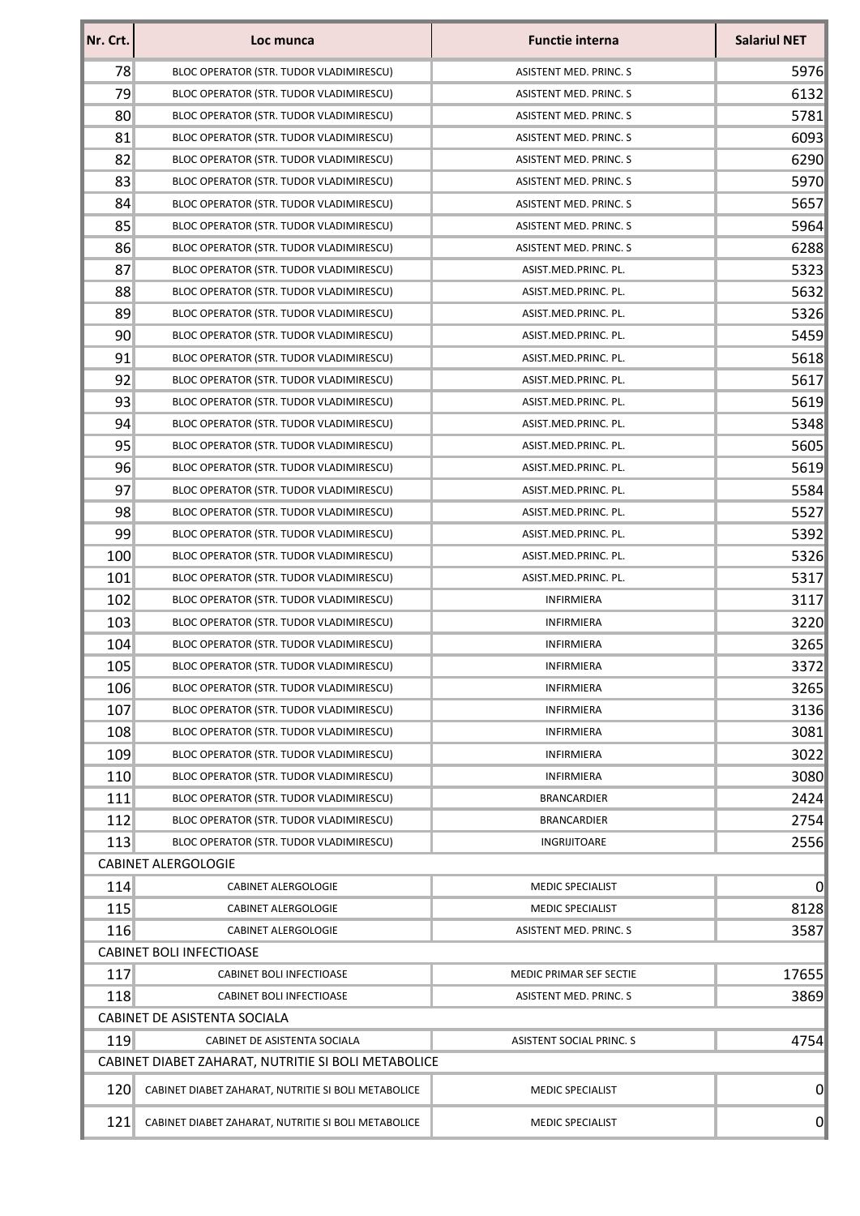| Nr. Crt. | Loc munca | Functie interna | Salariul NET |
|---|---|---|---|
| 78 | BLOC OPERATOR (STR. TUDOR VLADIMIRESCU) | ASISTENT MED. PRINC. S | 5976 |
| 79 | BLOC OPERATOR (STR. TUDOR VLADIMIRESCU) | ASISTENT MED. PRINC. S | 6132 |
| 80 | BLOC OPERATOR (STR. TUDOR VLADIMIRESCU) | ASISTENT MED. PRINC. S | 5781 |
| 81 | BLOC OPERATOR (STR. TUDOR VLADIMIRESCU) | ASISTENT MED. PRINC. S | 6093 |
| 82 | BLOC OPERATOR (STR. TUDOR VLADIMIRESCU) | ASISTENT MED. PRINC. S | 6290 |
| 83 | BLOC OPERATOR (STR. TUDOR VLADIMIRESCU) | ASISTENT MED. PRINC. S | 5970 |
| 84 | BLOC OPERATOR (STR. TUDOR VLADIMIRESCU) | ASISTENT MED. PRINC. S | 5657 |
| 85 | BLOC OPERATOR (STR. TUDOR VLADIMIRESCU) | ASISTENT MED. PRINC. S | 5964 |
| 86 | BLOC OPERATOR (STR. TUDOR VLADIMIRESCU) | ASISTENT MED. PRINC. S | 6288 |
| 87 | BLOC OPERATOR (STR. TUDOR VLADIMIRESCU) | ASIST.MED.PRINC. PL. | 5323 |
| 88 | BLOC OPERATOR (STR. TUDOR VLADIMIRESCU) | ASIST.MED.PRINC. PL. | 5632 |
| 89 | BLOC OPERATOR (STR. TUDOR VLADIMIRESCU) | ASIST.MED.PRINC. PL. | 5326 |
| 90 | BLOC OPERATOR (STR. TUDOR VLADIMIRESCU) | ASIST.MED.PRINC. PL. | 5459 |
| 91 | BLOC OPERATOR (STR. TUDOR VLADIMIRESCU) | ASIST.MED.PRINC. PL. | 5618 |
| 92 | BLOC OPERATOR (STR. TUDOR VLADIMIRESCU) | ASIST.MED.PRINC. PL. | 5617 |
| 93 | BLOC OPERATOR (STR. TUDOR VLADIMIRESCU) | ASIST.MED.PRINC. PL. | 5619 |
| 94 | BLOC OPERATOR (STR. TUDOR VLADIMIRESCU) | ASIST.MED.PRINC. PL. | 5348 |
| 95 | BLOC OPERATOR (STR. TUDOR VLADIMIRESCU) | ASIST.MED.PRINC. PL. | 5605 |
| 96 | BLOC OPERATOR (STR. TUDOR VLADIMIRESCU) | ASIST.MED.PRINC. PL. | 5619 |
| 97 | BLOC OPERATOR (STR. TUDOR VLADIMIRESCU) | ASIST.MED.PRINC. PL. | 5584 |
| 98 | BLOC OPERATOR (STR. TUDOR VLADIMIRESCU) | ASIST.MED.PRINC. PL. | 5527 |
| 99 | BLOC OPERATOR (STR. TUDOR VLADIMIRESCU) | ASIST.MED.PRINC. PL. | 5392 |
| 100 | BLOC OPERATOR (STR. TUDOR VLADIMIRESCU) | ASIST.MED.PRINC. PL. | 5326 |
| 101 | BLOC OPERATOR (STR. TUDOR VLADIMIRESCU) | ASIST.MED.PRINC. PL. | 5317 |
| 102 | BLOC OPERATOR (STR. TUDOR VLADIMIRESCU) | INFIRMIERA | 3117 |
| 103 | BLOC OPERATOR (STR. TUDOR VLADIMIRESCU) | INFIRMIERA | 3220 |
| 104 | BLOC OPERATOR (STR. TUDOR VLADIMIRESCU) | INFIRMIERA | 3265 |
| 105 | BLOC OPERATOR (STR. TUDOR VLADIMIRESCU) | INFIRMIERA | 3372 |
| 106 | BLOC OPERATOR (STR. TUDOR VLADIMIRESCU) | INFIRMIERA | 3265 |
| 107 | BLOC OPERATOR (STR. TUDOR VLADIMIRESCU) | INFIRMIERA | 3136 |
| 108 | BLOC OPERATOR (STR. TUDOR VLADIMIRESCU) | INFIRMIERA | 3081 |
| 109 | BLOC OPERATOR (STR. TUDOR VLADIMIRESCU) | INFIRMIERA | 3022 |
| 110 | BLOC OPERATOR (STR. TUDOR VLADIMIRESCU) | INFIRMIERA | 3080 |
| 111 | BLOC OPERATOR (STR. TUDOR VLADIMIRESCU) | BRANCARDIER | 2424 |
| 112 | BLOC OPERATOR (STR. TUDOR VLADIMIRESCU) | BRANCARDIER | 2754 |
| 113 | BLOC OPERATOR (STR. TUDOR VLADIMIRESCU) | INGRIJITOARE | 2556 |
| CABINET ALERGOLOGIE | | | |
| 114 | CABINET ALERGOLOGIE | MEDIC SPECIALIST | 0 |
| 115 | CABINET ALERGOLOGIE | MEDIC SPECIALIST | 8128 |
| 116 | CABINET ALERGOLOGIE | ASISTENT MED. PRINC. S | 3587 |
| CABINET BOLI INFECTIOASE | | | |
| 117 | CABINET BOLI INFECTIOASE | MEDIC PRIMAR SEF SECTIE | 17655 |
| 118 | CABINET BOLI INFECTIOASE | ASISTENT MED. PRINC. S | 3869 |
| CABINET DE ASISTENTA SOCIALA | | | |
| 119 | CABINET DE ASISTENTA SOCIALA | ASISTENT SOCIAL PRINC. S | 4754 |
| CABINET DIABET ZAHARAT, NUTRITIE SI BOLI METABOLICE | | | |
| 120 | CABINET DIABET ZAHARAT, NUTRITIE SI BOLI METABOLICE | MEDIC SPECIALIST | 0 |
| 121 | CABINET DIABET ZAHARAT, NUTRITIE SI BOLI METABOLICE | MEDIC SPECIALIST | 0 |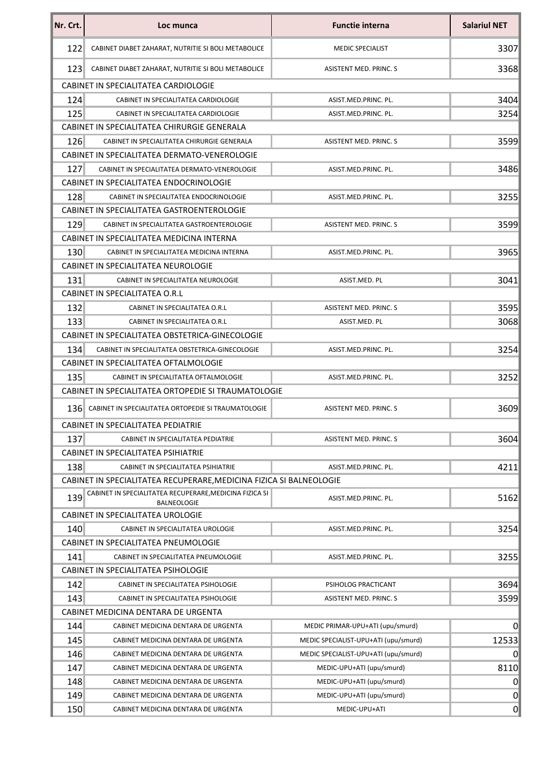| Nr. Crt. | Loc munca | Functie interna | Salariul NET |
|---|---|---|---|
| 122 | CABINET DIABET ZAHARAT, NUTRITIE SI BOLI METABOLICE | MEDIC SPECIALIST | 3307 |
| 123 | CABINET DIABET ZAHARAT, NUTRITIE SI BOLI METABOLICE | ASISTENT MED. PRINC. S | 3368 |
| CABINET IN SPECIALITATEA CARDIOLOGIE | | | |
| 124 | CABINET IN SPECIALITATEA CARDIOLOGIE | ASIST.MED.PRINC. PL. | 3404 |
| 125 | CABINET IN SPECIALITATEA CARDIOLOGIE | ASIST.MED.PRINC. PL. | 3254 |
| CABINET IN SPECIALITATEA CHIRURGIE GENERALA | | | |
| 126 | CABINET IN SPECIALITATEA CHIRURGIE GENERALA | ASISTENT MED. PRINC. S | 3599 |
| CABINET IN SPECIALITATEA DERMATO-VENEROLOGIE | | | |
| 127 | CABINET IN SPECIALITATEA DERMATO-VENEROLOGIE | ASIST.MED.PRINC. PL. | 3486 |
| CABINET IN SPECIALITATEA ENDOCRINOLOGIE | | | |
| 128 | CABINET IN SPECIALITATEA ENDOCRINOLOGIE | ASIST.MED.PRINC. PL. | 3255 |
| CABINET IN SPECIALITATEA GASTROENTEROLOGIE | | | |
| 129 | CABINET IN SPECIALITATEA GASTROENTEROLOGIE | ASISTENT MED. PRINC. S | 3599 |
| CABINET IN SPECIALITATEA MEDICINA INTERNA | | | |
| 130 | CABINET IN SPECIALITATEA MEDICINA INTERNA | ASIST.MED.PRINC. PL. | 3965 |
| CABINET IN SPECIALITATEA NEUROLOGIE | | | |
| 131 | CABINET IN SPECIALITATEA NEUROLOGIE | ASIST.MED. PL | 3041 |
| CABINET IN SPECIALITATEA O.R.L | | | |
| 132 | CABINET IN SPECIALITATEA O.R.L | ASISTENT MED. PRINC. S | 3595 |
| 133 | CABINET IN SPECIALITATEA O.R.L | ASIST.MED. PL | 3068 |
| CABINET IN SPECIALITATEA OBSTETRICA-GINECOLOGIE | | | |
| 134 | CABINET IN SPECIALITATEA OBSTETRICA-GINECOLOGIE | ASIST.MED.PRINC. PL. | 3254 |
| CABINET IN SPECIALITATEA OFTALMOLOGIE | | | |
| 135 | CABINET IN SPECIALITATEA OFTALMOLOGIE | ASIST.MED.PRINC. PL. | 3252 |
| CABINET IN SPECIALITATEA ORTOPEDIE SI TRAUMATOLOGIE | | | |
| 136 | CABINET IN SPECIALITATEA ORTOPEDIE SI TRAUMATOLOGIE | ASISTENT MED. PRINC. S | 3609 |
| CABINET IN SPECIALITATEA PEDIATRIE | | | |
| 137 | CABINET IN SPECIALITATEA PEDIATRIE | ASISTENT MED. PRINC. S | 3604 |
| CABINET IN SPECIALITATEA PSIHIATRIE | | | |
| 138 | CABINET IN SPECIALITATEA PSIHIATRIE | ASIST.MED.PRINC. PL. | 4211 |
| CABINET IN SPECIALITATEA RECUPERARE,MEDICINA FIZICA SI BALNEOLOGIE | | | |
| 139 | CABINET IN SPECIALITATEA RECUPERARE,MEDICINA FIZICA SI BALNEOLOGIE | ASIST.MED.PRINC. PL. | 5162 |
| CABINET IN SPECIALITATEA UROLOGIE | | | |
| 140 | CABINET IN SPECIALITATEA UROLOGIE | ASIST.MED.PRINC. PL. | 3254 |
| CABINET IN SPECIALITATEA PNEUMOLOGIE | | | |
| 141 | CABINET IN SPECIALITATEA PNEUMOLOGIE | ASIST.MED.PRINC. PL. | 3255 |
| CABINET IN SPECIALITATEA PSIHOLOGIE | | | |
| 142 | CABINET IN SPECIALITATEA PSIHOLOGIE | PSIHOLOG PRACTICANT | 3694 |
| 143 | CABINET IN SPECIALITATEA PSIHOLOGIE | ASISTENT MED. PRINC. S | 3599 |
| CABINET MEDICINA DENTARA DE URGENTA | | | |
| 144 | CABINET MEDICINA DENTARA DE URGENTA | MEDIC PRIMAR-UPU+ATI (upu/smurd) | 0 |
| 145 | CABINET MEDICINA DENTARA DE URGENTA | MEDIC SPECIALIST-UPU+ATI (upu/smurd) | 12533 |
| 146 | CABINET MEDICINA DENTARA DE URGENTA | MEDIC SPECIALIST-UPU+ATI (upu/smurd) | 0 |
| 147 | CABINET MEDICINA DENTARA DE URGENTA | MEDIC-UPU+ATI (upu/smurd) | 8110 |
| 148 | CABINET MEDICINA DENTARA DE URGENTA | MEDIC-UPU+ATI (upu/smurd) | 0 |
| 149 | CABINET MEDICINA DENTARA DE URGENTA | MEDIC-UPU+ATI (upu/smurd) | 0 |
| 150 | CABINET MEDICINA DENTARA DE URGENTA | MEDIC-UPU+ATI | 0 |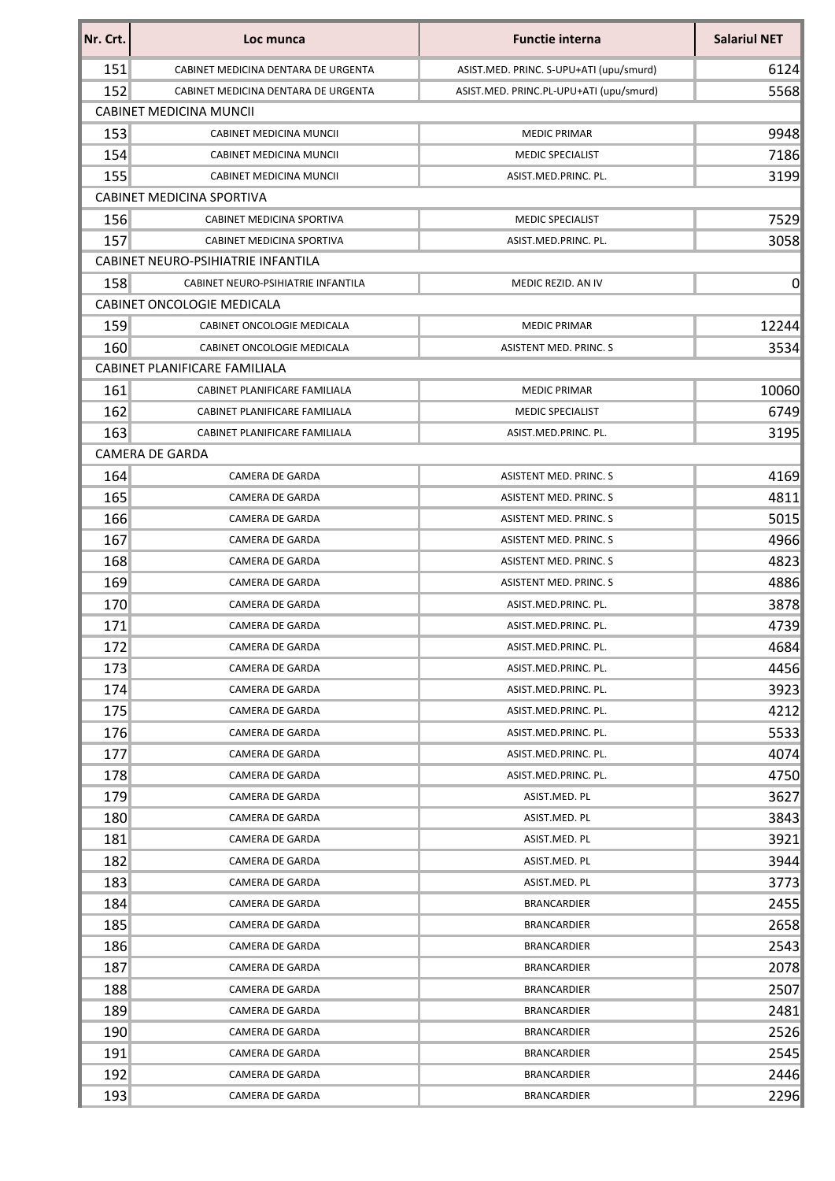| Nr. Crt. | Loc munca | Functie interna | Salariul NET |
|---|---|---|---|
| 151 | CABINET MEDICINA DENTARA DE URGENTA | ASIST.MED. PRINC. S-UPU+ATI (upu/smurd) | 6124 |
| 152 | CABINET MEDICINA DENTARA DE URGENTA | ASIST.MED. PRINC.PL-UPU+ATI (upu/smurd) | 5568 |
| CABINET MEDICINA MUNCII | | | |
| 153 | CABINET MEDICINA MUNCII | MEDIC PRIMAR | 9948 |
| 154 | CABINET MEDICINA MUNCII | MEDIC SPECIALIST | 7186 |
| 155 | CABINET MEDICINA MUNCII | ASIST.MED.PRINC. PL. | 3199 |
| CABINET MEDICINA SPORTIVA | | | |
| 156 | CABINET MEDICINA SPORTIVA | MEDIC SPECIALIST | 7529 |
| 157 | CABINET MEDICINA SPORTIVA | ASIST.MED.PRINC. PL. | 3058 |
| CABINET NEURO-PSIHIATRIE INFANTILA | | | |
| 158 | CABINET NEURO-PSIHIATRIE INFANTILA | MEDIC REZID. AN IV | 0 |
| CABINET ONCOLOGIE MEDICALA | | | |
| 159 | CABINET ONCOLOGIE MEDICALA | MEDIC PRIMAR | 12244 |
| 160 | CABINET ONCOLOGIE MEDICALA | ASISTENT MED. PRINC. S | 3534 |
| CABINET PLANIFICARE FAMILIALA | | | |
| 161 | CABINET PLANIFICARE FAMILIALA | MEDIC PRIMAR | 10060 |
| 162 | CABINET PLANIFICARE FAMILIALA | MEDIC SPECIALIST | 6749 |
| 163 | CABINET PLANIFICARE FAMILIALA | ASIST.MED.PRINC. PL. | 3195 |
| CAMERA DE GARDA | | | |
| 164 | CAMERA DE GARDA | ASISTENT MED. PRINC. S | 4169 |
| 165 | CAMERA DE GARDA | ASISTENT MED. PRINC. S | 4811 |
| 166 | CAMERA DE GARDA | ASISTENT MED. PRINC. S | 5015 |
| 167 | CAMERA DE GARDA | ASISTENT MED. PRINC. S | 4966 |
| 168 | CAMERA DE GARDA | ASISTENT MED. PRINC. S | 4823 |
| 169 | CAMERA DE GARDA | ASISTENT MED. PRINC. S | 4886 |
| 170 | CAMERA DE GARDA | ASIST.MED.PRINC. PL. | 3878 |
| 171 | CAMERA DE GARDA | ASIST.MED.PRINC. PL. | 4739 |
| 172 | CAMERA DE GARDA | ASIST.MED.PRINC. PL. | 4684 |
| 173 | CAMERA DE GARDA | ASIST.MED.PRINC. PL. | 4456 |
| 174 | CAMERA DE GARDA | ASIST.MED.PRINC. PL. | 3923 |
| 175 | CAMERA DE GARDA | ASIST.MED.PRINC. PL. | 4212 |
| 176 | CAMERA DE GARDA | ASIST.MED.PRINC. PL. | 5533 |
| 177 | CAMERA DE GARDA | ASIST.MED.PRINC. PL. | 4074 |
| 178 | CAMERA DE GARDA | ASIST.MED.PRINC. PL. | 4750 |
| 179 | CAMERA DE GARDA | ASIST.MED. PL | 3627 |
| 180 | CAMERA DE GARDA | ASIST.MED. PL | 3843 |
| 181 | CAMERA DE GARDA | ASIST.MED. PL | 3921 |
| 182 | CAMERA DE GARDA | ASIST.MED. PL | 3944 |
| 183 | CAMERA DE GARDA | ASIST.MED. PL | 3773 |
| 184 | CAMERA DE GARDA | BRANCARDIER | 2455 |
| 185 | CAMERA DE GARDA | BRANCARDIER | 2658 |
| 186 | CAMERA DE GARDA | BRANCARDIER | 2543 |
| 187 | CAMERA DE GARDA | BRANCARDIER | 2078 |
| 188 | CAMERA DE GARDA | BRANCARDIER | 2507 |
| 189 | CAMERA DE GARDA | BRANCARDIER | 2481 |
| 190 | CAMERA DE GARDA | BRANCARDIER | 2526 |
| 191 | CAMERA DE GARDA | BRANCARDIER | 2545 |
| 192 | CAMERA DE GARDA | BRANCARDIER | 2446 |
| 193 | CAMERA DE GARDA | BRANCARDIER | 2296 |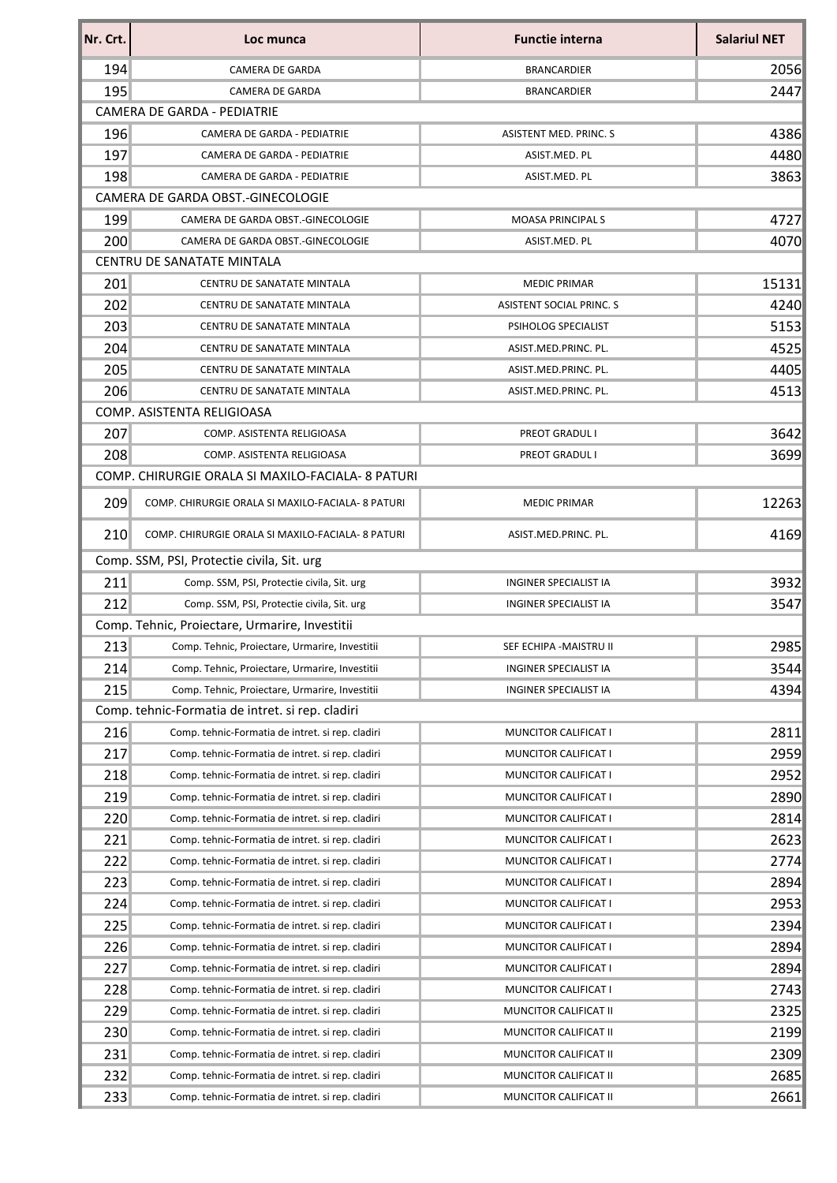| Nr. Crt. | Loc munca | Functie interna | Salariul NET |
| --- | --- | --- | --- |
| 194 | CAMERA DE GARDA | BRANCARDIER | 2056 |
| 195 | CAMERA DE GARDA | BRANCARDIER | 2447 |
| CAMERA DE GARDA - PEDIATRIE | | | |
| 196 | CAMERA DE GARDA - PEDIATRIE | ASISTENT MED. PRINC. S | 4386 |
| 197 | CAMERA DE GARDA - PEDIATRIE | ASIST.MED. PL | 4480 |
| 198 | CAMERA DE GARDA - PEDIATRIE | ASIST.MED. PL | 3863 |
| CAMERA DE GARDA OBST.-GINECOLOGIE | | | |
| 199 | CAMERA DE GARDA OBST.-GINECOLOGIE | MOASA PRINCIPAL S | 4727 |
| 200 | CAMERA DE GARDA OBST.-GINECOLOGIE | ASIST.MED. PL | 4070 |
| CENTRU DE SANATATE MINTALA | | | |
| 201 | CENTRU DE SANATATE MINTALA | MEDIC PRIMAR | 15131 |
| 202 | CENTRU DE SANATATE MINTALA | ASISTENT SOCIAL PRINC. S | 4240 |
| 203 | CENTRU DE SANATATE MINTALA | PSIHOLOG SPECIALIST | 5153 |
| 204 | CENTRU DE SANATATE MINTALA | ASIST.MED.PRINC. PL. | 4525 |
| 205 | CENTRU DE SANATATE MINTALA | ASIST.MED.PRINC. PL. | 4405 |
| 206 | CENTRU DE SANATATE MINTALA | ASIST.MED.PRINC. PL. | 4513 |
| COMP. ASISTENTA RELIGIOASA | | | |
| 207 | COMP. ASISTENTA RELIGIOASA | PREOT GRADUL I | 3642 |
| 208 | COMP. ASISTENTA RELIGIOASA | PREOT GRADUL I | 3699 |
| COMP. CHIRURGIE ORALA SI MAXILO-FACIALA- 8 PATURI | | | |
| 209 | COMP. CHIRURGIE ORALA SI MAXILO-FACIALA- 8 PATURI | MEDIC PRIMAR | 12263 |
| 210 | COMP. CHIRURGIE ORALA SI MAXILO-FACIALA- 8 PATURI | ASIST.MED.PRINC. PL. | 4169 |
| Comp. SSM, PSI, Protectie civila, Sit. urg | | | |
| 211 | Comp. SSM, PSI, Protectie civila, Sit. urg | INGINER SPECIALIST IA | 3932 |
| 212 | Comp. SSM, PSI, Protectie civila, Sit. urg | INGINER SPECIALIST IA | 3547 |
| Comp. Tehnic, Proiectare, Urmarire, Investitii | | | |
| 213 | Comp. Tehnic, Proiectare, Urmarire, Investitii | SEF ECHIPA -MAISTRU II | 2985 |
| 214 | Comp. Tehnic, Proiectare, Urmarire, Investitii | INGINER SPECIALIST IA | 3544 |
| 215 | Comp. Tehnic, Proiectare, Urmarire, Investitii | INGINER SPECIALIST IA | 4394 |
| Comp. tehnic-Formatia de intret. si rep. cladiri | | | |
| 216 | Comp. tehnic-Formatia de intret. si rep. cladiri | MUNCITOR CALIFICAT I | 2811 |
| 217 | Comp. tehnic-Formatia de intret. si rep. cladiri | MUNCITOR CALIFICAT I | 2959 |
| 218 | Comp. tehnic-Formatia de intret. si rep. cladiri | MUNCITOR CALIFICAT I | 2952 |
| 219 | Comp. tehnic-Formatia de intret. si rep. cladiri | MUNCITOR CALIFICAT I | 2890 |
| 220 | Comp. tehnic-Formatia de intret. si rep. cladiri | MUNCITOR CALIFICAT I | 2814 |
| 221 | Comp. tehnic-Formatia de intret. si rep. cladiri | MUNCITOR CALIFICAT I | 2623 |
| 222 | Comp. tehnic-Formatia de intret. si rep. cladiri | MUNCITOR CALIFICAT I | 2774 |
| 223 | Comp. tehnic-Formatia de intret. si rep. cladiri | MUNCITOR CALIFICAT I | 2894 |
| 224 | Comp. tehnic-Formatia de intret. si rep. cladiri | MUNCITOR CALIFICAT I | 2953 |
| 225 | Comp. tehnic-Formatia de intret. si rep. cladiri | MUNCITOR CALIFICAT I | 2394 |
| 226 | Comp. tehnic-Formatia de intret. si rep. cladiri | MUNCITOR CALIFICAT I | 2894 |
| 227 | Comp. tehnic-Formatia de intret. si rep. cladiri | MUNCITOR CALIFICAT I | 2894 |
| 228 | Comp. tehnic-Formatia de intret. si rep. cladiri | MUNCITOR CALIFICAT I | 2743 |
| 229 | Comp. tehnic-Formatia de intret. si rep. cladiri | MUNCITOR CALIFICAT II | 2325 |
| 230 | Comp. tehnic-Formatia de intret. si rep. cladiri | MUNCITOR CALIFICAT II | 2199 |
| 231 | Comp. tehnic-Formatia de intret. si rep. cladiri | MUNCITOR CALIFICAT II | 2309 |
| 232 | Comp. tehnic-Formatia de intret. si rep. cladiri | MUNCITOR CALIFICAT II | 2685 |
| 233 | Comp. tehnic-Formatia de intret. si rep. cladiri | MUNCITOR CALIFICAT II | 2661 |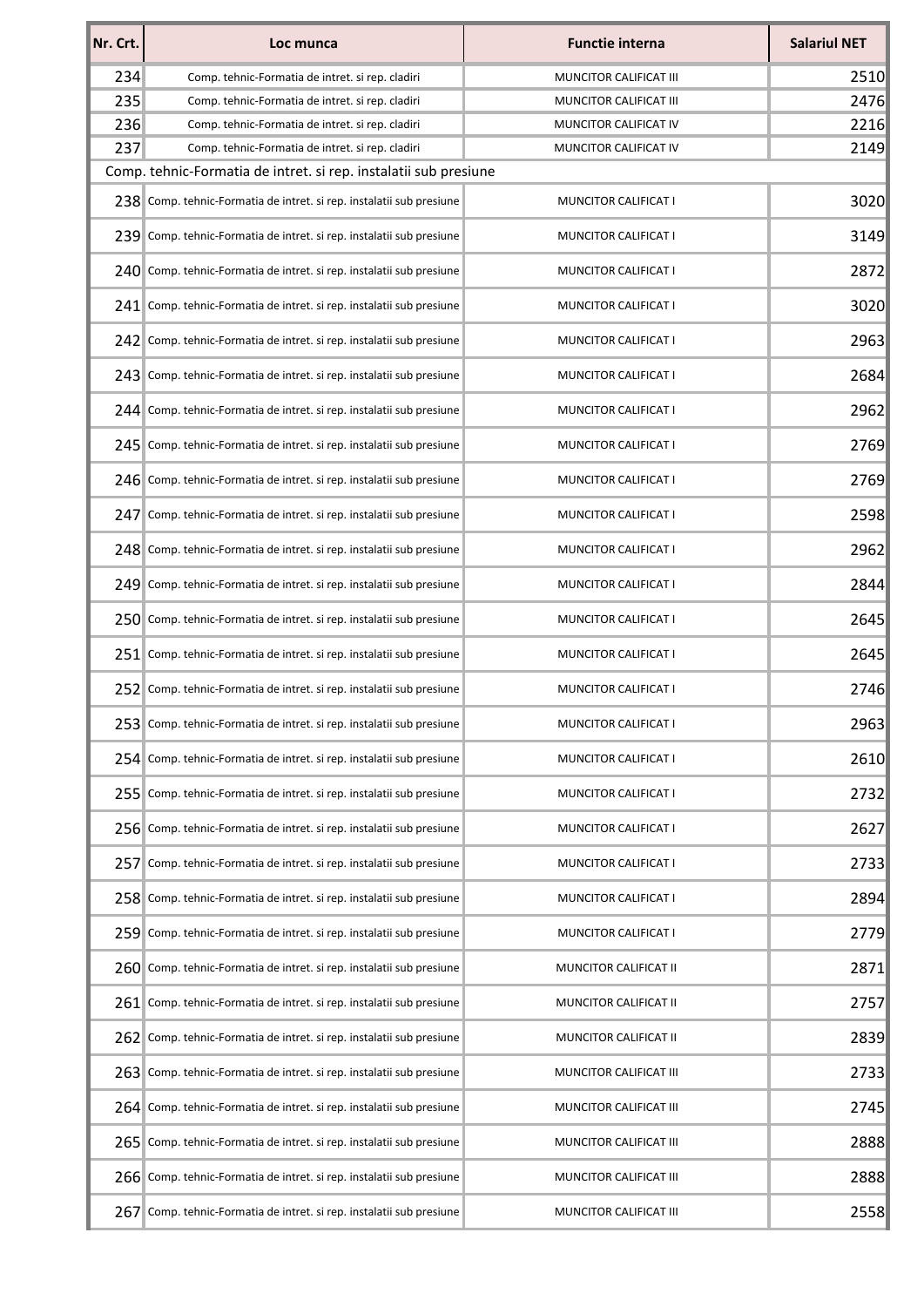| Nr. Crt. | Loc munca | Functie interna | Salariul NET |
|---|---|---|---|
| 234 | Comp. tehnic-Formatia de intret. si rep. cladiri | MUNCITOR CALIFICAT III | 2510 |
| 235 | Comp. tehnic-Formatia de intret. si rep. cladiri | MUNCITOR CALIFICAT III | 2476 |
| 236 | Comp. tehnic-Formatia de intret. si rep. cladiri | MUNCITOR CALIFICAT IV | 2216 |
| 237 | Comp. tehnic-Formatia de intret. si rep. cladiri | MUNCITOR CALIFICAT IV | 2149 |
| Comp. tehnic-Formatia de intret. si rep. instalatii sub presiune | | | |
| 238 | Comp. tehnic-Formatia de intret. si rep. instalatii sub presiune | MUNCITOR CALIFICAT I | 3020 |
| 239 | Comp. tehnic-Formatia de intret. si rep. instalatii sub presiune | MUNCITOR CALIFICAT I | 3149 |
| 240 | Comp. tehnic-Formatia de intret. si rep. instalatii sub presiune | MUNCITOR CALIFICAT I | 2872 |
| 241 | Comp. tehnic-Formatia de intret. si rep. instalatii sub presiune | MUNCITOR CALIFICAT I | 3020 |
| 242 | Comp. tehnic-Formatia de intret. si rep. instalatii sub presiune | MUNCITOR CALIFICAT I | 2963 |
| 243 | Comp. tehnic-Formatia de intret. si rep. instalatii sub presiune | MUNCITOR CALIFICAT I | 2684 |
| 244 | Comp. tehnic-Formatia de intret. si rep. instalatii sub presiune | MUNCITOR CALIFICAT I | 2962 |
| 245 | Comp. tehnic-Formatia de intret. si rep. instalatii sub presiune | MUNCITOR CALIFICAT I | 2769 |
| 246 | Comp. tehnic-Formatia de intret. si rep. instalatii sub presiune | MUNCITOR CALIFICAT I | 2769 |
| 247 | Comp. tehnic-Formatia de intret. si rep. instalatii sub presiune | MUNCITOR CALIFICAT I | 2598 |
| 248 | Comp. tehnic-Formatia de intret. si rep. instalatii sub presiune | MUNCITOR CALIFICAT I | 2962 |
| 249 | Comp. tehnic-Formatia de intret. si rep. instalatii sub presiune | MUNCITOR CALIFICAT I | 2844 |
| 250 | Comp. tehnic-Formatia de intret. si rep. instalatii sub presiune | MUNCITOR CALIFICAT I | 2645 |
| 251 | Comp. tehnic-Formatia de intret. si rep. instalatii sub presiune | MUNCITOR CALIFICAT I | 2645 |
| 252 | Comp. tehnic-Formatia de intret. si rep. instalatii sub presiune | MUNCITOR CALIFICAT I | 2746 |
| 253 | Comp. tehnic-Formatia de intret. si rep. instalatii sub presiune | MUNCITOR CALIFICAT I | 2963 |
| 254 | Comp. tehnic-Formatia de intret. si rep. instalatii sub presiune | MUNCITOR CALIFICAT I | 2610 |
| 255 | Comp. tehnic-Formatia de intret. si rep. instalatii sub presiune | MUNCITOR CALIFICAT I | 2732 |
| 256 | Comp. tehnic-Formatia de intret. si rep. instalatii sub presiune | MUNCITOR CALIFICAT I | 2627 |
| 257 | Comp. tehnic-Formatia de intret. si rep. instalatii sub presiune | MUNCITOR CALIFICAT I | 2733 |
| 258 | Comp. tehnic-Formatia de intret. si rep. instalatii sub presiune | MUNCITOR CALIFICAT I | 2894 |
| 259 | Comp. tehnic-Formatia de intret. si rep. instalatii sub presiune | MUNCITOR CALIFICAT I | 2779 |
| 260 | Comp. tehnic-Formatia de intret. si rep. instalatii sub presiune | MUNCITOR CALIFICAT II | 2871 |
| 261 | Comp. tehnic-Formatia de intret. si rep. instalatii sub presiune | MUNCITOR CALIFICAT II | 2757 |
| 262 | Comp. tehnic-Formatia de intret. si rep. instalatii sub presiune | MUNCITOR CALIFICAT II | 2839 |
| 263 | Comp. tehnic-Formatia de intret. si rep. instalatii sub presiune | MUNCITOR CALIFICAT III | 2733 |
| 264 | Comp. tehnic-Formatia de intret. si rep. instalatii sub presiune | MUNCITOR CALIFICAT III | 2745 |
| 265 | Comp. tehnic-Formatia de intret. si rep. instalatii sub presiune | MUNCITOR CALIFICAT III | 2888 |
| 266 | Comp. tehnic-Formatia de intret. si rep. instalatii sub presiune | MUNCITOR CALIFICAT III | 2888 |
| 267 | Comp. tehnic-Formatia de intret. si rep. instalatii sub presiune | MUNCITOR CALIFICAT III | 2558 |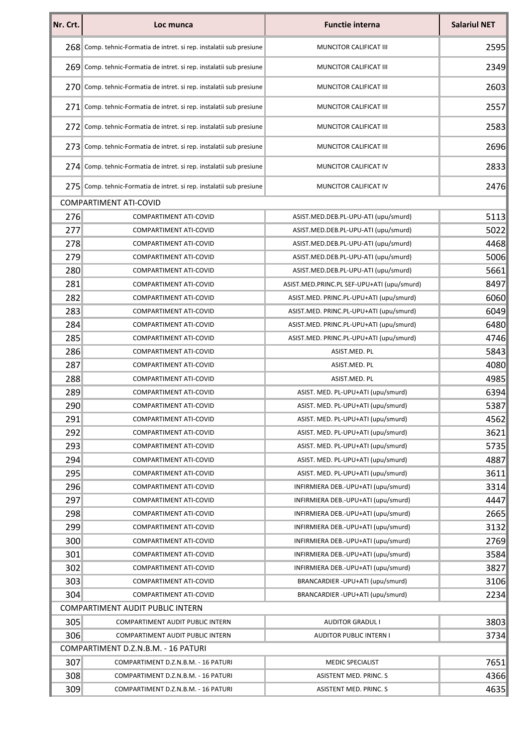| Nr. Crt. | Loc munca | Functie interna | Salariul NET |
|---|---|---|---|
| 268 | Comp. tehnic-Formatia de intret. si rep. instalatii sub presiune | MUNCITOR CALIFICAT III | 2595 |
| 269 | Comp. tehnic-Formatia de intret. si rep. instalatii sub presiune | MUNCITOR CALIFICAT III | 2349 |
| 270 | Comp. tehnic-Formatia de intret. si rep. instalatii sub presiune | MUNCITOR CALIFICAT III | 2603 |
| 271 | Comp. tehnic-Formatia de intret. si rep. instalatii sub presiune | MUNCITOR CALIFICAT III | 2557 |
| 272 | Comp. tehnic-Formatia de intret. si rep. instalatii sub presiune | MUNCITOR CALIFICAT III | 2583 |
| 273 | Comp. tehnic-Formatia de intret. si rep. instalatii sub presiune | MUNCITOR CALIFICAT III | 2696 |
| 274 | Comp. tehnic-Formatia de intret. si rep. instalatii sub presiune | MUNCITOR CALIFICAT IV | 2833 |
| 275 | Comp. tehnic-Formatia de intret. si rep. instalatii sub presiune | MUNCITOR CALIFICAT IV | 2476 |
| COMPARTIMENT ATI-COVID | | | |
| 276 | COMPARTIMENT ATI-COVID | ASIST.MED.DEB.PL-UPU-ATI (upu/smurd) | 5113 |
| 277 | COMPARTIMENT ATI-COVID | ASIST.MED.DEB.PL-UPU-ATI (upu/smurd) | 5022 |
| 278 | COMPARTIMENT ATI-COVID | ASIST.MED.DEB.PL-UPU-ATI (upu/smurd) | 4468 |
| 279 | COMPARTIMENT ATI-COVID | ASIST.MED.DEB.PL-UPU-ATI (upu/smurd) | 5006 |
| 280 | COMPARTIMENT ATI-COVID | ASIST.MED.DEB.PL-UPU-ATI (upu/smurd) | 5661 |
| 281 | COMPARTIMENT ATI-COVID | ASIST.MED.PRINC.PL SEF-UPU+ATI (upu/smurd) | 8497 |
| 282 | COMPARTIMENT ATI-COVID | ASIST.MED. PRINC.PL-UPU+ATI (upu/smurd) | 6060 |
| 283 | COMPARTIMENT ATI-COVID | ASIST.MED. PRINC.PL-UPU+ATI (upu/smurd) | 6049 |
| 284 | COMPARTIMENT ATI-COVID | ASIST.MED. PRINC.PL-UPU+ATI (upu/smurd) | 6480 |
| 285 | COMPARTIMENT ATI-COVID | ASIST.MED. PRINC.PL-UPU+ATI (upu/smurd) | 4746 |
| 286 | COMPARTIMENT ATI-COVID | ASIST.MED. PL | 5843 |
| 287 | COMPARTIMENT ATI-COVID | ASIST.MED. PL | 4080 |
| 288 | COMPARTIMENT ATI-COVID | ASIST.MED. PL | 4985 |
| 289 | COMPARTIMENT ATI-COVID | ASIST. MED. PL-UPU+ATI (upu/smurd) | 6394 |
| 290 | COMPARTIMENT ATI-COVID | ASIST. MED. PL-UPU+ATI (upu/smurd) | 5387 |
| 291 | COMPARTIMENT ATI-COVID | ASIST. MED. PL-UPU+ATI (upu/smurd) | 4562 |
| 292 | COMPARTIMENT ATI-COVID | ASIST. MED. PL-UPU+ATI (upu/smurd) | 3621 |
| 293 | COMPARTIMENT ATI-COVID | ASIST. MED. PL-UPU+ATI (upu/smurd) | 5735 |
| 294 | COMPARTIMENT ATI-COVID | ASIST. MED. PL-UPU+ATI (upu/smurd) | 4887 |
| 295 | COMPARTIMENT ATI-COVID | ASIST. MED. PL-UPU+ATI (upu/smurd) | 3611 |
| 296 | COMPARTIMENT ATI-COVID | INFIRMIERA DEB.-UPU+ATI (upu/smurd) | 3314 |
| 297 | COMPARTIMENT ATI-COVID | INFIRMIERA DEB.-UPU+ATI (upu/smurd) | 4447 |
| 298 | COMPARTIMENT ATI-COVID | INFIRMIERA DEB.-UPU+ATI (upu/smurd) | 2665 |
| 299 | COMPARTIMENT ATI-COVID | INFIRMIERA DEB.-UPU+ATI (upu/smurd) | 3132 |
| 300 | COMPARTIMENT ATI-COVID | INFIRMIERA DEB.-UPU+ATI (upu/smurd) | 2769 |
| 301 | COMPARTIMENT ATI-COVID | INFIRMIERA DEB.-UPU+ATI (upu/smurd) | 3584 |
| 302 | COMPARTIMENT ATI-COVID | INFIRMIERA DEB.-UPU+ATI (upu/smurd) | 3827 |
| 303 | COMPARTIMENT ATI-COVID | BRANCARDIER -UPU+ATI (upu/smurd) | 3106 |
| 304 | COMPARTIMENT ATI-COVID | BRANCARDIER -UPU+ATI (upu/smurd) | 2234 |
| COMPARTIMENT AUDIT PUBLIC INTERN | | | |
| 305 | COMPARTIMENT AUDIT PUBLIC INTERN | AUDITOR GRADUL I | 3803 |
| 306 | COMPARTIMENT AUDIT PUBLIC INTERN | AUDITOR PUBLIC INTERN I | 3734 |
| COMPARTIMENT D.Z.N.B.M. - 16 PATURI | | | |
| 307 | COMPARTIMENT D.Z.N.B.M. - 16 PATURI | MEDIC SPECIALIST | 7651 |
| 308 | COMPARTIMENT D.Z.N.B.M. - 16 PATURI | ASISTENT MED. PRINC. S | 4366 |
| 309 | COMPARTIMENT D.Z.N.B.M. - 16 PATURI | ASISTENT MED. PRINC. S | 4635 |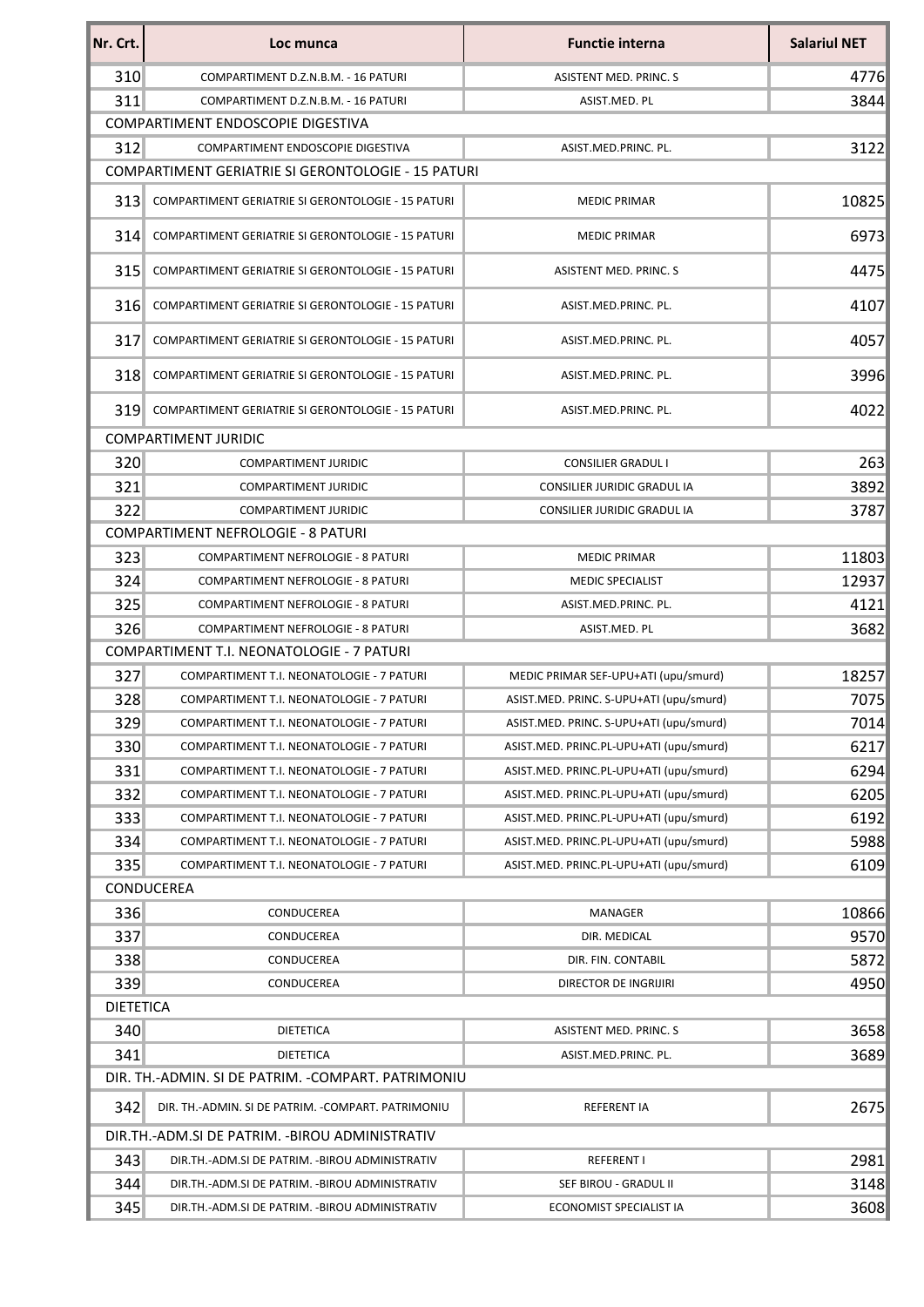| Nr. Crt. | Loc munca | Functie interna | Salariul NET |
| --- | --- | --- | --- |
| 310 | COMPARTIMENT D.Z.N.B.M. - 16 PATURI | ASISTENT MED. PRINC. S | 4776 |
| 311 | COMPARTIMENT D.Z.N.B.M. - 16 PATURI | ASIST.MED. PL | 3844 |
| COMPARTIMENT ENDOSCOPIE DIGESTIVA | | | |
| 312 | COMPARTIMENT ENDOSCOPIE DIGESTIVA | ASIST.MED.PRINC. PL. | 3122 |
| COMPARTIMENT GERIATRIE SI GERONTOLOGIE - 15 PATURI | | | |
| 313 | COMPARTIMENT GERIATRIE SI GERONTOLOGIE - 15 PATURI | MEDIC PRIMAR | 10825 |
| 314 | COMPARTIMENT GERIATRIE SI GERONTOLOGIE - 15 PATURI | MEDIC PRIMAR | 6973 |
| 315 | COMPARTIMENT GERIATRIE SI GERONTOLOGIE - 15 PATURI | ASISTENT MED. PRINC. S | 4475 |
| 316 | COMPARTIMENT GERIATRIE SI GERONTOLOGIE - 15 PATURI | ASIST.MED.PRINC. PL. | 4107 |
| 317 | COMPARTIMENT GERIATRIE SI GERONTOLOGIE - 15 PATURI | ASIST.MED.PRINC. PL. | 4057 |
| 318 | COMPARTIMENT GERIATRIE SI GERONTOLOGIE - 15 PATURI | ASIST.MED.PRINC. PL. | 3996 |
| 319 | COMPARTIMENT GERIATRIE SI GERONTOLOGIE - 15 PATURI | ASIST.MED.PRINC. PL. | 4022 |
| COMPARTIMENT JURIDIC | | | |
| 320 | COMPARTIMENT JURIDIC | CONSILIER GRADUL I | 263 |
| 321 | COMPARTIMENT JURIDIC | CONSILIER JURIDIC GRADUL IA | 3892 |
| 322 | COMPARTIMENT JURIDIC | CONSILIER JURIDIC GRADUL IA | 3787 |
| COMPARTIMENT NEFROLOGIE - 8 PATURI | | | |
| 323 | COMPARTIMENT NEFROLOGIE - 8 PATURI | MEDIC PRIMAR | 11803 |
| 324 | COMPARTIMENT NEFROLOGIE - 8 PATURI | MEDIC SPECIALIST | 12937 |
| 325 | COMPARTIMENT NEFROLOGIE - 8 PATURI | ASIST.MED.PRINC. PL. | 4121 |
| 326 | COMPARTIMENT NEFROLOGIE - 8 PATURI | ASIST.MED. PL | 3682 |
| COMPARTIMENT T.I. NEONATOLOGIE - 7 PATURI | | | |
| 327 | COMPARTIMENT T.I. NEONATOLOGIE - 7 PATURI | MEDIC PRIMAR SEF-UPU+ATI (upu/smurd) | 18257 |
| 328 | COMPARTIMENT T.I. NEONATOLOGIE - 7 PATURI | ASIST.MED. PRINC. S-UPU+ATI (upu/smurd) | 7075 |
| 329 | COMPARTIMENT T.I. NEONATOLOGIE - 7 PATURI | ASIST.MED. PRINC. S-UPU+ATI (upu/smurd) | 7014 |
| 330 | COMPARTIMENT T.I. NEONATOLOGIE - 7 PATURI | ASIST.MED. PRINC.PL-UPU+ATI (upu/smurd) | 6217 |
| 331 | COMPARTIMENT T.I. NEONATOLOGIE - 7 PATURI | ASIST.MED. PRINC.PL-UPU+ATI (upu/smurd) | 6294 |
| 332 | COMPARTIMENT T.I. NEONATOLOGIE - 7 PATURI | ASIST.MED. PRINC.PL-UPU+ATI (upu/smurd) | 6205 |
| 333 | COMPARTIMENT T.I. NEONATOLOGIE - 7 PATURI | ASIST.MED. PRINC.PL-UPU+ATI (upu/smurd) | 6192 |
| 334 | COMPARTIMENT T.I. NEONATOLOGIE - 7 PATURI | ASIST.MED. PRINC.PL-UPU+ATI (upu/smurd) | 5988 |
| 335 | COMPARTIMENT T.I. NEONATOLOGIE - 7 PATURI | ASIST.MED. PRINC.PL-UPU+ATI (upu/smurd) | 6109 |
| CONDUCEREA | | | |
| 336 | CONDUCEREA | MANAGER | 10866 |
| 337 | CONDUCEREA | DIR. MEDICAL | 9570 |
| 338 | CONDUCEREA | DIR. FIN. CONTABIL | 5872 |
| 339 | CONDUCEREA | DIRECTOR DE INGRIJIRI | 4950 |
| DIETETICA | | | |
| 340 | DIETETICA | ASISTENT MED. PRINC. S | 3658 |
| 341 | DIETETICA | ASIST.MED.PRINC. PL. | 3689 |
| DIR. TH.-ADMIN. SI DE PATRIM. -COMPART. PATRIMONIU | | | |
| 342 | DIR. TH.-ADMIN. SI DE PATRIM. -COMPART. PATRIMONIU | REFERENT IA | 2675 |
| DIR.TH.-ADM.SI DE PATRIM. -BIROU ADMINISTRATIV | | | |
| 343 | DIR.TH.-ADM.SI DE PATRIM. -BIROU ADMINISTRATIV | REFERENT I | 2981 |
| 344 | DIR.TH.-ADM.SI DE PATRIM. -BIROU ADMINISTRATIV | SEF BIROU - GRADUL II | 3148 |
| 345 | DIR.TH.-ADM.SI DE PATRIM. -BIROU ADMINISTRATIV | ECONOMIST SPECIALIST IA | 3608 |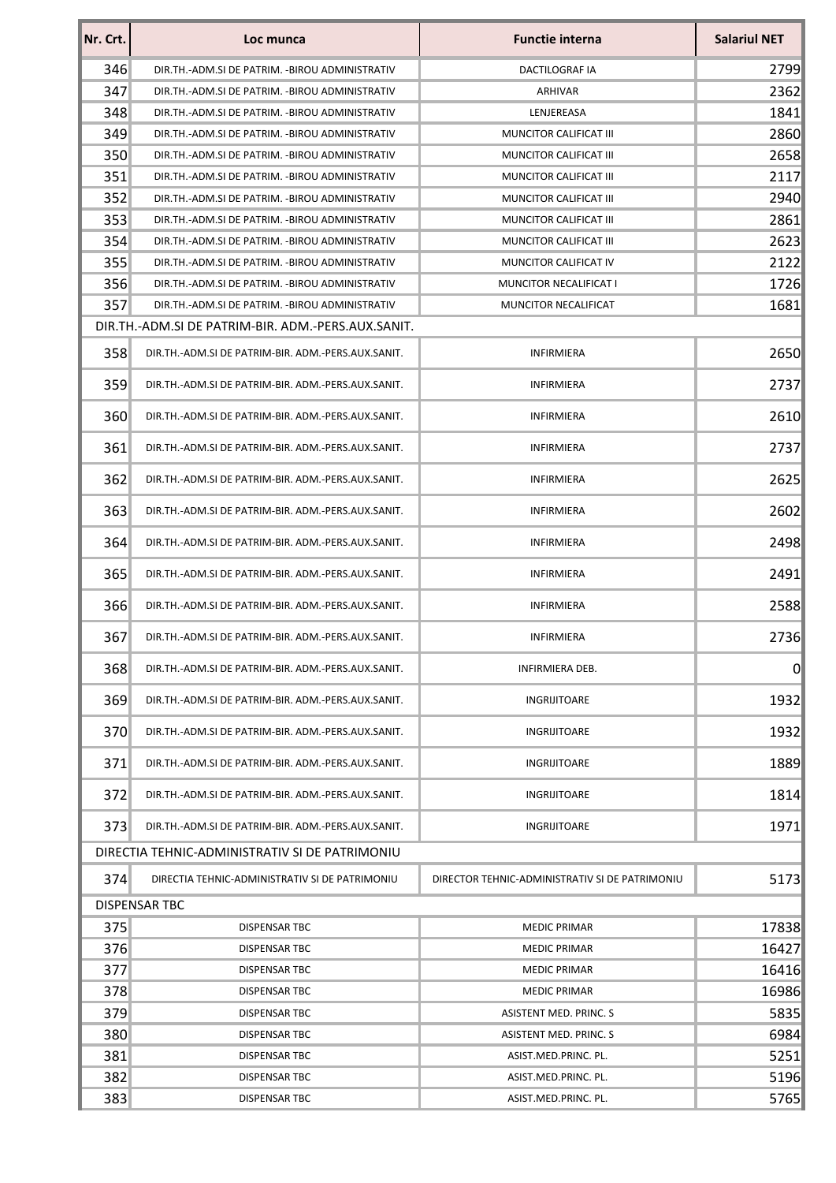| Nr. Crt. | Loc munca | Functie interna | Salariul NET |
|---|---|---|---|
| 346 | DIR.TH.-ADM.SI DE PATRIM. -BIROU ADMINISTRATIV | DACTILOGRAF IA | 2799 |
| 347 | DIR.TH.-ADM.SI DE PATRIM. -BIROU ADMINISTRATIV | ARHIVAR | 2362 |
| 348 | DIR.TH.-ADM.SI DE PATRIM. -BIROU ADMINISTRATIV | LENJEREASA | 1841 |
| 349 | DIR.TH.-ADM.SI DE PATRIM. -BIROU ADMINISTRATIV | MUNCITOR CALIFICAT III | 2860 |
| 350 | DIR.TH.-ADM.SI DE PATRIM. -BIROU ADMINISTRATIV | MUNCITOR CALIFICAT III | 2658 |
| 351 | DIR.TH.-ADM.SI DE PATRIM. -BIROU ADMINISTRATIV | MUNCITOR CALIFICAT III | 2117 |
| 352 | DIR.TH.-ADM.SI DE PATRIM. -BIROU ADMINISTRATIV | MUNCITOR CALIFICAT III | 2940 |
| 353 | DIR.TH.-ADM.SI DE PATRIM. -BIROU ADMINISTRATIV | MUNCITOR CALIFICAT III | 2861 |
| 354 | DIR.TH.-ADM.SI DE PATRIM. -BIROU ADMINISTRATIV | MUNCITOR CALIFICAT III | 2623 |
| 355 | DIR.TH.-ADM.SI DE PATRIM. -BIROU ADMINISTRATIV | MUNCITOR CALIFICAT IV | 2122 |
| 356 | DIR.TH.-ADM.SI DE PATRIM. -BIROU ADMINISTRATIV | MUNCITOR NECALIFICAT I | 1726 |
| 357 | DIR.TH.-ADM.SI DE PATRIM. -BIROU ADMINISTRATIV | MUNCITOR NECALIFICAT | 1681 |
| DIR.TH.-ADM.SI DE PATRIM-BIR. ADM.-PERS.AUX.SANIT. | | | |
| 358 | DIR.TH.-ADM.SI DE PATRIM-BIR. ADM.-PERS.AUX.SANIT. | INFIRMIERA | 2650 |
| 359 | DIR.TH.-ADM.SI DE PATRIM-BIR. ADM.-PERS.AUX.SANIT. | INFIRMIERA | 2737 |
| 360 | DIR.TH.-ADM.SI DE PATRIM-BIR. ADM.-PERS.AUX.SANIT. | INFIRMIERA | 2610 |
| 361 | DIR.TH.-ADM.SI DE PATRIM-BIR. ADM.-PERS.AUX.SANIT. | INFIRMIERA | 2737 |
| 362 | DIR.TH.-ADM.SI DE PATRIM-BIR. ADM.-PERS.AUX.SANIT. | INFIRMIERA | 2625 |
| 363 | DIR.TH.-ADM.SI DE PATRIM-BIR. ADM.-PERS.AUX.SANIT. | INFIRMIERA | 2602 |
| 364 | DIR.TH.-ADM.SI DE PATRIM-BIR. ADM.-PERS.AUX.SANIT. | INFIRMIERA | 2498 |
| 365 | DIR.TH.-ADM.SI DE PATRIM-BIR. ADM.-PERS.AUX.SANIT. | INFIRMIERA | 2491 |
| 366 | DIR.TH.-ADM.SI DE PATRIM-BIR. ADM.-PERS.AUX.SANIT. | INFIRMIERA | 2588 |
| 367 | DIR.TH.-ADM.SI DE PATRIM-BIR. ADM.-PERS.AUX.SANIT. | INFIRMIERA | 2736 |
| 368 | DIR.TH.-ADM.SI DE PATRIM-BIR. ADM.-PERS.AUX.SANIT. | INFIRMIERA DEB. | 0 |
| 369 | DIR.TH.-ADM.SI DE PATRIM-BIR. ADM.-PERS.AUX.SANIT. | INGRIJITOARE | 1932 |
| 370 | DIR.TH.-ADM.SI DE PATRIM-BIR. ADM.-PERS.AUX.SANIT. | INGRIJITOARE | 1932 |
| 371 | DIR.TH.-ADM.SI DE PATRIM-BIR. ADM.-PERS.AUX.SANIT. | INGRIJITOARE | 1889 |
| 372 | DIR.TH.-ADM.SI DE PATRIM-BIR. ADM.-PERS.AUX.SANIT. | INGRIJITOARE | 1814 |
| 373 | DIR.TH.-ADM.SI DE PATRIM-BIR. ADM.-PERS.AUX.SANIT. | INGRIJITOARE | 1971 |
| DIRECTIA TEHNIC-ADMINISTRATIV SI DE PATRIMONIU | | | |
| 374 | DIRECTIA TEHNIC-ADMINISTRATIV SI DE PATRIMONIU | DIRECTOR TEHNIC-ADMINISTRATIV SI DE PATRIMONIU | 5173 |
| DISPENSAR TBC | | | |
| 375 | DISPENSAR TBC | MEDIC PRIMAR | 17838 |
| 376 | DISPENSAR TBC | MEDIC PRIMAR | 16427 |
| 377 | DISPENSAR TBC | MEDIC PRIMAR | 16416 |
| 378 | DISPENSAR TBC | MEDIC PRIMAR | 16986 |
| 379 | DISPENSAR TBC | ASISTENT MED. PRINC. S | 5835 |
| 380 | DISPENSAR TBC | ASISTENT MED. PRINC. S | 6984 |
| 381 | DISPENSAR TBC | ASIST.MED.PRINC. PL. | 5251 |
| 382 | DISPENSAR TBC | ASIST.MED.PRINC. PL. | 5196 |
| 383 | DISPENSAR TBC | ASIST.MED.PRINC. PL. | 5765 |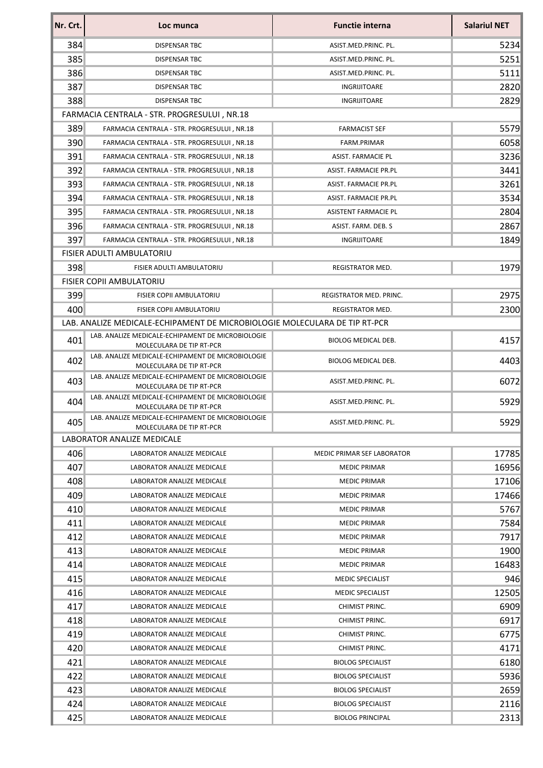| Nr. Crt. | Loc munca | Functie interna | Salariul NET |
|---|---|---|---|
| 384 | DISPENSAR TBC | ASIST.MED.PRINC. PL. | 5234 |
| 385 | DISPENSAR TBC | ASIST.MED.PRINC. PL. | 5251 |
| 386 | DISPENSAR TBC | ASIST.MED.PRINC. PL. | 5111 |
| 387 | DISPENSAR TBC | INGRIJITOARE | 2820 |
| 388 | DISPENSAR TBC | INGRIJITOARE | 2829 |
| FARMACIA CENTRALA - STR. PROGRESULUI , NR.18 | | | |
| 389 | FARMACIA CENTRALA - STR. PROGRESULUI , NR.18 | FARMACIST SEF | 5579 |
| 390 | FARMACIA CENTRALA - STR. PROGRESULUI , NR.18 | FARM.PRIMAR | 6058 |
| 391 | FARMACIA CENTRALA - STR. PROGRESULUI , NR.18 | ASIST. FARMACIE PL | 3236 |
| 392 | FARMACIA CENTRALA - STR. PROGRESULUI , NR.18 | ASIST. FARMACIE PR.PL | 3441 |
| 393 | FARMACIA CENTRALA - STR. PROGRESULUI , NR.18 | ASIST. FARMACIE PR.PL | 3261 |
| 394 | FARMACIA CENTRALA - STR. PROGRESULUI , NR.18 | ASIST. FARMACIE PR.PL | 3534 |
| 395 | FARMACIA CENTRALA - STR. PROGRESULUI , NR.18 | ASISTENT FARMACIE PL | 2804 |
| 396 | FARMACIA CENTRALA - STR. PROGRESULUI , NR.18 | ASIST. FARM. DEB. S | 2867 |
| 397 | FARMACIA CENTRALA - STR. PROGRESULUI , NR.18 | INGRIJITOARE | 1849 |
| FISIER ADULTI AMBULATORIU | | | |
| 398 | FISIER ADULTI AMBULATORIU | REGISTRATOR MED. | 1979 |
| FISIER COPII AMBULATORIU | | | |
| 399 | FISIER COPII AMBULATORIU | REGISTRATOR MED. PRINC. | 2975 |
| 400 | FISIER COPII AMBULATORIU | REGISTRATOR MED. | 2300 |
| LAB. ANALIZE MEDICALE-ECHIPAMENT DE MICROBIOLOGIE MOLECULARA DE TIP RT-PCR | | | |
| 401 | LAB. ANALIZE MEDICALE-ECHIPAMENT DE MICROBIOLOGIE MOLECULARA DE TIP RT-PCR | BIOLOG MEDICAL DEB. | 4157 |
| 402 | LAB. ANALIZE MEDICALE-ECHIPAMENT DE MICROBIOLOGIE MOLECULARA DE TIP RT-PCR | BIOLOG MEDICAL DEB. | 4403 |
| 403 | LAB. ANALIZE MEDICALE-ECHIPAMENT DE MICROBIOLOGIE MOLECULARA DE TIP RT-PCR | ASIST.MED.PRINC. PL. | 6072 |
| 404 | LAB. ANALIZE MEDICALE-ECHIPAMENT DE MICROBIOLOGIE MOLECULARA DE TIP RT-PCR | ASIST.MED.PRINC. PL. | 5929 |
| 405 | LAB. ANALIZE MEDICALE-ECHIPAMENT DE MICROBIOLOGIE MOLECULARA DE TIP RT-PCR | ASIST.MED.PRINC. PL. | 5929 |
| LABORATOR ANALIZE MEDICALE | | | |
| 406 | LABORATOR ANALIZE MEDICALE | MEDIC PRIMAR SEF LABORATOR | 17785 |
| 407 | LABORATOR ANALIZE MEDICALE | MEDIC PRIMAR | 16956 |
| 408 | LABORATOR ANALIZE MEDICALE | MEDIC PRIMAR | 17106 |
| 409 | LABORATOR ANALIZE MEDICALE | MEDIC PRIMAR | 17466 |
| 410 | LABORATOR ANALIZE MEDICALE | MEDIC PRIMAR | 5767 |
| 411 | LABORATOR ANALIZE MEDICALE | MEDIC PRIMAR | 7584 |
| 412 | LABORATOR ANALIZE MEDICALE | MEDIC PRIMAR | 7917 |
| 413 | LABORATOR ANALIZE MEDICALE | MEDIC PRIMAR | 1900 |
| 414 | LABORATOR ANALIZE MEDICALE | MEDIC PRIMAR | 16483 |
| 415 | LABORATOR ANALIZE MEDICALE | MEDIC SPECIALIST | 946 |
| 416 | LABORATOR ANALIZE MEDICALE | MEDIC SPECIALIST | 12505 |
| 417 | LABORATOR ANALIZE MEDICALE | CHIMIST PRINC. | 6909 |
| 418 | LABORATOR ANALIZE MEDICALE | CHIMIST PRINC. | 6917 |
| 419 | LABORATOR ANALIZE MEDICALE | CHIMIST PRINC. | 6775 |
| 420 | LABORATOR ANALIZE MEDICALE | CHIMIST PRINC. | 4171 |
| 421 | LABORATOR ANALIZE MEDICALE | BIOLOG SPECIALIST | 6180 |
| 422 | LABORATOR ANALIZE MEDICALE | BIOLOG SPECIALIST | 5936 |
| 423 | LABORATOR ANALIZE MEDICALE | BIOLOG SPECIALIST | 2659 |
| 424 | LABORATOR ANALIZE MEDICALE | BIOLOG SPECIALIST | 2116 |
| 425 | LABORATOR ANALIZE MEDICALE | BIOLOG PRINCIPAL | 2313 |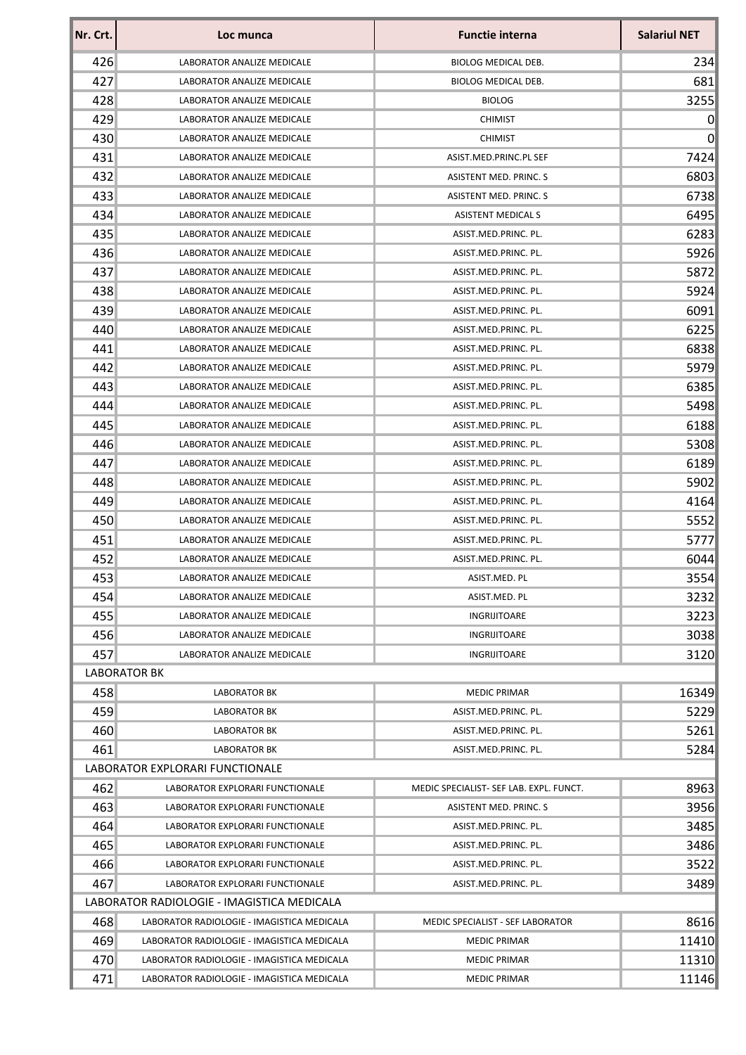| Nr. Crt. | Loc munca | Functie interna | Salariul NET |
|---|---|---|---|
| 426 | LABORATOR ANALIZE MEDICALE | BIOLOG MEDICAL DEB. | 234 |
| 427 | LABORATOR ANALIZE MEDICALE | BIOLOG MEDICAL DEB. | 681 |
| 428 | LABORATOR ANALIZE MEDICALE | BIOLOG | 3255 |
| 429 | LABORATOR ANALIZE MEDICALE | CHIMIST | 0 |
| 430 | LABORATOR ANALIZE MEDICALE | CHIMIST | 0 |
| 431 | LABORATOR ANALIZE MEDICALE | ASIST.MED.PRINC.PL SEF | 7424 |
| 432 | LABORATOR ANALIZE MEDICALE | ASISTENT MED. PRINC. S | 6803 |
| 433 | LABORATOR ANALIZE MEDICALE | ASISTENT MED. PRINC. S | 6738 |
| 434 | LABORATOR ANALIZE MEDICALE | ASISTENT MEDICAL S | 6495 |
| 435 | LABORATOR ANALIZE MEDICALE | ASIST.MED.PRINC. PL. | 6283 |
| 436 | LABORATOR ANALIZE MEDICALE | ASIST.MED.PRINC. PL. | 5926 |
| 437 | LABORATOR ANALIZE MEDICALE | ASIST.MED.PRINC. PL. | 5872 |
| 438 | LABORATOR ANALIZE MEDICALE | ASIST.MED.PRINC. PL. | 5924 |
| 439 | LABORATOR ANALIZE MEDICALE | ASIST.MED.PRINC. PL. | 6091 |
| 440 | LABORATOR ANALIZE MEDICALE | ASIST.MED.PRINC. PL. | 6225 |
| 441 | LABORATOR ANALIZE MEDICALE | ASIST.MED.PRINC. PL. | 6838 |
| 442 | LABORATOR ANALIZE MEDICALE | ASIST.MED.PRINC. PL. | 5979 |
| 443 | LABORATOR ANALIZE MEDICALE | ASIST.MED.PRINC. PL. | 6385 |
| 444 | LABORATOR ANALIZE MEDICALE | ASIST.MED.PRINC. PL. | 5498 |
| 445 | LABORATOR ANALIZE MEDICALE | ASIST.MED.PRINC. PL. | 6188 |
| 446 | LABORATOR ANALIZE MEDICALE | ASIST.MED.PRINC. PL. | 5308 |
| 447 | LABORATOR ANALIZE MEDICALE | ASIST.MED.PRINC. PL. | 6189 |
| 448 | LABORATOR ANALIZE MEDICALE | ASIST.MED.PRINC. PL. | 5902 |
| 449 | LABORATOR ANALIZE MEDICALE | ASIST.MED.PRINC. PL. | 4164 |
| 450 | LABORATOR ANALIZE MEDICALE | ASIST.MED.PRINC. PL. | 5552 |
| 451 | LABORATOR ANALIZE MEDICALE | ASIST.MED.PRINC. PL. | 5777 |
| 452 | LABORATOR ANALIZE MEDICALE | ASIST.MED.PRINC. PL. | 6044 |
| 453 | LABORATOR ANALIZE MEDICALE | ASIST.MED. PL | 3554 |
| 454 | LABORATOR ANALIZE MEDICALE | ASIST.MED. PL | 3232 |
| 455 | LABORATOR ANALIZE MEDICALE | INGRIJITOARE | 3223 |
| 456 | LABORATOR ANALIZE MEDICALE | INGRIJITOARE | 3038 |
| 457 | LABORATOR ANALIZE MEDICALE | INGRIJITOARE | 3120 |
| LABORATOR BK | | | |
| 458 | LABORATOR BK | MEDIC PRIMAR | 16349 |
| 459 | LABORATOR BK | ASIST.MED.PRINC. PL. | 5229 |
| 460 | LABORATOR BK | ASIST.MED.PRINC. PL. | 5261 |
| 461 | LABORATOR BK | ASIST.MED.PRINC. PL. | 5284 |
| LABORATOR EXPLORARI FUNCTIONALE | | | |
| 462 | LABORATOR EXPLORARI FUNCTIONALE | MEDIC SPECIALIST- SEF LAB. EXPL. FUNCT. | 8963 |
| 463 | LABORATOR EXPLORARI FUNCTIONALE | ASISTENT MED. PRINC. S | 3956 |
| 464 | LABORATOR EXPLORARI FUNCTIONALE | ASIST.MED.PRINC. PL. | 3485 |
| 465 | LABORATOR EXPLORARI FUNCTIONALE | ASIST.MED.PRINC. PL. | 3486 |
| 466 | LABORATOR EXPLORARI FUNCTIONALE | ASIST.MED.PRINC. PL. | 3522 |
| 467 | LABORATOR EXPLORARI FUNCTIONALE | ASIST.MED.PRINC. PL. | 3489 |
| LABORATOR RADIOLOGIE - IMAGISTICA MEDICALA | | | |
| 468 | LABORATOR RADIOLOGIE - IMAGISTICA MEDICALA | MEDIC SPECIALIST - SEF LABORATOR | 8616 |
| 469 | LABORATOR RADIOLOGIE - IMAGISTICA MEDICALA | MEDIC PRIMAR | 11410 |
| 470 | LABORATOR RADIOLOGIE - IMAGISTICA MEDICALA | MEDIC PRIMAR | 11310 |
| 471 | LABORATOR RADIOLOGIE - IMAGISTICA MEDICALA | MEDIC PRIMAR | 11146 |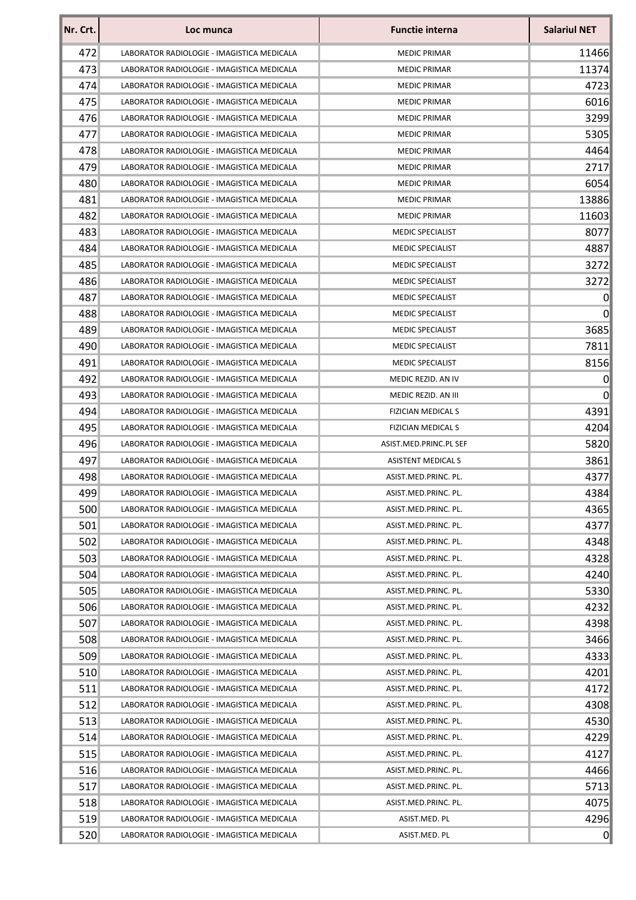| Nr. Crt. | Loc munca | Functie interna | Salariul NET |
|---|---|---|---|
| 472 | LABORATOR RADIOLOGIE - IMAGISTICA MEDICALA | MEDIC PRIMAR | 11466 |
| 473 | LABORATOR RADIOLOGIE - IMAGISTICA MEDICALA | MEDIC PRIMAR | 11374 |
| 474 | LABORATOR RADIOLOGIE - IMAGISTICA MEDICALA | MEDIC PRIMAR | 4723 |
| 475 | LABORATOR RADIOLOGIE - IMAGISTICA MEDICALA | MEDIC PRIMAR | 6016 |
| 476 | LABORATOR RADIOLOGIE - IMAGISTICA MEDICALA | MEDIC PRIMAR | 3299 |
| 477 | LABORATOR RADIOLOGIE - IMAGISTICA MEDICALA | MEDIC PRIMAR | 5305 |
| 478 | LABORATOR RADIOLOGIE - IMAGISTICA MEDICALA | MEDIC PRIMAR | 4464 |
| 479 | LABORATOR RADIOLOGIE - IMAGISTICA MEDICALA | MEDIC PRIMAR | 2717 |
| 480 | LABORATOR RADIOLOGIE - IMAGISTICA MEDICALA | MEDIC PRIMAR | 6054 |
| 481 | LABORATOR RADIOLOGIE - IMAGISTICA MEDICALA | MEDIC PRIMAR | 13886 |
| 482 | LABORATOR RADIOLOGIE - IMAGISTICA MEDICALA | MEDIC PRIMAR | 11603 |
| 483 | LABORATOR RADIOLOGIE - IMAGISTICA MEDICALA | MEDIC SPECIALIST | 8077 |
| 484 | LABORATOR RADIOLOGIE - IMAGISTICA MEDICALA | MEDIC SPECIALIST | 4887 |
| 485 | LABORATOR RADIOLOGIE - IMAGISTICA MEDICALA | MEDIC SPECIALIST | 3272 |
| 486 | LABORATOR RADIOLOGIE - IMAGISTICA MEDICALA | MEDIC SPECIALIST | 3272 |
| 487 | LABORATOR RADIOLOGIE - IMAGISTICA MEDICALA | MEDIC SPECIALIST | 0 |
| 488 | LABORATOR RADIOLOGIE - IMAGISTICA MEDICALA | MEDIC SPECIALIST | 0 |
| 489 | LABORATOR RADIOLOGIE - IMAGISTICA MEDICALA | MEDIC SPECIALIST | 3685 |
| 490 | LABORATOR RADIOLOGIE - IMAGISTICA MEDICALA | MEDIC SPECIALIST | 7811 |
| 491 | LABORATOR RADIOLOGIE - IMAGISTICA MEDICALA | MEDIC SPECIALIST | 8156 |
| 492 | LABORATOR RADIOLOGIE - IMAGISTICA MEDICALA | MEDIC REZID. AN IV | 0 |
| 493 | LABORATOR RADIOLOGIE - IMAGISTICA MEDICALA | MEDIC REZID. AN III | 0 |
| 494 | LABORATOR RADIOLOGIE - IMAGISTICA MEDICALA | FIZICIAN MEDICAL S | 4391 |
| 495 | LABORATOR RADIOLOGIE - IMAGISTICA MEDICALA | FIZICIAN MEDICAL S | 4204 |
| 496 | LABORATOR RADIOLOGIE - IMAGISTICA MEDICALA | ASIST.MED.PRINC.PL SEF | 5820 |
| 497 | LABORATOR RADIOLOGIE - IMAGISTICA MEDICALA | ASISTENT MEDICAL S | 3861 |
| 498 | LABORATOR RADIOLOGIE - IMAGISTICA MEDICALA | ASIST.MED.PRINC. PL. | 4377 |
| 499 | LABORATOR RADIOLOGIE - IMAGISTICA MEDICALA | ASIST.MED.PRINC. PL. | 4384 |
| 500 | LABORATOR RADIOLOGIE - IMAGISTICA MEDICALA | ASIST.MED.PRINC. PL. | 4365 |
| 501 | LABORATOR RADIOLOGIE - IMAGISTICA MEDICALA | ASIST.MED.PRINC. PL. | 4377 |
| 502 | LABORATOR RADIOLOGIE - IMAGISTICA MEDICALA | ASIST.MED.PRINC. PL. | 4348 |
| 503 | LABORATOR RADIOLOGIE - IMAGISTICA MEDICALA | ASIST.MED.PRINC. PL. | 4328 |
| 504 | LABORATOR RADIOLOGIE - IMAGISTICA MEDICALA | ASIST.MED.PRINC. PL. | 4240 |
| 505 | LABORATOR RADIOLOGIE - IMAGISTICA MEDICALA | ASIST.MED.PRINC. PL. | 5330 |
| 506 | LABORATOR RADIOLOGIE - IMAGISTICA MEDICALA | ASIST.MED.PRINC. PL. | 4232 |
| 507 | LABORATOR RADIOLOGIE - IMAGISTICA MEDICALA | ASIST.MED.PRINC. PL. | 4398 |
| 508 | LABORATOR RADIOLOGIE - IMAGISTICA MEDICALA | ASIST.MED.PRINC. PL. | 3466 |
| 509 | LABORATOR RADIOLOGIE - IMAGISTICA MEDICALA | ASIST.MED.PRINC. PL. | 4333 |
| 510 | LABORATOR RADIOLOGIE - IMAGISTICA MEDICALA | ASIST.MED.PRINC. PL. | 4201 |
| 511 | LABORATOR RADIOLOGIE - IMAGISTICA MEDICALA | ASIST.MED.PRINC. PL. | 4172 |
| 512 | LABORATOR RADIOLOGIE - IMAGISTICA MEDICALA | ASIST.MED.PRINC. PL. | 4308 |
| 513 | LABORATOR RADIOLOGIE - IMAGISTICA MEDICALA | ASIST.MED.PRINC. PL. | 4530 |
| 514 | LABORATOR RADIOLOGIE - IMAGISTICA MEDICALA | ASIST.MED.PRINC. PL. | 4229 |
| 515 | LABORATOR RADIOLOGIE - IMAGISTICA MEDICALA | ASIST.MED.PRINC. PL. | 4127 |
| 516 | LABORATOR RADIOLOGIE - IMAGISTICA MEDICALA | ASIST.MED.PRINC. PL. | 4466 |
| 517 | LABORATOR RADIOLOGIE - IMAGISTICA MEDICALA | ASIST.MED.PRINC. PL. | 5713 |
| 518 | LABORATOR RADIOLOGIE - IMAGISTICA MEDICALA | ASIST.MED.PRINC. PL. | 4075 |
| 519 | LABORATOR RADIOLOGIE - IMAGISTICA MEDICALA | ASIST.MED. PL | 4296 |
| 520 | LABORATOR RADIOLOGIE - IMAGISTICA MEDICALA | ASIST.MED. PL | 0 |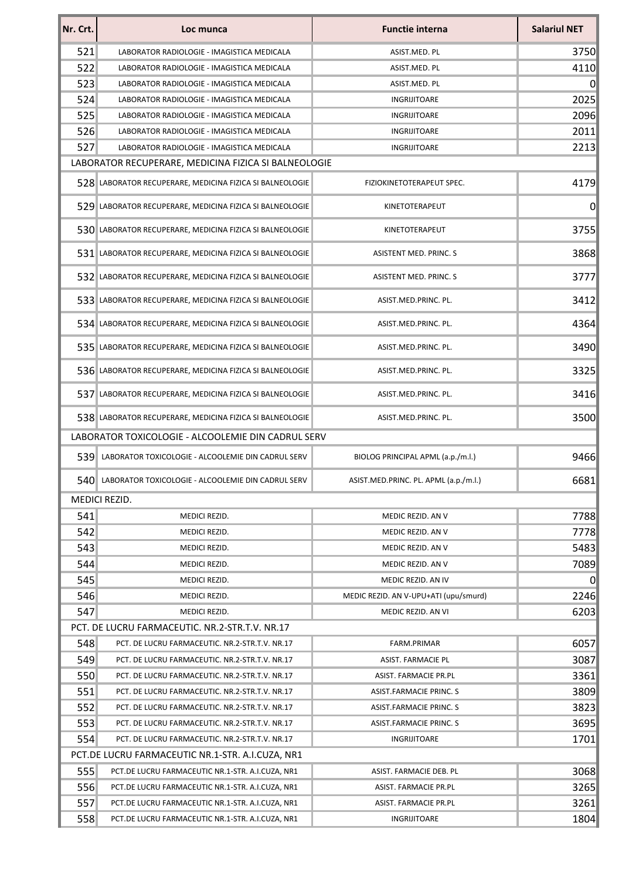| Nr. Crt. | Loc munca | Functie interna | Salariul NET |
|---|---|---|---|
| 521 | LABORATOR RADIOLOGIE - IMAGISTICA MEDICALA | ASIST.MED. PL | 3750 |
| 522 | LABORATOR RADIOLOGIE - IMAGISTICA MEDICALA | ASIST.MED. PL | 4110 |
| 523 | LABORATOR RADIOLOGIE - IMAGISTICA MEDICALA | ASIST.MED. PL | 0 |
| 524 | LABORATOR RADIOLOGIE - IMAGISTICA MEDICALA | INGRIJITOARE | 2025 |
| 525 | LABORATOR RADIOLOGIE - IMAGISTICA MEDICALA | INGRIJITOARE | 2096 |
| 526 | LABORATOR RADIOLOGIE - IMAGISTICA MEDICALA | INGRIJITOARE | 2011 |
| 527 | LABORATOR RADIOLOGIE - IMAGISTICA MEDICALA | INGRIJITOARE | 2213 |
| LABORATOR RECUPERARE, MEDICINA FIZICA SI BALNEOLOGIE | | | |
| 528 | LABORATOR RECUPERARE, MEDICINA FIZICA SI BALNEOLOGIE | FIZIOKINETOTERAPEUT SPEC. | 4179 |
| 529 | LABORATOR RECUPERARE, MEDICINA FIZICA SI BALNEOLOGIE | KINETOTERAPEUT | 0 |
| 530 | LABORATOR RECUPERARE, MEDICINA FIZICA SI BALNEOLOGIE | KINETOTERAPEUT | 3755 |
| 531 | LABORATOR RECUPERARE, MEDICINA FIZICA SI BALNEOLOGIE | ASISTENT MED. PRINC. S | 3868 |
| 532 | LABORATOR RECUPERARE, MEDICINA FIZICA SI BALNEOLOGIE | ASISTENT MED. PRINC. S | 3777 |
| 533 | LABORATOR RECUPERARE, MEDICINA FIZICA SI BALNEOLOGIE | ASIST.MED.PRINC. PL. | 3412 |
| 534 | LABORATOR RECUPERARE, MEDICINA FIZICA SI BALNEOLOGIE | ASIST.MED.PRINC. PL. | 4364 |
| 535 | LABORATOR RECUPERARE, MEDICINA FIZICA SI BALNEOLOGIE | ASIST.MED.PRINC. PL. | 3490 |
| 536 | LABORATOR RECUPERARE, MEDICINA FIZICA SI BALNEOLOGIE | ASIST.MED.PRINC. PL. | 3325 |
| 537 | LABORATOR RECUPERARE, MEDICINA FIZICA SI BALNEOLOGIE | ASIST.MED.PRINC. PL. | 3416 |
| 538 | LABORATOR RECUPERARE, MEDICINA FIZICA SI BALNEOLOGIE | ASIST.MED.PRINC. PL. | 3500 |
| LABORATOR TOXICOLOGIE - ALCOOLEMIE DIN CADRUL SERV | | | |
| 539 | LABORATOR TOXICOLOGIE - ALCOOLEMIE DIN CADRUL SERV | BIOLOG PRINCIPAL APML (a.p./m.l.) | 9466 |
| 540 | LABORATOR TOXICOLOGIE - ALCOOLEMIE DIN CADRUL SERV | ASIST.MED.PRINC. PL. APML (a.p./m.l.) | 6681 |
| MEDICI REZID. | | | |
| 541 | MEDICI REZID. | MEDIC REZID. AN V | 7788 |
| 542 | MEDICI REZID. | MEDIC REZID. AN V | 7778 |
| 543 | MEDICI REZID. | MEDIC REZID. AN V | 5483 |
| 544 | MEDICI REZID. | MEDIC REZID. AN V | 7089 |
| 545 | MEDICI REZID. | MEDIC REZID. AN IV | 0 |
| 546 | MEDICI REZID. | MEDIC REZID. AN V-UPU+ATI (upu/smurd) | 2246 |
| 547 | MEDICI REZID. | MEDIC REZID. AN VI | 6203 |
| PCT. DE LUCRU FARMACEUTIC. NR.2-STR.T.V. NR.17 | | | |
| 548 | PCT. DE LUCRU FARMACEUTIC. NR.2-STR.T.V. NR.17 | FARM.PRIMAR | 6057 |
| 549 | PCT. DE LUCRU FARMACEUTIC. NR.2-STR.T.V. NR.17 | ASIST. FARMACIE PL | 3087 |
| 550 | PCT. DE LUCRU FARMACEUTIC. NR.2-STR.T.V. NR.17 | ASIST. FARMACIE PR.PL | 3361 |
| 551 | PCT. DE LUCRU FARMACEUTIC. NR.2-STR.T.V. NR.17 | ASIST.FARMACIE PRINC. S | 3809 |
| 552 | PCT. DE LUCRU FARMACEUTIC. NR.2-STR.T.V. NR.17 | ASIST.FARMACIE PRINC. S | 3823 |
| 553 | PCT. DE LUCRU FARMACEUTIC. NR.2-STR.T.V. NR.17 | ASIST.FARMACIE PRINC. S | 3695 |
| 554 | PCT. DE LUCRU FARMACEUTIC. NR.2-STR.T.V. NR.17 | INGRIJITOARE | 1701 |
| PCT.DE LUCRU FARMACEUTIC NR.1-STR. A.I.CUZA, NR1 | | | |
| 555 | PCT.DE LUCRU FARMACEUTIC NR.1-STR. A.I.CUZA, NR1 | ASIST. FARMACIE DEB. PL | 3068 |
| 556 | PCT.DE LUCRU FARMACEUTIC NR.1-STR. A.I.CUZA, NR1 | ASIST. FARMACIE PR.PL | 3265 |
| 557 | PCT.DE LUCRU FARMACEUTIC NR.1-STR. A.I.CUZA, NR1 | ASIST. FARMACIE PR.PL | 3261 |
| 558 | PCT.DE LUCRU FARMACEUTIC NR.1-STR. A.I.CUZA, NR1 | INGRIJITOARE | 1804 |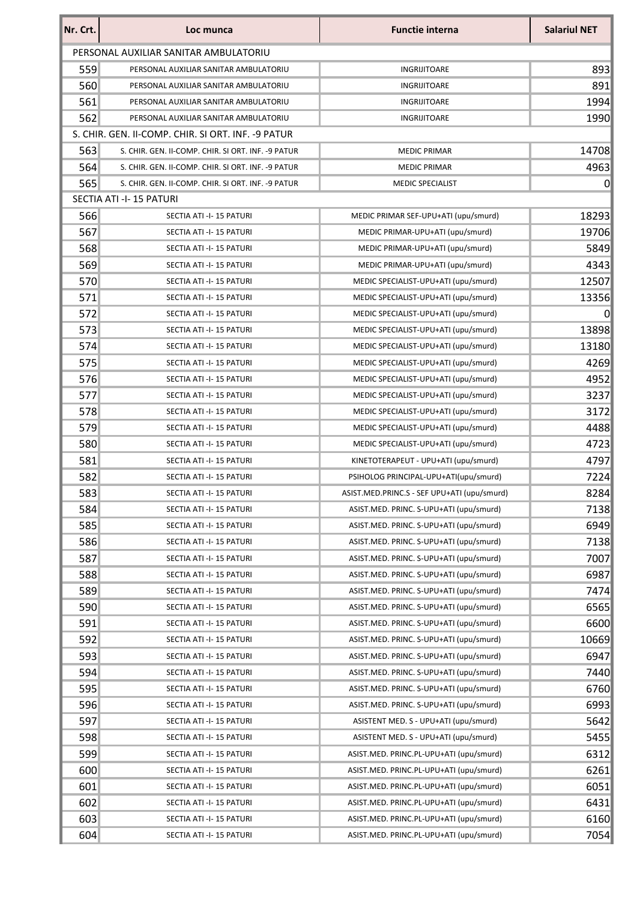| Nr. Crt. | Loc munca | Functie interna | Salariul NET |
|---|---|---|---|
| PERSONAL AUXILIAR SANITAR AMBULATORIU | | | |
| 559 | PERSONAL AUXILIAR SANITAR AMBULATORIU | INGRIJITOARE | 893 |
| 560 | PERSONAL AUXILIAR SANITAR AMBULATORIU | INGRIJITOARE | 891 |
| 561 | PERSONAL AUXILIAR SANITAR AMBULATORIU | INGRIJITOARE | 1994 |
| 562 | PERSONAL AUXILIAR SANITAR AMBULATORIU | INGRIJITOARE | 1990 |
| S. CHIR. GEN. II-COMP. CHIR. SI ORT. INF. -9 PATUR | | | |
| 563 | S. CHIR. GEN. II-COMP. CHIR. SI ORT. INF. -9 PATUR | MEDIC PRIMAR | 14708 |
| 564 | S. CHIR. GEN. II-COMP. CHIR. SI ORT. INF. -9 PATUR | MEDIC PRIMAR | 4963 |
| 565 | S. CHIR. GEN. II-COMP. CHIR. SI ORT. INF. -9 PATUR | MEDIC SPECIALIST | 0 |
| SECTIA ATI -I- 15 PATURI | | | |
| 566 | SECTIA ATI -I- 15 PATURI | MEDIC PRIMAR SEF-UPU+ATI (upu/smurd) | 18293 |
| 567 | SECTIA ATI -I- 15 PATURI | MEDIC PRIMAR-UPU+ATI (upu/smurd) | 19706 |
| 568 | SECTIA ATI -I- 15 PATURI | MEDIC PRIMAR-UPU+ATI (upu/smurd) | 5849 |
| 569 | SECTIA ATI -I- 15 PATURI | MEDIC PRIMAR-UPU+ATI (upu/smurd) | 4343 |
| 570 | SECTIA ATI -I- 15 PATURI | MEDIC SPECIALIST-UPU+ATI (upu/smurd) | 12507 |
| 571 | SECTIA ATI -I- 15 PATURI | MEDIC SPECIALIST-UPU+ATI (upu/smurd) | 13356 |
| 572 | SECTIA ATI -I- 15 PATURI | MEDIC SPECIALIST-UPU+ATI (upu/smurd) | 0 |
| 573 | SECTIA ATI -I- 15 PATURI | MEDIC SPECIALIST-UPU+ATI (upu/smurd) | 13898 |
| 574 | SECTIA ATI -I- 15 PATURI | MEDIC SPECIALIST-UPU+ATI (upu/smurd) | 13180 |
| 575 | SECTIA ATI -I- 15 PATURI | MEDIC SPECIALIST-UPU+ATI (upu/smurd) | 4269 |
| 576 | SECTIA ATI -I- 15 PATURI | MEDIC SPECIALIST-UPU+ATI (upu/smurd) | 4952 |
| 577 | SECTIA ATI -I- 15 PATURI | MEDIC SPECIALIST-UPU+ATI (upu/smurd) | 3237 |
| 578 | SECTIA ATI -I- 15 PATURI | MEDIC SPECIALIST-UPU+ATI (upu/smurd) | 3172 |
| 579 | SECTIA ATI -I- 15 PATURI | MEDIC SPECIALIST-UPU+ATI (upu/smurd) | 4488 |
| 580 | SECTIA ATI -I- 15 PATURI | MEDIC SPECIALIST-UPU+ATI (upu/smurd) | 4723 |
| 581 | SECTIA ATI -I- 15 PATURI | KINETOTERAPEUT - UPU+ATI (upu/smurd) | 4797 |
| 582 | SECTIA ATI -I- 15 PATURI | PSIHOLOG PRINCIPAL-UPU+ATI(upu/smurd) | 7224 |
| 583 | SECTIA ATI -I- 15 PATURI | ASIST.MED.PRINC.S - SEF UPU+ATI (upu/smurd) | 8284 |
| 584 | SECTIA ATI -I- 15 PATURI | ASIST.MED. PRINC. S-UPU+ATI (upu/smurd) | 7138 |
| 585 | SECTIA ATI -I- 15 PATURI | ASIST.MED. PRINC. S-UPU+ATI (upu/smurd) | 6949 |
| 586 | SECTIA ATI -I- 15 PATURI | ASIST.MED. PRINC. S-UPU+ATI (upu/smurd) | 7138 |
| 587 | SECTIA ATI -I- 15 PATURI | ASIST.MED. PRINC. S-UPU+ATI (upu/smurd) | 7007 |
| 588 | SECTIA ATI -I- 15 PATURI | ASIST.MED. PRINC. S-UPU+ATI (upu/smurd) | 6987 |
| 589 | SECTIA ATI -I- 15 PATURI | ASIST.MED. PRINC. S-UPU+ATI (upu/smurd) | 7474 |
| 590 | SECTIA ATI -I- 15 PATURI | ASIST.MED. PRINC. S-UPU+ATI (upu/smurd) | 6565 |
| 591 | SECTIA ATI -I- 15 PATURI | ASIST.MED. PRINC. S-UPU+ATI (upu/smurd) | 6600 |
| 592 | SECTIA ATI -I- 15 PATURI | ASIST.MED. PRINC. S-UPU+ATI (upu/smurd) | 10669 |
| 593 | SECTIA ATI -I- 15 PATURI | ASIST.MED. PRINC. S-UPU+ATI (upu/smurd) | 6947 |
| 594 | SECTIA ATI -I- 15 PATURI | ASIST.MED. PRINC. S-UPU+ATI (upu/smurd) | 7440 |
| 595 | SECTIA ATI -I- 15 PATURI | ASIST.MED. PRINC. S-UPU+ATI (upu/smurd) | 6760 |
| 596 | SECTIA ATI -I- 15 PATURI | ASIST.MED. PRINC. S-UPU+ATI (upu/smurd) | 6993 |
| 597 | SECTIA ATI -I- 15 PATURI | ASISTENT MED. S - UPU+ATI (upu/smurd) | 5642 |
| 598 | SECTIA ATI -I- 15 PATURI | ASISTENT MED. S - UPU+ATI (upu/smurd) | 5455 |
| 599 | SECTIA ATI -I- 15 PATURI | ASIST.MED. PRINC.PL-UPU+ATI (upu/smurd) | 6312 |
| 600 | SECTIA ATI -I- 15 PATURI | ASIST.MED. PRINC.PL-UPU+ATI (upu/smurd) | 6261 |
| 601 | SECTIA ATI -I- 15 PATURI | ASIST.MED. PRINC.PL-UPU+ATI (upu/smurd) | 6051 |
| 602 | SECTIA ATI -I- 15 PATURI | ASIST.MED. PRINC.PL-UPU+ATI (upu/smurd) | 6431 |
| 603 | SECTIA ATI -I- 15 PATURI | ASIST.MED. PRINC.PL-UPU+ATI (upu/smurd) | 6160 |
| 604 | SECTIA ATI -I- 15 PATURI | ASIST.MED. PRINC.PL-UPU+ATI (upu/smurd) | 7054 |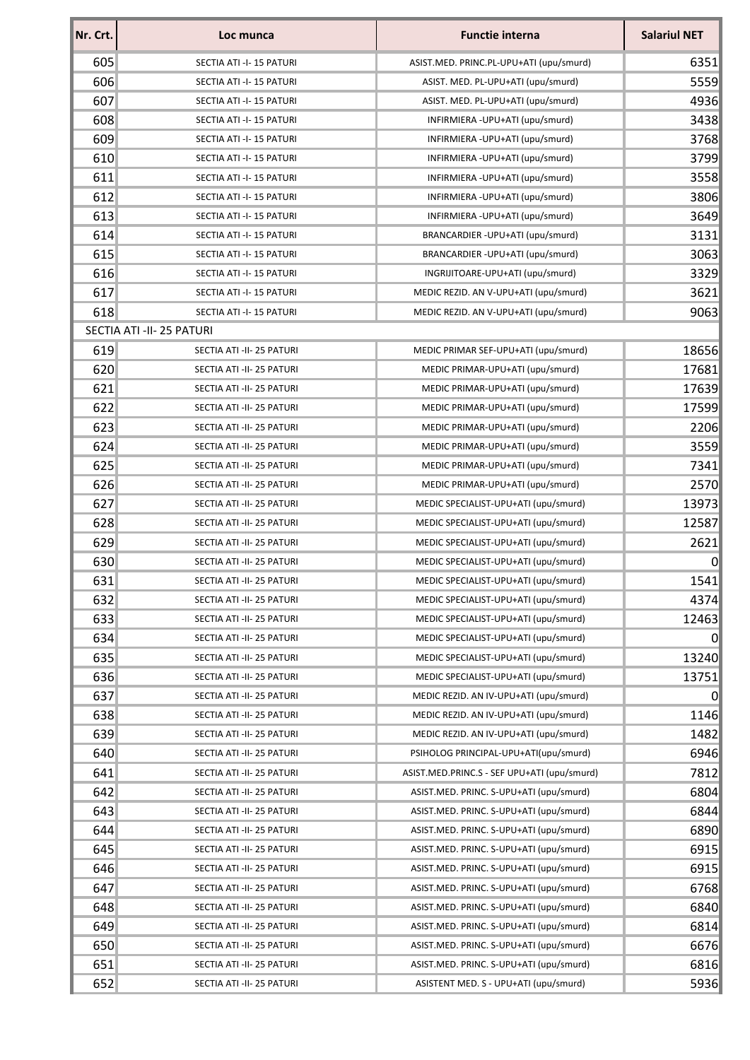| Nr. Crt. | Loc munca | Functie interna | Salariul NET |
|---|---|---|---|
| 605 | SECTIA ATI -I- 15 PATURI | ASIST.MED. PRINC.PL-UPU+ATI (upu/smurd) | 6351 |
| 606 | SECTIA ATI -I- 15 PATURI | ASIST. MED. PL-UPU+ATI (upu/smurd) | 5559 |
| 607 | SECTIA ATI -I- 15 PATURI | ASIST. MED. PL-UPU+ATI (upu/smurd) | 4936 |
| 608 | SECTIA ATI -I- 15 PATURI | INFIRMIERA -UPU+ATI (upu/smurd) | 3438 |
| 609 | SECTIA ATI -I- 15 PATURI | INFIRMIERA -UPU+ATI (upu/smurd) | 3768 |
| 610 | SECTIA ATI -I- 15 PATURI | INFIRMIERA -UPU+ATI (upu/smurd) | 3799 |
| 611 | SECTIA ATI -I- 15 PATURI | INFIRMIERA -UPU+ATI (upu/smurd) | 3558 |
| 612 | SECTIA ATI -I- 15 PATURI | INFIRMIERA -UPU+ATI (upu/smurd) | 3806 |
| 613 | SECTIA ATI -I- 15 PATURI | INFIRMIERA -UPU+ATI (upu/smurd) | 3649 |
| 614 | SECTIA ATI -I- 15 PATURI | BRANCARDIER -UPU+ATI (upu/smurd) | 3131 |
| 615 | SECTIA ATI -I- 15 PATURI | BRANCARDIER -UPU+ATI (upu/smurd) | 3063 |
| 616 | SECTIA ATI -I- 15 PATURI | INGRIJITOARE-UPU+ATI (upu/smurd) | 3329 |
| 617 | SECTIA ATI -I- 15 PATURI | MEDIC REZID. AN V-UPU+ATI (upu/smurd) | 3621 |
| 618 | SECTIA ATI -I- 15 PATURI | MEDIC REZID. AN V-UPU+ATI (upu/smurd) | 9063 |
| SECTIA ATI -II- 25 PATURI | | | |
| 619 | SECTIA ATI -II- 25 PATURI | MEDIC PRIMAR SEF-UPU+ATI (upu/smurd) | 18656 |
| 620 | SECTIA ATI -II- 25 PATURI | MEDIC PRIMAR-UPU+ATI (upu/smurd) | 17681 |
| 621 | SECTIA ATI -II- 25 PATURI | MEDIC PRIMAR-UPU+ATI (upu/smurd) | 17639 |
| 622 | SECTIA ATI -II- 25 PATURI | MEDIC PRIMAR-UPU+ATI (upu/smurd) | 17599 |
| 623 | SECTIA ATI -II- 25 PATURI | MEDIC PRIMAR-UPU+ATI (upu/smurd) | 2206 |
| 624 | SECTIA ATI -II- 25 PATURI | MEDIC PRIMAR-UPU+ATI (upu/smurd) | 3559 |
| 625 | SECTIA ATI -II- 25 PATURI | MEDIC PRIMAR-UPU+ATI (upu/smurd) | 7341 |
| 626 | SECTIA ATI -II- 25 PATURI | MEDIC PRIMAR-UPU+ATI (upu/smurd) | 2570 |
| 627 | SECTIA ATI -II- 25 PATURI | MEDIC SPECIALIST-UPU+ATI (upu/smurd) | 13973 |
| 628 | SECTIA ATI -II- 25 PATURI | MEDIC SPECIALIST-UPU+ATI (upu/smurd) | 12587 |
| 629 | SECTIA ATI -II- 25 PATURI | MEDIC SPECIALIST-UPU+ATI (upu/smurd) | 2621 |
| 630 | SECTIA ATI -II- 25 PATURI | MEDIC SPECIALIST-UPU+ATI (upu/smurd) | 0 |
| 631 | SECTIA ATI -II- 25 PATURI | MEDIC SPECIALIST-UPU+ATI (upu/smurd) | 1541 |
| 632 | SECTIA ATI -II- 25 PATURI | MEDIC SPECIALIST-UPU+ATI (upu/smurd) | 4374 |
| 633 | SECTIA ATI -II- 25 PATURI | MEDIC SPECIALIST-UPU+ATI (upu/smurd) | 12463 |
| 634 | SECTIA ATI -II- 25 PATURI | MEDIC SPECIALIST-UPU+ATI (upu/smurd) | 0 |
| 635 | SECTIA ATI -II- 25 PATURI | MEDIC SPECIALIST-UPU+ATI (upu/smurd) | 13240 |
| 636 | SECTIA ATI -II- 25 PATURI | MEDIC SPECIALIST-UPU+ATI (upu/smurd) | 13751 |
| 637 | SECTIA ATI -II- 25 PATURI | MEDIC REZID. AN IV-UPU+ATI (upu/smurd) | 0 |
| 638 | SECTIA ATI -II- 25 PATURI | MEDIC REZID. AN IV-UPU+ATI (upu/smurd) | 1146 |
| 639 | SECTIA ATI -II- 25 PATURI | MEDIC REZID. AN IV-UPU+ATI (upu/smurd) | 1482 |
| 640 | SECTIA ATI -II- 25 PATURI | PSIHOLOG PRINCIPAL-UPU+ATI(upu/smurd) | 6946 |
| 641 | SECTIA ATI -II- 25 PATURI | ASIST.MED.PRINC.S - SEF UPU+ATI (upu/smurd) | 7812 |
| 642 | SECTIA ATI -II- 25 PATURI | ASIST.MED. PRINC. S-UPU+ATI (upu/smurd) | 6804 |
| 643 | SECTIA ATI -II- 25 PATURI | ASIST.MED. PRINC. S-UPU+ATI (upu/smurd) | 6844 |
| 644 | SECTIA ATI -II- 25 PATURI | ASIST.MED. PRINC. S-UPU+ATI (upu/smurd) | 6890 |
| 645 | SECTIA ATI -II- 25 PATURI | ASIST.MED. PRINC. S-UPU+ATI (upu/smurd) | 6915 |
| 646 | SECTIA ATI -II- 25 PATURI | ASIST.MED. PRINC. S-UPU+ATI (upu/smurd) | 6915 |
| 647 | SECTIA ATI -II- 25 PATURI | ASIST.MED. PRINC. S-UPU+ATI (upu/smurd) | 6768 |
| 648 | SECTIA ATI -II- 25 PATURI | ASIST.MED. PRINC. S-UPU+ATI (upu/smurd) | 6840 |
| 649 | SECTIA ATI -II- 25 PATURI | ASIST.MED. PRINC. S-UPU+ATI (upu/smurd) | 6814 |
| 650 | SECTIA ATI -II- 25 PATURI | ASIST.MED. PRINC. S-UPU+ATI (upu/smurd) | 6676 |
| 651 | SECTIA ATI -II- 25 PATURI | ASIST.MED. PRINC. S-UPU+ATI (upu/smurd) | 6816 |
| 652 | SECTIA ATI -II- 25 PATURI | ASISTENT MED. S - UPU+ATI (upu/smurd) | 5936 |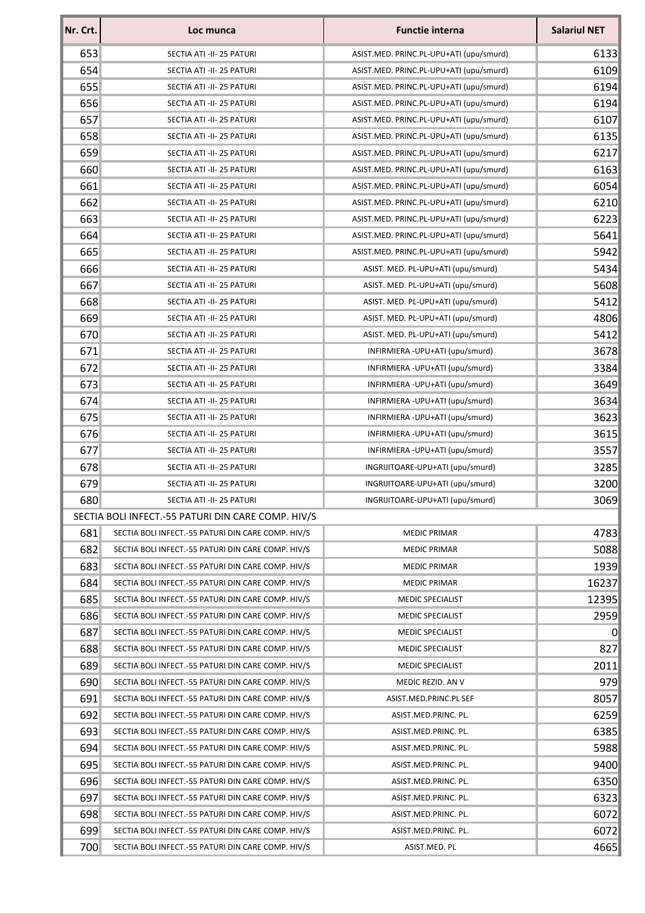| Nr. Crt. | Loc munca | Functie interna | Salariul NET |
|---|---|---|---|
| 653 | SECTIA ATI -II- 25 PATURI | ASIST.MED. PRINC.PL-UPU+ATI (upu/smurd) | 6133 |
| 654 | SECTIA ATI -II- 25 PATURI | ASIST.MED. PRINC.PL-UPU+ATI (upu/smurd) | 6109 |
| 655 | SECTIA ATI -II- 25 PATURI | ASIST.MED. PRINC.PL-UPU+ATI (upu/smurd) | 6194 |
| 656 | SECTIA ATI -II- 25 PATURI | ASIST.MED. PRINC.PL-UPU+ATI (upu/smurd) | 6194 |
| 657 | SECTIA ATI -II- 25 PATURI | ASIST.MED. PRINC.PL-UPU+ATI (upu/smurd) | 6107 |
| 658 | SECTIA ATI -II- 25 PATURI | ASIST.MED. PRINC.PL-UPU+ATI (upu/smurd) | 6135 |
| 659 | SECTIA ATI -II- 25 PATURI | ASIST.MED. PRINC.PL-UPU+ATI (upu/smurd) | 6217 |
| 660 | SECTIA ATI -II- 25 PATURI | ASIST.MED. PRINC.PL-UPU+ATI (upu/smurd) | 6163 |
| 661 | SECTIA ATI -II- 25 PATURI | ASIST.MED. PRINC.PL-UPU+ATI (upu/smurd) | 6054 |
| 662 | SECTIA ATI -II- 25 PATURI | ASIST.MED. PRINC.PL-UPU+ATI (upu/smurd) | 6210 |
| 663 | SECTIA ATI -II- 25 PATURI | ASIST.MED. PRINC.PL-UPU+ATI (upu/smurd) | 6223 |
| 664 | SECTIA ATI -II- 25 PATURI | ASIST.MED. PRINC.PL-UPU+ATI (upu/smurd) | 5641 |
| 665 | SECTIA ATI -II- 25 PATURI | ASIST.MED. PRINC.PL-UPU+ATI (upu/smurd) | 5942 |
| 666 | SECTIA ATI -II- 25 PATURI | ASIST. MED. PL-UPU+ATI (upu/smurd) | 5434 |
| 667 | SECTIA ATI -II- 25 PATURI | ASIST. MED. PL-UPU+ATI (upu/smurd) | 5608 |
| 668 | SECTIA ATI -II- 25 PATURI | ASIST. MED. PL-UPU+ATI (upu/smurd) | 5412 |
| 669 | SECTIA ATI -II- 25 PATURI | ASIST. MED. PL-UPU+ATI (upu/smurd) | 4806 |
| 670 | SECTIA ATI -II- 25 PATURI | ASIST. MED. PL-UPU+ATI (upu/smurd) | 5412 |
| 671 | SECTIA ATI -II- 25 PATURI | INFIRMIERA -UPU+ATI (upu/smurd) | 3678 |
| 672 | SECTIA ATI -II- 25 PATURI | INFIRMIERA -UPU+ATI (upu/smurd) | 3384 |
| 673 | SECTIA ATI -II- 25 PATURI | INFIRMIERA -UPU+ATI (upu/smurd) | 3649 |
| 674 | SECTIA ATI -II- 25 PATURI | INFIRMIERA -UPU+ATI (upu/smurd) | 3634 |
| 675 | SECTIA ATI -II- 25 PATURI | INFIRMIERA -UPU+ATI (upu/smurd) | 3623 |
| 676 | SECTIA ATI -II- 25 PATURI | INFIRMIERA -UPU+ATI (upu/smurd) | 3615 |
| 677 | SECTIA ATI -II- 25 PATURI | INFIRMIERA -UPU+ATI (upu/smurd) | 3557 |
| 678 | SECTIA ATI -II- 25 PATURI | INGRIJITOARE-UPU+ATI (upu/smurd) | 3285 |
| 679 | SECTIA ATI -II- 25 PATURI | INGRIJITOARE-UPU+ATI (upu/smurd) | 3200 |
| 680 | SECTIA ATI -II- 25 PATURI | INGRIJITOARE-UPU+ATI (upu/smurd) | 3069 |
| SECTIA BOLI INFECT.-55 PATURI DIN CARE COMP. HIV/S | | | |
| 681 | SECTIA BOLI INFECT.-55 PATURI DIN CARE COMP. HIV/S | MEDIC PRIMAR | 4783 |
| 682 | SECTIA BOLI INFECT.-55 PATURI DIN CARE COMP. HIV/S | MEDIC PRIMAR | 5088 |
| 683 | SECTIA BOLI INFECT.-55 PATURI DIN CARE COMP. HIV/S | MEDIC PRIMAR | 1939 |
| 684 | SECTIA BOLI INFECT.-55 PATURI DIN CARE COMP. HIV/S | MEDIC PRIMAR | 16237 |
| 685 | SECTIA BOLI INFECT.-55 PATURI DIN CARE COMP. HIV/S | MEDIC SPECIALIST | 12395 |
| 686 | SECTIA BOLI INFECT.-55 PATURI DIN CARE COMP. HIV/S | MEDIC SPECIALIST | 2959 |
| 687 | SECTIA BOLI INFECT.-55 PATURI DIN CARE COMP. HIV/S | MEDIC SPECIALIST | 0 |
| 688 | SECTIA BOLI INFECT.-55 PATURI DIN CARE COMP. HIV/S | MEDIC SPECIALIST | 827 |
| 689 | SECTIA BOLI INFECT.-55 PATURI DIN CARE COMP. HIV/S | MEDIC SPECIALIST | 2011 |
| 690 | SECTIA BOLI INFECT.-55 PATURI DIN CARE COMP. HIV/S | MEDIC REZID. AN V | 979 |
| 691 | SECTIA BOLI INFECT.-55 PATURI DIN CARE COMP. HIV/S | ASIST.MED.PRINC.PL SEF | 8057 |
| 692 | SECTIA BOLI INFECT.-55 PATURI DIN CARE COMP. HIV/S | ASIST.MED.PRINC. PL. | 6259 |
| 693 | SECTIA BOLI INFECT.-55 PATURI DIN CARE COMP. HIV/S | ASIST.MED.PRINC. PL. | 6385 |
| 694 | SECTIA BOLI INFECT.-55 PATURI DIN CARE COMP. HIV/S | ASIST.MED.PRINC. PL. | 5988 |
| 695 | SECTIA BOLI INFECT.-55 PATURI DIN CARE COMP. HIV/S | ASIST.MED.PRINC. PL. | 9400 |
| 696 | SECTIA BOLI INFECT.-55 PATURI DIN CARE COMP. HIV/S | ASIST.MED.PRINC. PL. | 6350 |
| 697 | SECTIA BOLI INFECT.-55 PATURI DIN CARE COMP. HIV/S | ASIST.MED.PRINC. PL. | 6323 |
| 698 | SECTIA BOLI INFECT.-55 PATURI DIN CARE COMP. HIV/S | ASIST.MED.PRINC. PL. | 6072 |
| 699 | SECTIA BOLI INFECT.-55 PATURI DIN CARE COMP. HIV/S | ASIST.MED.PRINC. PL. | 6072 |
| 700 | SECTIA BOLI INFECT.-55 PATURI DIN CARE COMP. HIV/S | ASIST.MED. PL | 4665 |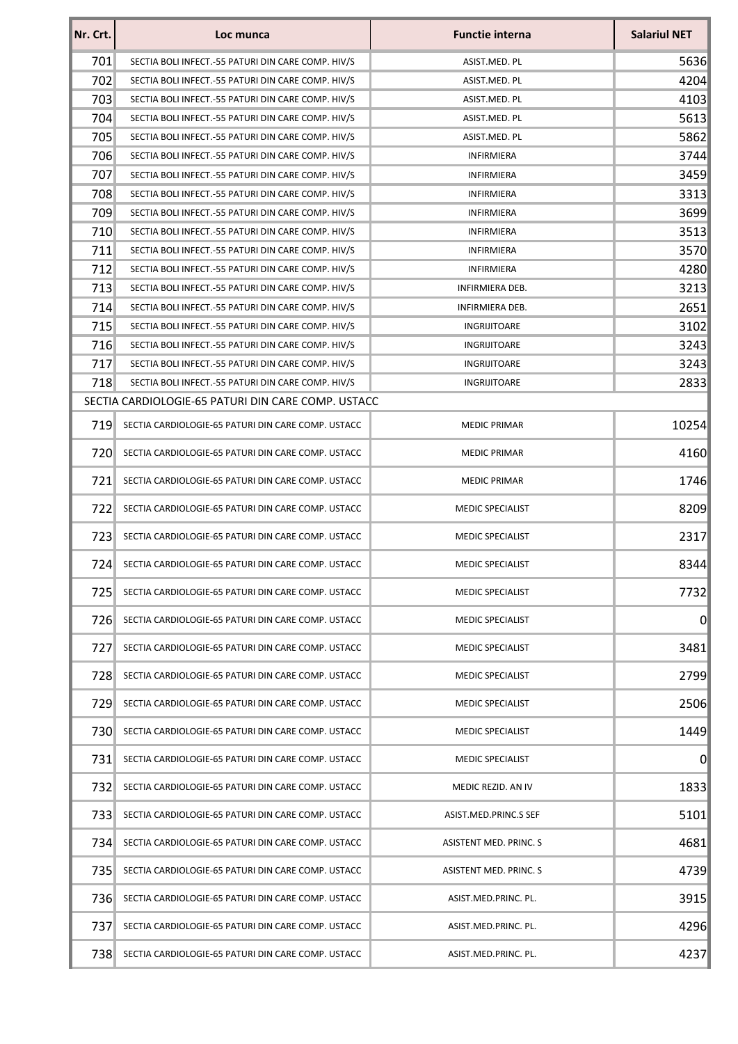| Nr. Crt. | Loc munca | Functie interna | Salariul NET |
|---|---|---|---|
| 701 | SECTIA BOLI INFECT.-55 PATURI DIN CARE COMP. HIV/S | ASIST.MED. PL | 5636 |
| 702 | SECTIA BOLI INFECT.-55 PATURI DIN CARE COMP. HIV/S | ASIST.MED. PL | 4204 |
| 703 | SECTIA BOLI INFECT.-55 PATURI DIN CARE COMP. HIV/S | ASIST.MED. PL | 4103 |
| 704 | SECTIA BOLI INFECT.-55 PATURI DIN CARE COMP. HIV/S | ASIST.MED. PL | 5613 |
| 705 | SECTIA BOLI INFECT.-55 PATURI DIN CARE COMP. HIV/S | ASIST.MED. PL | 5862 |
| 706 | SECTIA BOLI INFECT.-55 PATURI DIN CARE COMP. HIV/S | INFIRMIERA | 3744 |
| 707 | SECTIA BOLI INFECT.-55 PATURI DIN CARE COMP. HIV/S | INFIRMIERA | 3459 |
| 708 | SECTIA BOLI INFECT.-55 PATURI DIN CARE COMP. HIV/S | INFIRMIERA | 3313 |
| 709 | SECTIA BOLI INFECT.-55 PATURI DIN CARE COMP. HIV/S | INFIRMIERA | 3699 |
| 710 | SECTIA BOLI INFECT.-55 PATURI DIN CARE COMP. HIV/S | INFIRMIERA | 3513 |
| 711 | SECTIA BOLI INFECT.-55 PATURI DIN CARE COMP. HIV/S | INFIRMIERA | 3570 |
| 712 | SECTIA BOLI INFECT.-55 PATURI DIN CARE COMP. HIV/S | INFIRMIERA | 4280 |
| 713 | SECTIA BOLI INFECT.-55 PATURI DIN CARE COMP. HIV/S | INFIRMIERA DEB. | 3213 |
| 714 | SECTIA BOLI INFECT.-55 PATURI DIN CARE COMP. HIV/S | INFIRMIERA DEB. | 2651 |
| 715 | SECTIA BOLI INFECT.-55 PATURI DIN CARE COMP. HIV/S | INGRIJITOARE | 3102 |
| 716 | SECTIA BOLI INFECT.-55 PATURI DIN CARE COMP. HIV/S | INGRIJITOARE | 3243 |
| 717 | SECTIA BOLI INFECT.-55 PATURI DIN CARE COMP. HIV/S | INGRIJITOARE | 3243 |
| 718 | SECTIA BOLI INFECT.-55 PATURI DIN CARE COMP. HIV/S | INGRIJITOARE | 2833 |
| SECTIA CARDIOLOGIE-65 PATURI DIN CARE COMP. USTACC | | | |
| 719 | SECTIA CARDIOLOGIE-65 PATURI DIN CARE COMP. USTACC | MEDIC PRIMAR | 10254 |
| 720 | SECTIA CARDIOLOGIE-65 PATURI DIN CARE COMP. USTACC | MEDIC PRIMAR | 4160 |
| 721 | SECTIA CARDIOLOGIE-65 PATURI DIN CARE COMP. USTACC | MEDIC PRIMAR | 1746 |
| 722 | SECTIA CARDIOLOGIE-65 PATURI DIN CARE COMP. USTACC | MEDIC SPECIALIST | 8209 |
| 723 | SECTIA CARDIOLOGIE-65 PATURI DIN CARE COMP. USTACC | MEDIC SPECIALIST | 2317 |
| 724 | SECTIA CARDIOLOGIE-65 PATURI DIN CARE COMP. USTACC | MEDIC SPECIALIST | 8344 |
| 725 | SECTIA CARDIOLOGIE-65 PATURI DIN CARE COMP. USTACC | MEDIC SPECIALIST | 7732 |
| 726 | SECTIA CARDIOLOGIE-65 PATURI DIN CARE COMP. USTACC | MEDIC SPECIALIST | 0 |
| 727 | SECTIA CARDIOLOGIE-65 PATURI DIN CARE COMP. USTACC | MEDIC SPECIALIST | 3481 |
| 728 | SECTIA CARDIOLOGIE-65 PATURI DIN CARE COMP. USTACC | MEDIC SPECIALIST | 2799 |
| 729 | SECTIA CARDIOLOGIE-65 PATURI DIN CARE COMP. USTACC | MEDIC SPECIALIST | 2506 |
| 730 | SECTIA CARDIOLOGIE-65 PATURI DIN CARE COMP. USTACC | MEDIC SPECIALIST | 1449 |
| 731 | SECTIA CARDIOLOGIE-65 PATURI DIN CARE COMP. USTACC | MEDIC SPECIALIST | 0 |
| 732 | SECTIA CARDIOLOGIE-65 PATURI DIN CARE COMP. USTACC | MEDIC REZID. AN IV | 1833 |
| 733 | SECTIA CARDIOLOGIE-65 PATURI DIN CARE COMP. USTACC | ASIST.MED.PRINC.S SEF | 5101 |
| 734 | SECTIA CARDIOLOGIE-65 PATURI DIN CARE COMP. USTACC | ASISTENT MED. PRINC. S | 4681 |
| 735 | SECTIA CARDIOLOGIE-65 PATURI DIN CARE COMP. USTACC | ASISTENT MED. PRINC. S | 4739 |
| 736 | SECTIA CARDIOLOGIE-65 PATURI DIN CARE COMP. USTACC | ASIST.MED.PRINC. PL. | 3915 |
| 737 | SECTIA CARDIOLOGIE-65 PATURI DIN CARE COMP. USTACC | ASIST.MED.PRINC. PL. | 4296 |
| 738 | SECTIA CARDIOLOGIE-65 PATURI DIN CARE COMP. USTACC | ASIST.MED.PRINC. PL. | 4237 |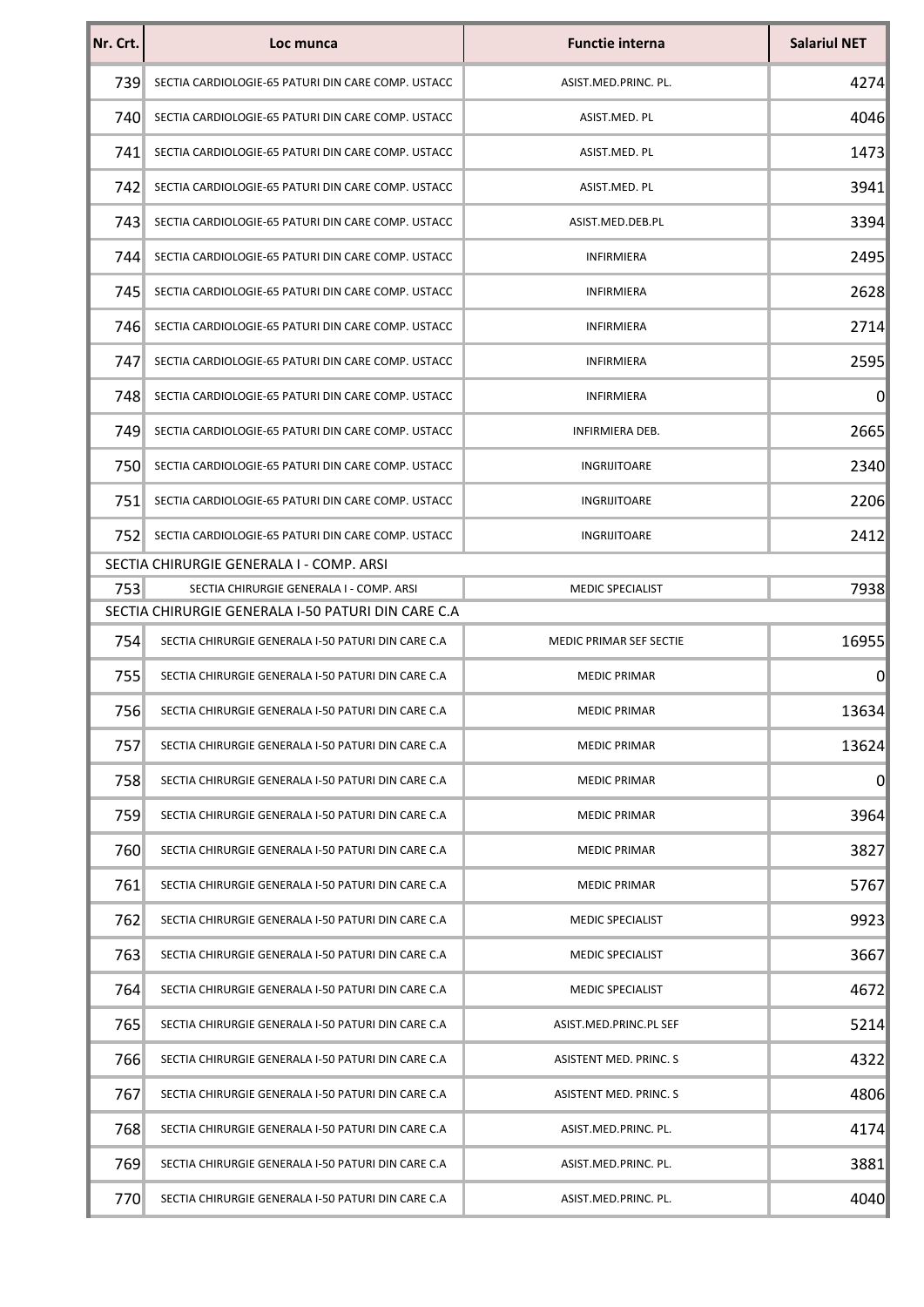| Nr. Crt. | Loc munca | Functie interna | Salariul NET |
|---|---|---|---|
| 739 | SECTIA CARDIOLOGIE-65 PATURI DIN CARE COMP. USTACC | ASIST.MED.PRINC. PL. | 4274 |
| 740 | SECTIA CARDIOLOGIE-65 PATURI DIN CARE COMP. USTACC | ASIST.MED. PL | 4046 |
| 741 | SECTIA CARDIOLOGIE-65 PATURI DIN CARE COMP. USTACC | ASIST.MED. PL | 1473 |
| 742 | SECTIA CARDIOLOGIE-65 PATURI DIN CARE COMP. USTACC | ASIST.MED. PL | 3941 |
| 743 | SECTIA CARDIOLOGIE-65 PATURI DIN CARE COMP. USTACC | ASIST.MED.DEB.PL | 3394 |
| 744 | SECTIA CARDIOLOGIE-65 PATURI DIN CARE COMP. USTACC | INFIRMIERA | 2495 |
| 745 | SECTIA CARDIOLOGIE-65 PATURI DIN CARE COMP. USTACC | INFIRMIERA | 2628 |
| 746 | SECTIA CARDIOLOGIE-65 PATURI DIN CARE COMP. USTACC | INFIRMIERA | 2714 |
| 747 | SECTIA CARDIOLOGIE-65 PATURI DIN CARE COMP. USTACC | INFIRMIERA | 2595 |
| 748 | SECTIA CARDIOLOGIE-65 PATURI DIN CARE COMP. USTACC | INFIRMIERA | 0 |
| 749 | SECTIA CARDIOLOGIE-65 PATURI DIN CARE COMP. USTACC | INFIRMIERA DEB. | 2665 |
| 750 | SECTIA CARDIOLOGIE-65 PATURI DIN CARE COMP. USTACC | INGRIJITOARE | 2340 |
| 751 | SECTIA CARDIOLOGIE-65 PATURI DIN CARE COMP. USTACC | INGRIJITOARE | 2206 |
| 752 | SECTIA CARDIOLOGIE-65 PATURI DIN CARE COMP. USTACC | INGRIJITOARE | 2412 |
| SECTIA CHIRURGIE GENERALA I - COMP. ARSI | | | |
| 753 | SECTIA CHIRURGIE GENERALA I - COMP. ARSI | MEDIC SPECIALIST | 7938 |
| SECTIA CHIRURGIE GENERALA I-50 PATURI DIN CARE C.A | | | |
| 754 | SECTIA CHIRURGIE GENERALA I-50 PATURI DIN CARE C.A | MEDIC PRIMAR SEF SECTIE | 16955 |
| 755 | SECTIA CHIRURGIE GENERALA I-50 PATURI DIN CARE C.A | MEDIC PRIMAR | 0 |
| 756 | SECTIA CHIRURGIE GENERALA I-50 PATURI DIN CARE C.A | MEDIC PRIMAR | 13634 |
| 757 | SECTIA CHIRURGIE GENERALA I-50 PATURI DIN CARE C.A | MEDIC PRIMAR | 13624 |
| 758 | SECTIA CHIRURGIE GENERALA I-50 PATURI DIN CARE C.A | MEDIC PRIMAR | 0 |
| 759 | SECTIA CHIRURGIE GENERALA I-50 PATURI DIN CARE C.A | MEDIC PRIMAR | 3964 |
| 760 | SECTIA CHIRURGIE GENERALA I-50 PATURI DIN CARE C.A | MEDIC PRIMAR | 3827 |
| 761 | SECTIA CHIRURGIE GENERALA I-50 PATURI DIN CARE C.A | MEDIC PRIMAR | 5767 |
| 762 | SECTIA CHIRURGIE GENERALA I-50 PATURI DIN CARE C.A | MEDIC SPECIALIST | 9923 |
| 763 | SECTIA CHIRURGIE GENERALA I-50 PATURI DIN CARE C.A | MEDIC SPECIALIST | 3667 |
| 764 | SECTIA CHIRURGIE GENERALA I-50 PATURI DIN CARE C.A | MEDIC SPECIALIST | 4672 |
| 765 | SECTIA CHIRURGIE GENERALA I-50 PATURI DIN CARE C.A | ASIST.MED.PRINC.PL SEF | 5214 |
| 766 | SECTIA CHIRURGIE GENERALA I-50 PATURI DIN CARE C.A | ASISTENT MED. PRINC. S | 4322 |
| 767 | SECTIA CHIRURGIE GENERALA I-50 PATURI DIN CARE C.A | ASISTENT MED. PRINC. S | 4806 |
| 768 | SECTIA CHIRURGIE GENERALA I-50 PATURI DIN CARE C.A | ASIST.MED.PRINC. PL. | 4174 |
| 769 | SECTIA CHIRURGIE GENERALA I-50 PATURI DIN CARE C.A | ASIST.MED.PRINC. PL. | 3881 |
| 770 | SECTIA CHIRURGIE GENERALA I-50 PATURI DIN CARE C.A | ASIST.MED.PRINC. PL. | 4040 |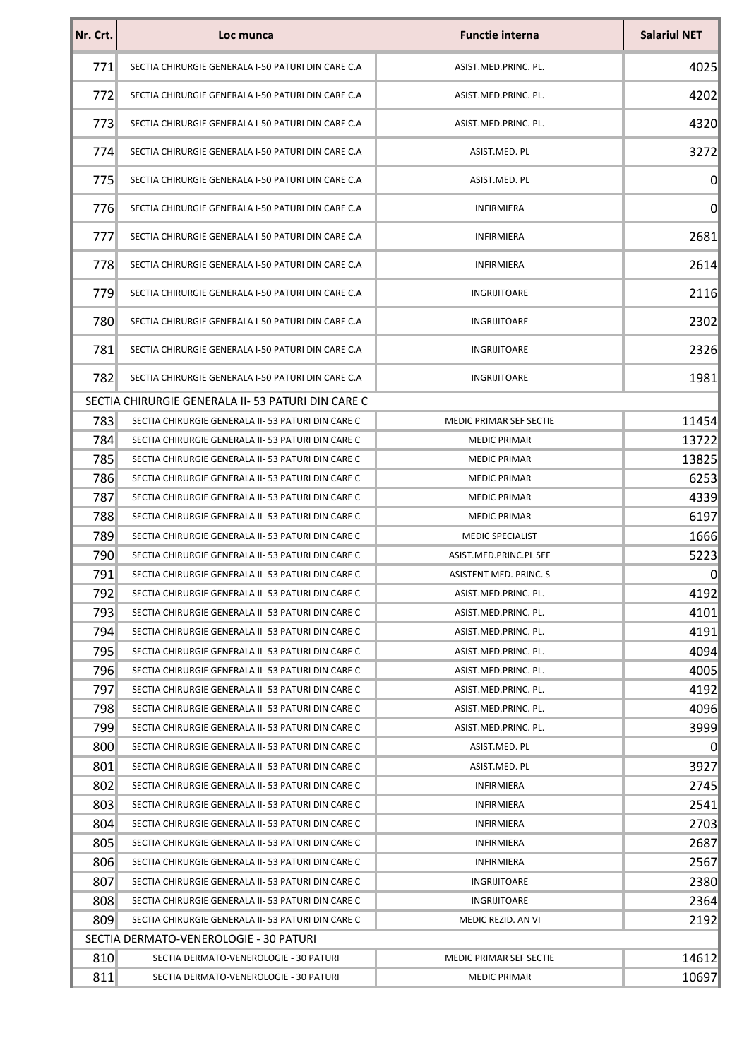| Nr. Crt. | Loc munca | Functie interna | Salariul NET |
|---|---|---|---|
| 771 | SECTIA CHIRURGIE GENERALA I-50 PATURI DIN CARE C.A | ASIST.MED.PRINC. PL. | 4025 |
| 772 | SECTIA CHIRURGIE GENERALA I-50 PATURI DIN CARE C.A | ASIST.MED.PRINC. PL. | 4202 |
| 773 | SECTIA CHIRURGIE GENERALA I-50 PATURI DIN CARE C.A | ASIST.MED.PRINC. PL. | 4320 |
| 774 | SECTIA CHIRURGIE GENERALA I-50 PATURI DIN CARE C.A | ASIST.MED. PL | 3272 |
| 775 | SECTIA CHIRURGIE GENERALA I-50 PATURI DIN CARE C.A | ASIST.MED. PL | 0 |
| 776 | SECTIA CHIRURGIE GENERALA I-50 PATURI DIN CARE C.A | INFIRMIERA | 0 |
| 777 | SECTIA CHIRURGIE GENERALA I-50 PATURI DIN CARE C.A | INFIRMIERA | 2681 |
| 778 | SECTIA CHIRURGIE GENERALA I-50 PATURI DIN CARE C.A | INFIRMIERA | 2614 |
| 779 | SECTIA CHIRURGIE GENERALA I-50 PATURI DIN CARE C.A | INGRIJITOARE | 2116 |
| 780 | SECTIA CHIRURGIE GENERALA I-50 PATURI DIN CARE C.A | INGRIJITOARE | 2302 |
| 781 | SECTIA CHIRURGIE GENERALA I-50 PATURI DIN CARE C.A | INGRIJITOARE | 2326 |
| 782 | SECTIA CHIRURGIE GENERALA I-50 PATURI DIN CARE C.A | INGRIJITOARE | 1981 |
| SECTIA CHIRURGIE GENERALA II- 53 PATURI DIN CARE C | | | |
| 783 | SECTIA CHIRURGIE GENERALA II- 53 PATURI DIN CARE C | MEDIC PRIMAR SEF SECTIE | 11454 |
| 784 | SECTIA CHIRURGIE GENERALA II- 53 PATURI DIN CARE C | MEDIC PRIMAR | 13722 |
| 785 | SECTIA CHIRURGIE GENERALA II- 53 PATURI DIN CARE C | MEDIC PRIMAR | 13825 |
| 786 | SECTIA CHIRURGIE GENERALA II- 53 PATURI DIN CARE C | MEDIC PRIMAR | 6253 |
| 787 | SECTIA CHIRURGIE GENERALA II- 53 PATURI DIN CARE C | MEDIC PRIMAR | 4339 |
| 788 | SECTIA CHIRURGIE GENERALA II- 53 PATURI DIN CARE C | MEDIC PRIMAR | 6197 |
| 789 | SECTIA CHIRURGIE GENERALA II- 53 PATURI DIN CARE C | MEDIC SPECIALIST | 1666 |
| 790 | SECTIA CHIRURGIE GENERALA II- 53 PATURI DIN CARE C | ASIST.MED.PRINC.PL SEF | 5223 |
| 791 | SECTIA CHIRURGIE GENERALA II- 53 PATURI DIN CARE C | ASISTENT MED. PRINC. S | 0 |
| 792 | SECTIA CHIRURGIE GENERALA II- 53 PATURI DIN CARE C | ASIST.MED.PRINC. PL. | 4192 |
| 793 | SECTIA CHIRURGIE GENERALA II- 53 PATURI DIN CARE C | ASIST.MED.PRINC. PL. | 4101 |
| 794 | SECTIA CHIRURGIE GENERALA II- 53 PATURI DIN CARE C | ASIST.MED.PRINC. PL. | 4191 |
| 795 | SECTIA CHIRURGIE GENERALA II- 53 PATURI DIN CARE C | ASIST.MED.PRINC. PL. | 4094 |
| 796 | SECTIA CHIRURGIE GENERALA II- 53 PATURI DIN CARE C | ASIST.MED.PRINC. PL. | 4005 |
| 797 | SECTIA CHIRURGIE GENERALA II- 53 PATURI DIN CARE C | ASIST.MED.PRINC. PL. | 4192 |
| 798 | SECTIA CHIRURGIE GENERALA II- 53 PATURI DIN CARE C | ASIST.MED.PRINC. PL. | 4096 |
| 799 | SECTIA CHIRURGIE GENERALA II- 53 PATURI DIN CARE C | ASIST.MED.PRINC. PL. | 3999 |
| 800 | SECTIA CHIRURGIE GENERALA II- 53 PATURI DIN CARE C | ASIST.MED. PL | 0 |
| 801 | SECTIA CHIRURGIE GENERALA II- 53 PATURI DIN CARE C | ASIST.MED. PL | 3927 |
| 802 | SECTIA CHIRURGIE GENERALA II- 53 PATURI DIN CARE C | INFIRMIERA | 2745 |
| 803 | SECTIA CHIRURGIE GENERALA II- 53 PATURI DIN CARE C | INFIRMIERA | 2541 |
| 804 | SECTIA CHIRURGIE GENERALA II- 53 PATURI DIN CARE C | INFIRMIERA | 2703 |
| 805 | SECTIA CHIRURGIE GENERALA II- 53 PATURI DIN CARE C | INFIRMIERA | 2687 |
| 806 | SECTIA CHIRURGIE GENERALA II- 53 PATURI DIN CARE C | INFIRMIERA | 2567 |
| 807 | SECTIA CHIRURGIE GENERALA II- 53 PATURI DIN CARE C | INGRIJITOARE | 2380 |
| 808 | SECTIA CHIRURGIE GENERALA II- 53 PATURI DIN CARE C | INGRIJITOARE | 2364 |
| 809 | SECTIA CHIRURGIE GENERALA II- 53 PATURI DIN CARE C | MEDIC REZID. AN VI | 2192 |
| SECTIA DERMATO-VENEROLOGIE - 30 PATURI | | | |
| 810 | SECTIA DERMATO-VENEROLOGIE - 30 PATURI | MEDIC PRIMAR SEF SECTIE | 14612 |
| 811 | SECTIA DERMATO-VENEROLOGIE - 30 PATURI | MEDIC PRIMAR | 10697 |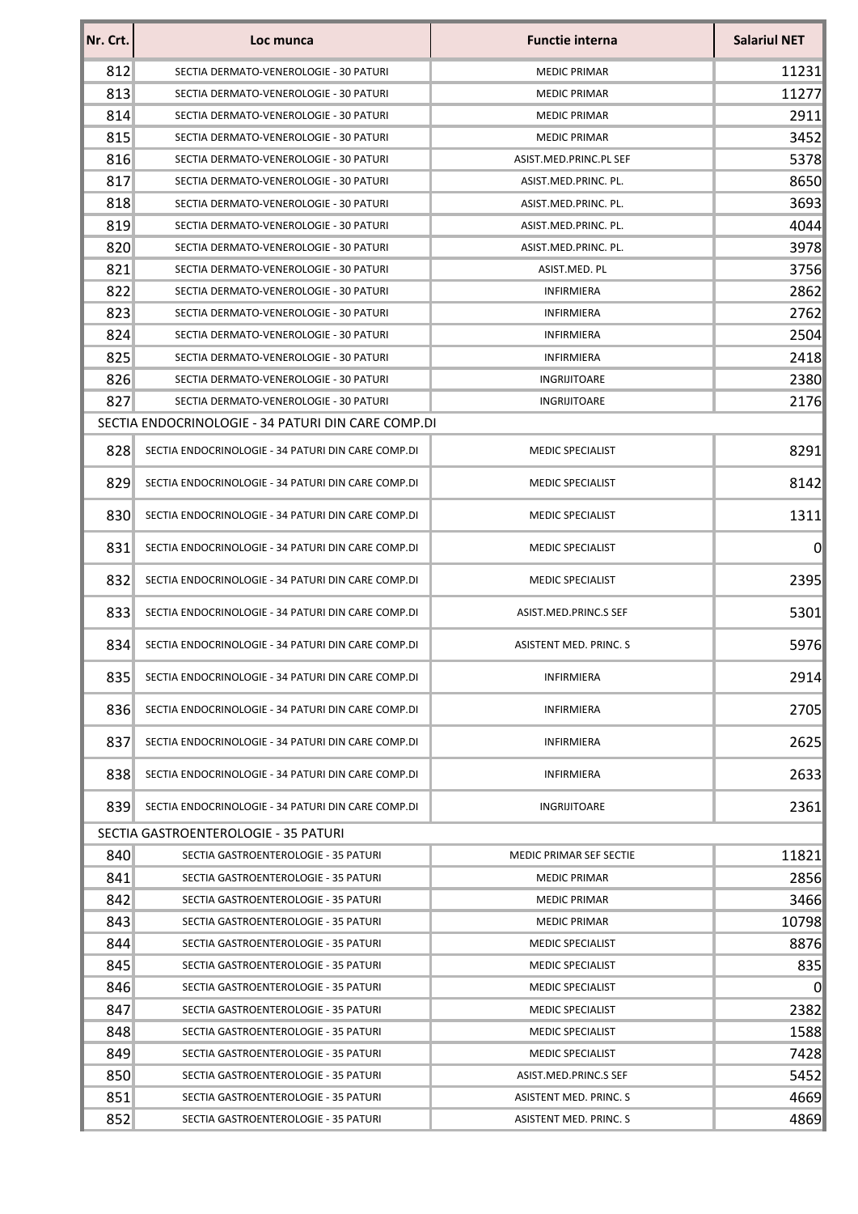| Nr. Crt. | Loc munca | Functie interna | Salariul NET |
|---|---|---|---|
| 812 | SECTIA DERMATO-VENEROLOGIE - 30 PATURI | MEDIC PRIMAR | 11231 |
| 813 | SECTIA DERMATO-VENEROLOGIE - 30 PATURI | MEDIC PRIMAR | 11277 |
| 814 | SECTIA DERMATO-VENEROLOGIE - 30 PATURI | MEDIC PRIMAR | 2911 |
| 815 | SECTIA DERMATO-VENEROLOGIE - 30 PATURI | MEDIC PRIMAR | 3452 |
| 816 | SECTIA DERMATO-VENEROLOGIE - 30 PATURI | ASIST.MED.PRINC.PL SEF | 5378 |
| 817 | SECTIA DERMATO-VENEROLOGIE - 30 PATURI | ASIST.MED.PRINC. PL. | 8650 |
| 818 | SECTIA DERMATO-VENEROLOGIE - 30 PATURI | ASIST.MED.PRINC. PL. | 3693 |
| 819 | SECTIA DERMATO-VENEROLOGIE - 30 PATURI | ASIST.MED.PRINC. PL. | 4044 |
| 820 | SECTIA DERMATO-VENEROLOGIE - 30 PATURI | ASIST.MED.PRINC. PL. | 3978 |
| 821 | SECTIA DERMATO-VENEROLOGIE - 30 PATURI | ASIST.MED. PL | 3756 |
| 822 | SECTIA DERMATO-VENEROLOGIE - 30 PATURI | INFIRMIERA | 2862 |
| 823 | SECTIA DERMATO-VENEROLOGIE - 30 PATURI | INFIRMIERA | 2762 |
| 824 | SECTIA DERMATO-VENEROLOGIE - 30 PATURI | INFIRMIERA | 2504 |
| 825 | SECTIA DERMATO-VENEROLOGIE - 30 PATURI | INFIRMIERA | 2418 |
| 826 | SECTIA DERMATO-VENEROLOGIE - 30 PATURI | INGRIJITOARE | 2380 |
| 827 | SECTIA DERMATO-VENEROLOGIE - 30 PATURI | INGRIJITOARE | 2176 |
| SECTIA ENDOCRINOLOGIE - 34 PATURI DIN CARE COMP.DI | | | |
| 828 | SECTIA ENDOCRINOLOGIE - 34 PATURI DIN CARE COMP.DI | MEDIC SPECIALIST | 8291 |
| 829 | SECTIA ENDOCRINOLOGIE - 34 PATURI DIN CARE COMP.DI | MEDIC SPECIALIST | 8142 |
| 830 | SECTIA ENDOCRINOLOGIE - 34 PATURI DIN CARE COMP.DI | MEDIC SPECIALIST | 1311 |
| 831 | SECTIA ENDOCRINOLOGIE - 34 PATURI DIN CARE COMP.DI | MEDIC SPECIALIST | 0 |
| 832 | SECTIA ENDOCRINOLOGIE - 34 PATURI DIN CARE COMP.DI | MEDIC SPECIALIST | 2395 |
| 833 | SECTIA ENDOCRINOLOGIE - 34 PATURI DIN CARE COMP.DI | ASIST.MED.PRINC.S SEF | 5301 |
| 834 | SECTIA ENDOCRINOLOGIE - 34 PATURI DIN CARE COMP.DI | ASISTENT MED. PRINC. S | 5976 |
| 835 | SECTIA ENDOCRINOLOGIE - 34 PATURI DIN CARE COMP.DI | INFIRMIERA | 2914 |
| 836 | SECTIA ENDOCRINOLOGIE - 34 PATURI DIN CARE COMP.DI | INFIRMIERA | 2705 |
| 837 | SECTIA ENDOCRINOLOGIE - 34 PATURI DIN CARE COMP.DI | INFIRMIERA | 2625 |
| 838 | SECTIA ENDOCRINOLOGIE - 34 PATURI DIN CARE COMP.DI | INFIRMIERA | 2633 |
| 839 | SECTIA ENDOCRINOLOGIE - 34 PATURI DIN CARE COMP.DI | INGRIJITOARE | 2361 |
| SECTIA GASTROENTEROLOGIE - 35 PATURI | | | |
| 840 | SECTIA GASTROENTEROLOGIE - 35 PATURI | MEDIC PRIMAR SEF SECTIE | 11821 |
| 841 | SECTIA GASTROENTEROLOGIE - 35 PATURI | MEDIC PRIMAR | 2856 |
| 842 | SECTIA GASTROENTEROLOGIE - 35 PATURI | MEDIC PRIMAR | 3466 |
| 843 | SECTIA GASTROENTEROLOGIE - 35 PATURI | MEDIC PRIMAR | 10798 |
| 844 | SECTIA GASTROENTEROLOGIE - 35 PATURI | MEDIC SPECIALIST | 8876 |
| 845 | SECTIA GASTROENTEROLOGIE - 35 PATURI | MEDIC SPECIALIST | 835 |
| 846 | SECTIA GASTROENTEROLOGIE - 35 PATURI | MEDIC SPECIALIST | 0 |
| 847 | SECTIA GASTROENTEROLOGIE - 35 PATURI | MEDIC SPECIALIST | 2382 |
| 848 | SECTIA GASTROENTEROLOGIE - 35 PATURI | MEDIC SPECIALIST | 1588 |
| 849 | SECTIA GASTROENTEROLOGIE - 35 PATURI | MEDIC SPECIALIST | 7428 |
| 850 | SECTIA GASTROENTEROLOGIE - 35 PATURI | ASIST.MED.PRINC.S SEF | 5452 |
| 851 | SECTIA GASTROENTEROLOGIE - 35 PATURI | ASISTENT MED. PRINC. S | 4669 |
| 852 | SECTIA GASTROENTEROLOGIE - 35 PATURI | ASISTENT MED. PRINC. S | 4869 |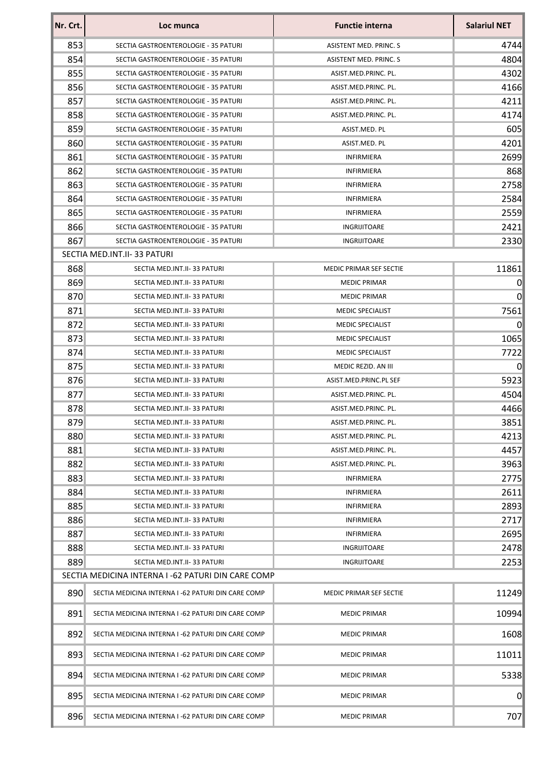| Nr. Crt. | Loc munca | Functie interna | Salariul NET |
|---|---|---|---|
| 853 | SECTIA GASTROENTEROLOGIE - 35 PATURI | ASISTENT MED. PRINC. S | 4744 |
| 854 | SECTIA GASTROENTEROLOGIE - 35 PATURI | ASISTENT MED. PRINC. S | 4804 |
| 855 | SECTIA GASTROENTEROLOGIE - 35 PATURI | ASIST.MED.PRINC. PL. | 4302 |
| 856 | SECTIA GASTROENTEROLOGIE - 35 PATURI | ASIST.MED.PRINC. PL. | 4166 |
| 857 | SECTIA GASTROENTEROLOGIE - 35 PATURI | ASIST.MED.PRINC. PL. | 4211 |
| 858 | SECTIA GASTROENTEROLOGIE - 35 PATURI | ASIST.MED.PRINC. PL. | 4174 |
| 859 | SECTIA GASTROENTEROLOGIE - 35 PATURI | ASIST.MED. PL | 605 |
| 860 | SECTIA GASTROENTEROLOGIE - 35 PATURI | ASIST.MED. PL | 4201 |
| 861 | SECTIA GASTROENTEROLOGIE - 35 PATURI | INFIRMIERA | 2699 |
| 862 | SECTIA GASTROENTEROLOGIE - 35 PATURI | INFIRMIERA | 868 |
| 863 | SECTIA GASTROENTEROLOGIE - 35 PATURI | INFIRMIERA | 2758 |
| 864 | SECTIA GASTROENTEROLOGIE - 35 PATURI | INFIRMIERA | 2584 |
| 865 | SECTIA GASTROENTEROLOGIE - 35 PATURI | INFIRMIERA | 2559 |
| 866 | SECTIA GASTROENTEROLOGIE - 35 PATURI | INGRIJITOARE | 2421 |
| 867 | SECTIA GASTROENTEROLOGIE - 35 PATURI | INGRIJITOARE | 2330 |
| SECTIA MED.INT.II- 33 PATURI | | | |
| 868 | SECTIA MED.INT.II- 33 PATURI | MEDIC PRIMAR SEF SECTIE | 11861 |
| 869 | SECTIA MED.INT.II- 33 PATURI | MEDIC PRIMAR | 0 |
| 870 | SECTIA MED.INT.II- 33 PATURI | MEDIC PRIMAR | 0 |
| 871 | SECTIA MED.INT.II- 33 PATURI | MEDIC SPECIALIST | 7561 |
| 872 | SECTIA MED.INT.II- 33 PATURI | MEDIC SPECIALIST | 0 |
| 873 | SECTIA MED.INT.II- 33 PATURI | MEDIC SPECIALIST | 1065 |
| 874 | SECTIA MED.INT.II- 33 PATURI | MEDIC SPECIALIST | 7722 |
| 875 | SECTIA MED.INT.II- 33 PATURI | MEDIC REZID. AN III | 0 |
| 876 | SECTIA MED.INT.II- 33 PATURI | ASIST.MED.PRINC.PL SEF | 5923 |
| 877 | SECTIA MED.INT.II- 33 PATURI | ASIST.MED.PRINC. PL. | 4504 |
| 878 | SECTIA MED.INT.II- 33 PATURI | ASIST.MED.PRINC. PL. | 4466 |
| 879 | SECTIA MED.INT.II- 33 PATURI | ASIST.MED.PRINC. PL. | 3851 |
| 880 | SECTIA MED.INT.II- 33 PATURI | ASIST.MED.PRINC. PL. | 4213 |
| 881 | SECTIA MED.INT.II- 33 PATURI | ASIST.MED.PRINC. PL. | 4457 |
| 882 | SECTIA MED.INT.II- 33 PATURI | ASIST.MED.PRINC. PL. | 3963 |
| 883 | SECTIA MED.INT.II- 33 PATURI | INFIRMIERA | 2775 |
| 884 | SECTIA MED.INT.II- 33 PATURI | INFIRMIERA | 2611 |
| 885 | SECTIA MED.INT.II- 33 PATURI | INFIRMIERA | 2893 |
| 886 | SECTIA MED.INT.II- 33 PATURI | INFIRMIERA | 2717 |
| 887 | SECTIA MED.INT.II- 33 PATURI | INFIRMIERA | 2695 |
| 888 | SECTIA MED.INT.II- 33 PATURI | INGRIJITOARE | 2478 |
| 889 | SECTIA MED.INT.II- 33 PATURI | INGRIJITOARE | 2253 |
| SECTIA MEDICINA INTERNA I -62 PATURI DIN CARE COMP | | | |
| 890 | SECTIA MEDICINA INTERNA I -62 PATURI DIN CARE COMP | MEDIC PRIMAR SEF SECTIE | 11249 |
| 891 | SECTIA MEDICINA INTERNA I -62 PATURI DIN CARE COMP | MEDIC PRIMAR | 10994 |
| 892 | SECTIA MEDICINA INTERNA I -62 PATURI DIN CARE COMP | MEDIC PRIMAR | 1608 |
| 893 | SECTIA MEDICINA INTERNA I -62 PATURI DIN CARE COMP | MEDIC PRIMAR | 11011 |
| 894 | SECTIA MEDICINA INTERNA I -62 PATURI DIN CARE COMP | MEDIC PRIMAR | 5338 |
| 895 | SECTIA MEDICINA INTERNA I -62 PATURI DIN CARE COMP | MEDIC PRIMAR | 0 |
| 896 | SECTIA MEDICINA INTERNA I -62 PATURI DIN CARE COMP | MEDIC PRIMAR | 707 |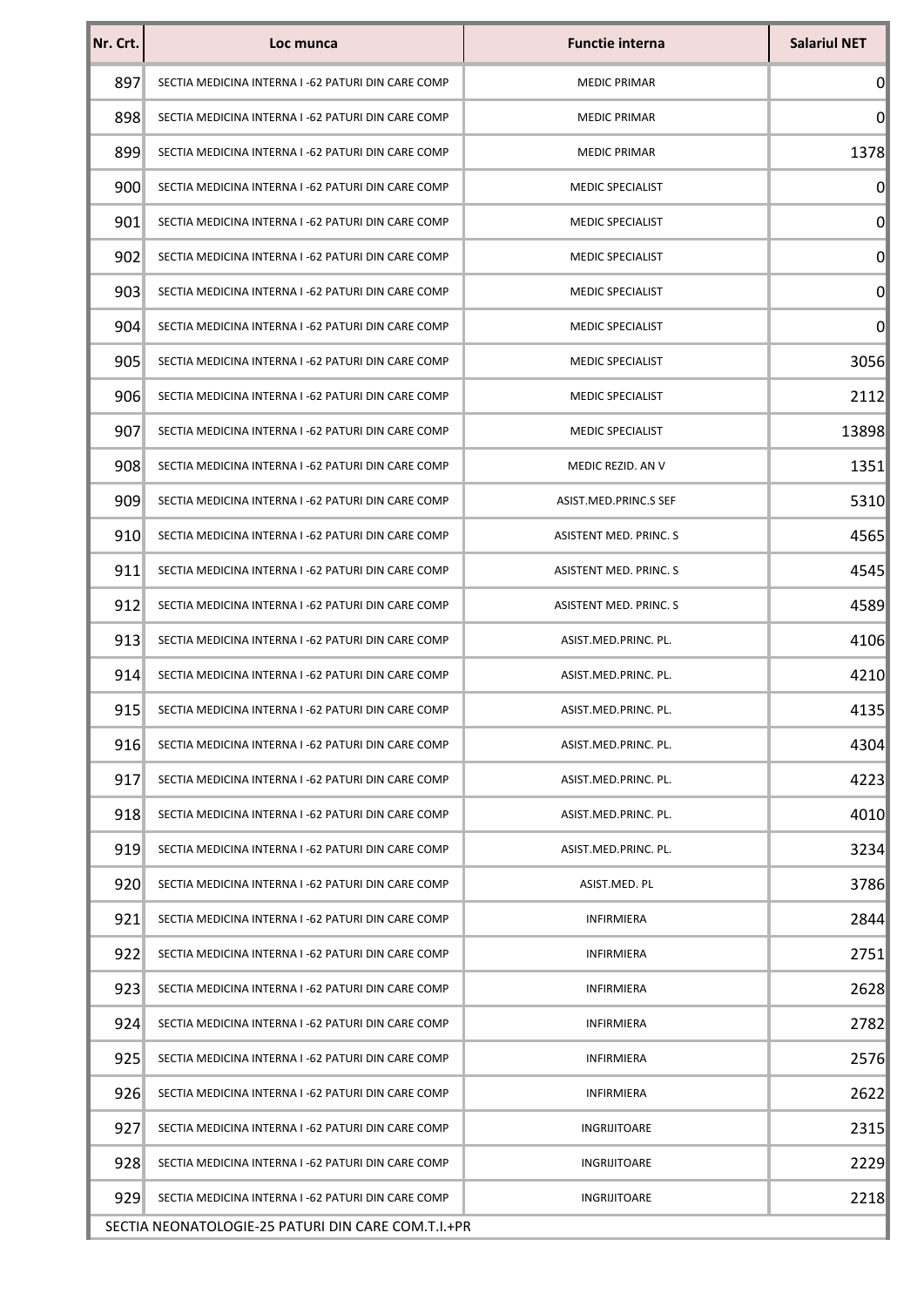| Nr. Crt. | Loc munca | Functie interna | Salariul NET |
|---|---|---|---|
| 897 | SECTIA MEDICINA INTERNA I -62 PATURI DIN CARE COMP | MEDIC PRIMAR | 0 |
| 898 | SECTIA MEDICINA INTERNA I -62 PATURI DIN CARE COMP | MEDIC PRIMAR | 0 |
| 899 | SECTIA MEDICINA INTERNA I -62 PATURI DIN CARE COMP | MEDIC PRIMAR | 1378 |
| 900 | SECTIA MEDICINA INTERNA I -62 PATURI DIN CARE COMP | MEDIC SPECIALIST | 0 |
| 901 | SECTIA MEDICINA INTERNA I -62 PATURI DIN CARE COMP | MEDIC SPECIALIST | 0 |
| 902 | SECTIA MEDICINA INTERNA I -62 PATURI DIN CARE COMP | MEDIC SPECIALIST | 0 |
| 903 | SECTIA MEDICINA INTERNA I -62 PATURI DIN CARE COMP | MEDIC SPECIALIST | 0 |
| 904 | SECTIA MEDICINA INTERNA I -62 PATURI DIN CARE COMP | MEDIC SPECIALIST | 0 |
| 905 | SECTIA MEDICINA INTERNA I -62 PATURI DIN CARE COMP | MEDIC SPECIALIST | 3056 |
| 906 | SECTIA MEDICINA INTERNA I -62 PATURI DIN CARE COMP | MEDIC SPECIALIST | 2112 |
| 907 | SECTIA MEDICINA INTERNA I -62 PATURI DIN CARE COMP | MEDIC SPECIALIST | 13898 |
| 908 | SECTIA MEDICINA INTERNA I -62 PATURI DIN CARE COMP | MEDIC REZID. AN V | 1351 |
| 909 | SECTIA MEDICINA INTERNA I -62 PATURI DIN CARE COMP | ASIST.MED.PRINC.S SEF | 5310 |
| 910 | SECTIA MEDICINA INTERNA I -62 PATURI DIN CARE COMP | ASISTENT MED. PRINC. S | 4565 |
| 911 | SECTIA MEDICINA INTERNA I -62 PATURI DIN CARE COMP | ASISTENT MED. PRINC. S | 4545 |
| 912 | SECTIA MEDICINA INTERNA I -62 PATURI DIN CARE COMP | ASISTENT MED. PRINC. S | 4589 |
| 913 | SECTIA MEDICINA INTERNA I -62 PATURI DIN CARE COMP | ASIST.MED.PRINC. PL. | 4106 |
| 914 | SECTIA MEDICINA INTERNA I -62 PATURI DIN CARE COMP | ASIST.MED.PRINC. PL. | 4210 |
| 915 | SECTIA MEDICINA INTERNA I -62 PATURI DIN CARE COMP | ASIST.MED.PRINC. PL. | 4135 |
| 916 | SECTIA MEDICINA INTERNA I -62 PATURI DIN CARE COMP | ASIST.MED.PRINC. PL. | 4304 |
| 917 | SECTIA MEDICINA INTERNA I -62 PATURI DIN CARE COMP | ASIST.MED.PRINC. PL. | 4223 |
| 918 | SECTIA MEDICINA INTERNA I -62 PATURI DIN CARE COMP | ASIST.MED.PRINC. PL. | 4010 |
| 919 | SECTIA MEDICINA INTERNA I -62 PATURI DIN CARE COMP | ASIST.MED.PRINC. PL. | 3234 |
| 920 | SECTIA MEDICINA INTERNA I -62 PATURI DIN CARE COMP | ASIST.MED. PL | 3786 |
| 921 | SECTIA MEDICINA INTERNA I -62 PATURI DIN CARE COMP | INFIRMIERA | 2844 |
| 922 | SECTIA MEDICINA INTERNA I -62 PATURI DIN CARE COMP | INFIRMIERA | 2751 |
| 923 | SECTIA MEDICINA INTERNA I -62 PATURI DIN CARE COMP | INFIRMIERA | 2628 |
| 924 | SECTIA MEDICINA INTERNA I -62 PATURI DIN CARE COMP | INFIRMIERA | 2782 |
| 925 | SECTIA MEDICINA INTERNA I -62 PATURI DIN CARE COMP | INFIRMIERA | 2576 |
| 926 | SECTIA MEDICINA INTERNA I -62 PATURI DIN CARE COMP | INFIRMIERA | 2622 |
| 927 | SECTIA MEDICINA INTERNA I -62 PATURI DIN CARE COMP | INGRIJITOARE | 2315 |
| 928 | SECTIA MEDICINA INTERNA I -62 PATURI DIN CARE COMP | INGRIJITOARE | 2229 |
| 929 | SECTIA MEDICINA INTERNA I -62 PATURI DIN CARE COMP | INGRIJITOARE | 2218 |
| SECTIA NEONATOLOGIE-25 PATURI DIN CARE COM.T.I.+PR | | | |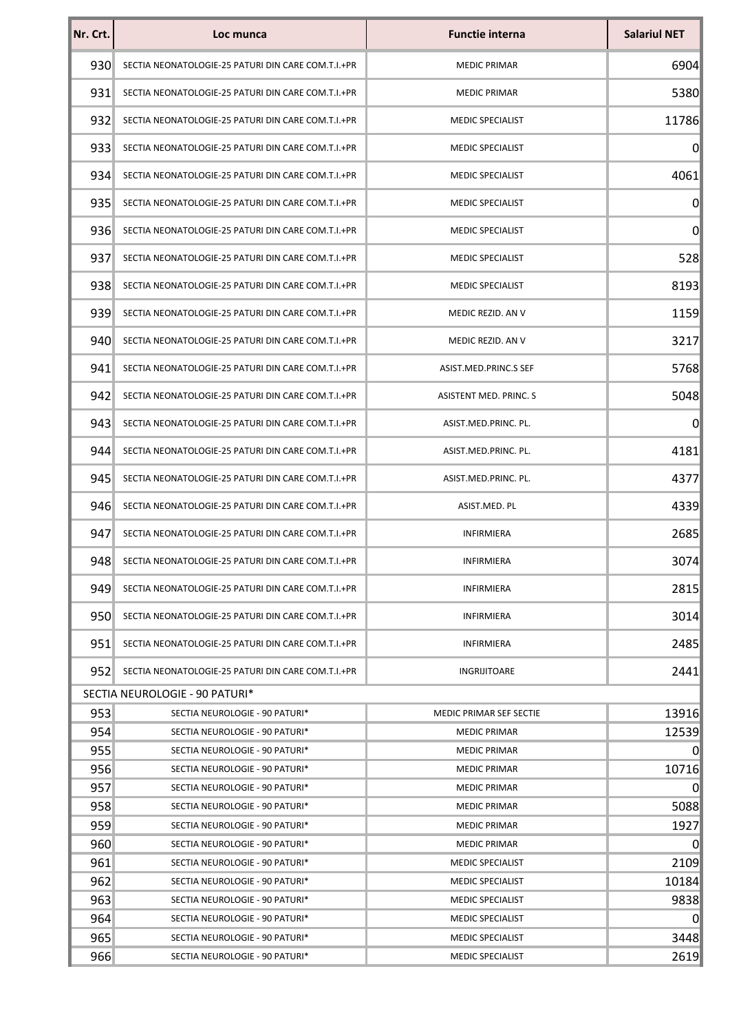| Nr. Crt. | Loc munca | Functie interna | Salariul NET |
|---|---|---|---|
| 930 | SECTIA NEONATOLOGIE-25 PATURI DIN CARE COM.T.I.+PR | MEDIC PRIMAR | 6904 |
| 931 | SECTIA NEONATOLOGIE-25 PATURI DIN CARE COM.T.I.+PR | MEDIC PRIMAR | 5380 |
| 932 | SECTIA NEONATOLOGIE-25 PATURI DIN CARE COM.T.I.+PR | MEDIC SPECIALIST | 11786 |
| 933 | SECTIA NEONATOLOGIE-25 PATURI DIN CARE COM.T.I.+PR | MEDIC SPECIALIST | 0 |
| 934 | SECTIA NEONATOLOGIE-25 PATURI DIN CARE COM.T.I.+PR | MEDIC SPECIALIST | 4061 |
| 935 | SECTIA NEONATOLOGIE-25 PATURI DIN CARE COM.T.I.+PR | MEDIC SPECIALIST | 0 |
| 936 | SECTIA NEONATOLOGIE-25 PATURI DIN CARE COM.T.I.+PR | MEDIC SPECIALIST | 0 |
| 937 | SECTIA NEONATOLOGIE-25 PATURI DIN CARE COM.T.I.+PR | MEDIC SPECIALIST | 528 |
| 938 | SECTIA NEONATOLOGIE-25 PATURI DIN CARE COM.T.I.+PR | MEDIC SPECIALIST | 8193 |
| 939 | SECTIA NEONATOLOGIE-25 PATURI DIN CARE COM.T.I.+PR | MEDIC REZID. AN V | 1159 |
| 940 | SECTIA NEONATOLOGIE-25 PATURI DIN CARE COM.T.I.+PR | MEDIC REZID. AN V | 3217 |
| 941 | SECTIA NEONATOLOGIE-25 PATURI DIN CARE COM.T.I.+PR | ASIST.MED.PRINC.S SEF | 5768 |
| 942 | SECTIA NEONATOLOGIE-25 PATURI DIN CARE COM.T.I.+PR | ASISTENT MED. PRINC. S | 5048 |
| 943 | SECTIA NEONATOLOGIE-25 PATURI DIN CARE COM.T.I.+PR | ASIST.MED.PRINC. PL. | 0 |
| 944 | SECTIA NEONATOLOGIE-25 PATURI DIN CARE COM.T.I.+PR | ASIST.MED.PRINC. PL. | 4181 |
| 945 | SECTIA NEONATOLOGIE-25 PATURI DIN CARE COM.T.I.+PR | ASIST.MED.PRINC. PL. | 4377 |
| 946 | SECTIA NEONATOLOGIE-25 PATURI DIN CARE COM.T.I.+PR | ASIST.MED. PL | 4339 |
| 947 | SECTIA NEONATOLOGIE-25 PATURI DIN CARE COM.T.I.+PR | INFIRMIERA | 2685 |
| 948 | SECTIA NEONATOLOGIE-25 PATURI DIN CARE COM.T.I.+PR | INFIRMIERA | 3074 |
| 949 | SECTIA NEONATOLOGIE-25 PATURI DIN CARE COM.T.I.+PR | INFIRMIERA | 2815 |
| 950 | SECTIA NEONATOLOGIE-25 PATURI DIN CARE COM.T.I.+PR | INFIRMIERA | 3014 |
| 951 | SECTIA NEONATOLOGIE-25 PATURI DIN CARE COM.T.I.+PR | INFIRMIERA | 2485 |
| 952 | SECTIA NEONATOLOGIE-25 PATURI DIN CARE COM.T.I.+PR | INGRIJITOARE | 2441 |
| SECTIA NEUROLOGIE - 90 PATURI* | | | |
| 953 | SECTIA NEUROLOGIE - 90 PATURI* | MEDIC PRIMAR SEF SECTIE | 13916 |
| 954 | SECTIA NEUROLOGIE - 90 PATURI* | MEDIC PRIMAR | 12539 |
| 955 | SECTIA NEUROLOGIE - 90 PATURI* | MEDIC PRIMAR | 0 |
| 956 | SECTIA NEUROLOGIE - 90 PATURI* | MEDIC PRIMAR | 10716 |
| 957 | SECTIA NEUROLOGIE - 90 PATURI* | MEDIC PRIMAR | 0 |
| 958 | SECTIA NEUROLOGIE - 90 PATURI* | MEDIC PRIMAR | 5088 |
| 959 | SECTIA NEUROLOGIE - 90 PATURI* | MEDIC PRIMAR | 1927 |
| 960 | SECTIA NEUROLOGIE - 90 PATURI* | MEDIC PRIMAR | 0 |
| 961 | SECTIA NEUROLOGIE - 90 PATURI* | MEDIC SPECIALIST | 2109 |
| 962 | SECTIA NEUROLOGIE - 90 PATURI* | MEDIC SPECIALIST | 10184 |
| 963 | SECTIA NEUROLOGIE - 90 PATURI* | MEDIC SPECIALIST | 9838 |
| 964 | SECTIA NEUROLOGIE - 90 PATURI* | MEDIC SPECIALIST | 0 |
| 965 | SECTIA NEUROLOGIE - 90 PATURI* | MEDIC SPECIALIST | 3448 |
| 966 | SECTIA NEUROLOGIE - 90 PATURI* | MEDIC SPECIALIST | 2619 |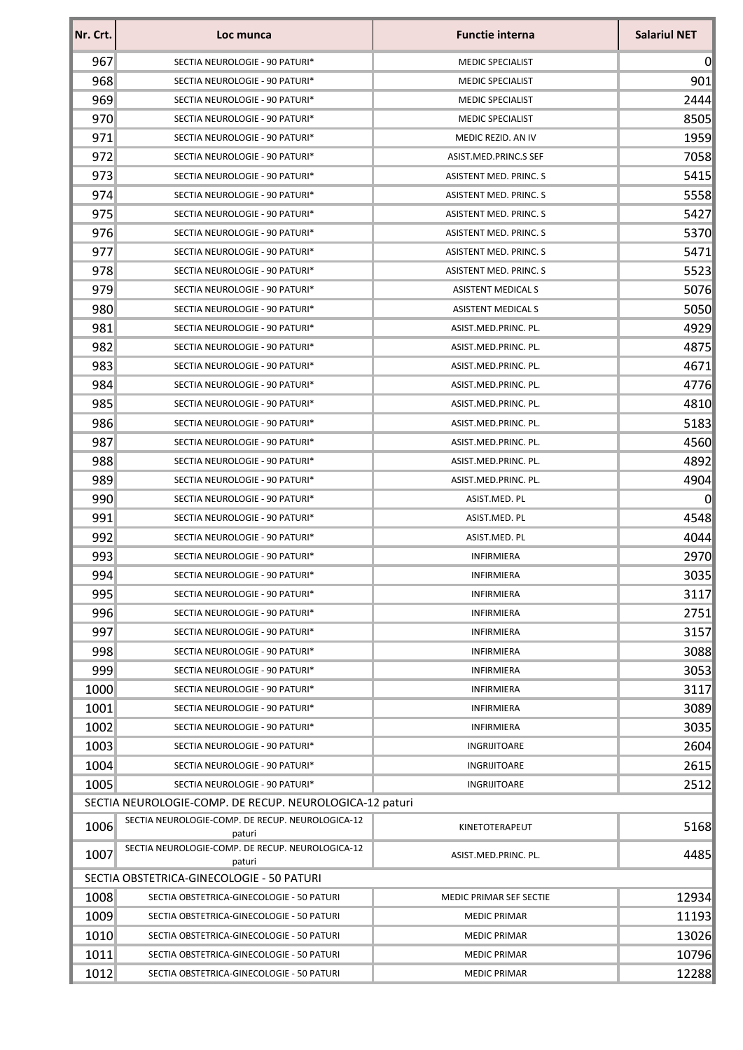| Nr. Crt. | Loc munca | Functie interna | Salariul NET |
|---|---|---|---|
| 967 | SECTIA NEUROLOGIE - 90 PATURI* | MEDIC SPECIALIST | 0 |
| 968 | SECTIA NEUROLOGIE - 90 PATURI* | MEDIC SPECIALIST | 901 |
| 969 | SECTIA NEUROLOGIE - 90 PATURI* | MEDIC SPECIALIST | 2444 |
| 970 | SECTIA NEUROLOGIE - 90 PATURI* | MEDIC SPECIALIST | 8505 |
| 971 | SECTIA NEUROLOGIE - 90 PATURI* | MEDIC REZID. AN IV | 1959 |
| 972 | SECTIA NEUROLOGIE - 90 PATURI* | ASIST.MED.PRINC.S SEF | 7058 |
| 973 | SECTIA NEUROLOGIE - 90 PATURI* | ASISTENT MED. PRINC. S | 5415 |
| 974 | SECTIA NEUROLOGIE - 90 PATURI* | ASISTENT MED. PRINC. S | 5558 |
| 975 | SECTIA NEUROLOGIE - 90 PATURI* | ASISTENT MED. PRINC. S | 5427 |
| 976 | SECTIA NEUROLOGIE - 90 PATURI* | ASISTENT MED. PRINC. S | 5370 |
| 977 | SECTIA NEUROLOGIE - 90 PATURI* | ASISTENT MED. PRINC. S | 5471 |
| 978 | SECTIA NEUROLOGIE - 90 PATURI* | ASISTENT MED. PRINC. S | 5523 |
| 979 | SECTIA NEUROLOGIE - 90 PATURI* | ASISTENT MEDICAL S | 5076 |
| 980 | SECTIA NEUROLOGIE - 90 PATURI* | ASISTENT MEDICAL S | 5050 |
| 981 | SECTIA NEUROLOGIE - 90 PATURI* | ASIST.MED.PRINC. PL. | 4929 |
| 982 | SECTIA NEUROLOGIE - 90 PATURI* | ASIST.MED.PRINC. PL. | 4875 |
| 983 | SECTIA NEUROLOGIE - 90 PATURI* | ASIST.MED.PRINC. PL. | 4671 |
| 984 | SECTIA NEUROLOGIE - 90 PATURI* | ASIST.MED.PRINC. PL. | 4776 |
| 985 | SECTIA NEUROLOGIE - 90 PATURI* | ASIST.MED.PRINC. PL. | 4810 |
| 986 | SECTIA NEUROLOGIE - 90 PATURI* | ASIST.MED.PRINC. PL. | 5183 |
| 987 | SECTIA NEUROLOGIE - 90 PATURI* | ASIST.MED.PRINC. PL. | 4560 |
| 988 | SECTIA NEUROLOGIE - 90 PATURI* | ASIST.MED.PRINC. PL. | 4892 |
| 989 | SECTIA NEUROLOGIE - 90 PATURI* | ASIST.MED.PRINC. PL. | 4904 |
| 990 | SECTIA NEUROLOGIE - 90 PATURI* | ASIST.MED. PL | 0 |
| 991 | SECTIA NEUROLOGIE - 90 PATURI* | ASIST.MED. PL | 4548 |
| 992 | SECTIA NEUROLOGIE - 90 PATURI* | ASIST.MED. PL | 4044 |
| 993 | SECTIA NEUROLOGIE - 90 PATURI* | INFIRMIERA | 2970 |
| 994 | SECTIA NEUROLOGIE - 90 PATURI* | INFIRMIERA | 3035 |
| 995 | SECTIA NEUROLOGIE - 90 PATURI* | INFIRMIERA | 3117 |
| 996 | SECTIA NEUROLOGIE - 90 PATURI* | INFIRMIERA | 2751 |
| 997 | SECTIA NEUROLOGIE - 90 PATURI* | INFIRMIERA | 3157 |
| 998 | SECTIA NEUROLOGIE - 90 PATURI* | INFIRMIERA | 3088 |
| 999 | SECTIA NEUROLOGIE - 90 PATURI* | INFIRMIERA | 3053 |
| 1000 | SECTIA NEUROLOGIE - 90 PATURI* | INFIRMIERA | 3117 |
| 1001 | SECTIA NEUROLOGIE - 90 PATURI* | INFIRMIERA | 3089 |
| 1002 | SECTIA NEUROLOGIE - 90 PATURI* | INFIRMIERA | 3035 |
| 1003 | SECTIA NEUROLOGIE - 90 PATURI* | INGRIJITOARE | 2604 |
| 1004 | SECTIA NEUROLOGIE - 90 PATURI* | INGRIJITOARE | 2615 |
| 1005 | SECTIA NEUROLOGIE - 90 PATURI* | INGRIJITOARE | 2512 |
| SECTIA NEUROLOGIE-COMP. DE RECUP. NEUROLOGICA-12 paturi | | | |
| 1006 | SECTIA NEUROLOGIE-COMP. DE RECUP. NEUROLOGICA-12 paturi | KINETOTERAPEUT | 5168 |
| 1007 | SECTIA NEUROLOGIE-COMP. DE RECUP. NEUROLOGICA-12 paturi | ASIST.MED.PRINC. PL. | 4485 |
| SECTIA OBSTETRICA-GINECOLOGIE - 50 PATURI | | | |
| 1008 | SECTIA OBSTETRICA-GINECOLOGIE - 50 PATURI | MEDIC PRIMAR SEF SECTIE | 12934 |
| 1009 | SECTIA OBSTETRICA-GINECOLOGIE - 50 PATURI | MEDIC PRIMAR | 11193 |
| 1010 | SECTIA OBSTETRICA-GINECOLOGIE - 50 PATURI | MEDIC PRIMAR | 13026 |
| 1011 | SECTIA OBSTETRICA-GINECOLOGIE - 50 PATURI | MEDIC PRIMAR | 10796 |
| 1012 | SECTIA OBSTETRICA-GINECOLOGIE - 50 PATURI | MEDIC PRIMAR | 12288 |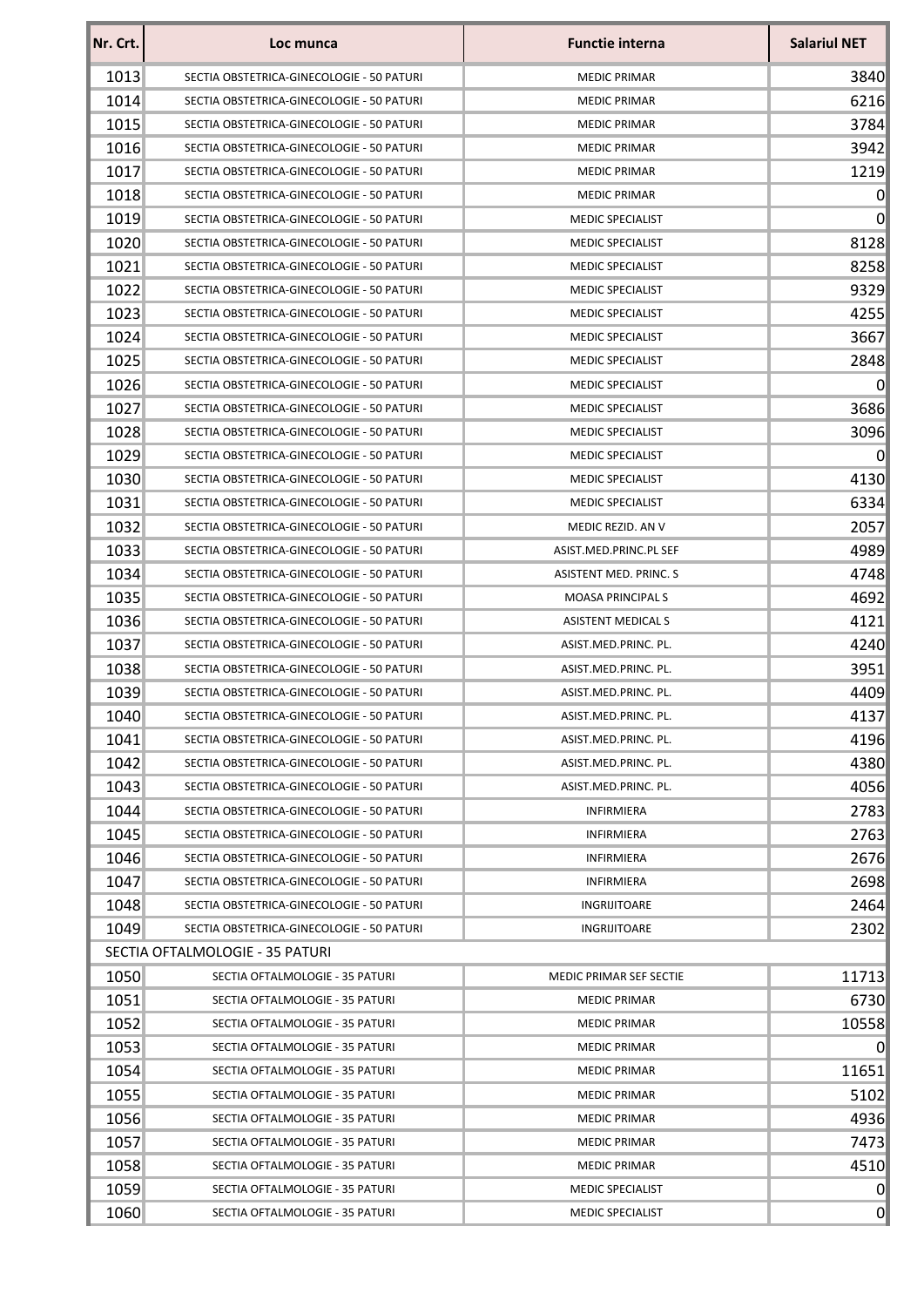| Nr. Crt. | Loc munca | Functie interna | Salariul NET |
|---|---|---|---|
| 1013 | SECTIA OBSTETRICA-GINECOLOGIE - 50 PATURI | MEDIC PRIMAR | 3840 |
| 1014 | SECTIA OBSTETRICA-GINECOLOGIE - 50 PATURI | MEDIC PRIMAR | 6216 |
| 1015 | SECTIA OBSTETRICA-GINECOLOGIE - 50 PATURI | MEDIC PRIMAR | 3784 |
| 1016 | SECTIA OBSTETRICA-GINECOLOGIE - 50 PATURI | MEDIC PRIMAR | 3942 |
| 1017 | SECTIA OBSTETRICA-GINECOLOGIE - 50 PATURI | MEDIC PRIMAR | 1219 |
| 1018 | SECTIA OBSTETRICA-GINECOLOGIE - 50 PATURI | MEDIC PRIMAR | 0 |
| 1019 | SECTIA OBSTETRICA-GINECOLOGIE - 50 PATURI | MEDIC SPECIALIST | 0 |
| 1020 | SECTIA OBSTETRICA-GINECOLOGIE - 50 PATURI | MEDIC SPECIALIST | 8128 |
| 1021 | SECTIA OBSTETRICA-GINECOLOGIE - 50 PATURI | MEDIC SPECIALIST | 8258 |
| 1022 | SECTIA OBSTETRICA-GINECOLOGIE - 50 PATURI | MEDIC SPECIALIST | 9329 |
| 1023 | SECTIA OBSTETRICA-GINECOLOGIE - 50 PATURI | MEDIC SPECIALIST | 4255 |
| 1024 | SECTIA OBSTETRICA-GINECOLOGIE - 50 PATURI | MEDIC SPECIALIST | 3667 |
| 1025 | SECTIA OBSTETRICA-GINECOLOGIE - 50 PATURI | MEDIC SPECIALIST | 2848 |
| 1026 | SECTIA OBSTETRICA-GINECOLOGIE - 50 PATURI | MEDIC SPECIALIST | 0 |
| 1027 | SECTIA OBSTETRICA-GINECOLOGIE - 50 PATURI | MEDIC SPECIALIST | 3686 |
| 1028 | SECTIA OBSTETRICA-GINECOLOGIE - 50 PATURI | MEDIC SPECIALIST | 3096 |
| 1029 | SECTIA OBSTETRICA-GINECOLOGIE - 50 PATURI | MEDIC SPECIALIST | 0 |
| 1030 | SECTIA OBSTETRICA-GINECOLOGIE - 50 PATURI | MEDIC SPECIALIST | 4130 |
| 1031 | SECTIA OBSTETRICA-GINECOLOGIE - 50 PATURI | MEDIC SPECIALIST | 6334 |
| 1032 | SECTIA OBSTETRICA-GINECOLOGIE - 50 PATURI | MEDIC REZID. AN V | 2057 |
| 1033 | SECTIA OBSTETRICA-GINECOLOGIE - 50 PATURI | ASIST.MED.PRINC.PL SEF | 4989 |
| 1034 | SECTIA OBSTETRICA-GINECOLOGIE - 50 PATURI | ASISTENT MED. PRINC. S | 4748 |
| 1035 | SECTIA OBSTETRICA-GINECOLOGIE - 50 PATURI | MOASA PRINCIPAL S | 4692 |
| 1036 | SECTIA OBSTETRICA-GINECOLOGIE - 50 PATURI | ASISTENT MEDICAL S | 4121 |
| 1037 | SECTIA OBSTETRICA-GINECOLOGIE - 50 PATURI | ASIST.MED.PRINC. PL. | 4240 |
| 1038 | SECTIA OBSTETRICA-GINECOLOGIE - 50 PATURI | ASIST.MED.PRINC. PL. | 3951 |
| 1039 | SECTIA OBSTETRICA-GINECOLOGIE - 50 PATURI | ASIST.MED.PRINC. PL. | 4409 |
| 1040 | SECTIA OBSTETRICA-GINECOLOGIE - 50 PATURI | ASIST.MED.PRINC. PL. | 4137 |
| 1041 | SECTIA OBSTETRICA-GINECOLOGIE - 50 PATURI | ASIST.MED.PRINC. PL. | 4196 |
| 1042 | SECTIA OBSTETRICA-GINECOLOGIE - 50 PATURI | ASIST.MED.PRINC. PL. | 4380 |
| 1043 | SECTIA OBSTETRICA-GINECOLOGIE - 50 PATURI | ASIST.MED.PRINC. PL. | 4056 |
| 1044 | SECTIA OBSTETRICA-GINECOLOGIE - 50 PATURI | INFIRMIERA | 2783 |
| 1045 | SECTIA OBSTETRICA-GINECOLOGIE - 50 PATURI | INFIRMIERA | 2763 |
| 1046 | SECTIA OBSTETRICA-GINECOLOGIE - 50 PATURI | INFIRMIERA | 2676 |
| 1047 | SECTIA OBSTETRICA-GINECOLOGIE - 50 PATURI | INFIRMIERA | 2698 |
| 1048 | SECTIA OBSTETRICA-GINECOLOGIE - 50 PATURI | INGRIJITOARE | 2464 |
| 1049 | SECTIA OBSTETRICA-GINECOLOGIE - 50 PATURI | INGRIJITOARE | 2302 |
| SECTIA OFTALMOLOGIE - 35 PATURI | | | |
| 1050 | SECTIA OFTALMOLOGIE - 35 PATURI | MEDIC PRIMAR SEF SECTIE | 11713 |
| 1051 | SECTIA OFTALMOLOGIE - 35 PATURI | MEDIC PRIMAR | 6730 |
| 1052 | SECTIA OFTALMOLOGIE - 35 PATURI | MEDIC PRIMAR | 10558 |
| 1053 | SECTIA OFTALMOLOGIE - 35 PATURI | MEDIC PRIMAR | 0 |
| 1054 | SECTIA OFTALMOLOGIE - 35 PATURI | MEDIC PRIMAR | 11651 |
| 1055 | SECTIA OFTALMOLOGIE - 35 PATURI | MEDIC PRIMAR | 5102 |
| 1056 | SECTIA OFTALMOLOGIE - 35 PATURI | MEDIC PRIMAR | 4936 |
| 1057 | SECTIA OFTALMOLOGIE - 35 PATURI | MEDIC PRIMAR | 7473 |
| 1058 | SECTIA OFTALMOLOGIE - 35 PATURI | MEDIC PRIMAR | 4510 |
| 1059 | SECTIA OFTALMOLOGIE - 35 PATURI | MEDIC SPECIALIST | 0 |
| 1060 | SECTIA OFTALMOLOGIE - 35 PATURI | MEDIC SPECIALIST | 0 |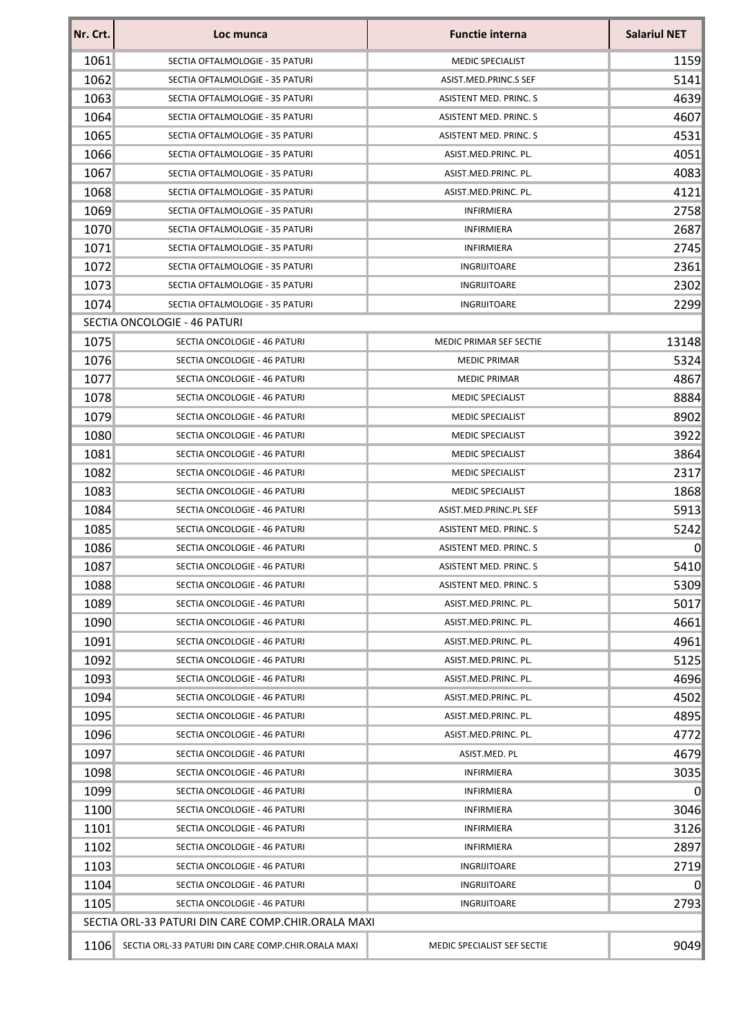| Nr. Crt. | Loc munca | Functie interna | Salariul NET |
|---|---|---|---|
| 1061 | SECTIA OFTALMOLOGIE - 35 PATURI | MEDIC SPECIALIST | 1159 |
| 1062 | SECTIA OFTALMOLOGIE - 35 PATURI | ASIST.MED.PRINC.S SEF | 5141 |
| 1063 | SECTIA OFTALMOLOGIE - 35 PATURI | ASISTENT MED. PRINC. S | 4639 |
| 1064 | SECTIA OFTALMOLOGIE - 35 PATURI | ASISTENT MED. PRINC. S | 4607 |
| 1065 | SECTIA OFTALMOLOGIE - 35 PATURI | ASISTENT MED. PRINC. S | 4531 |
| 1066 | SECTIA OFTALMOLOGIE - 35 PATURI | ASIST.MED.PRINC. PL. | 4051 |
| 1067 | SECTIA OFTALMOLOGIE - 35 PATURI | ASIST.MED.PRINC. PL. | 4083 |
| 1068 | SECTIA OFTALMOLOGIE - 35 PATURI | ASIST.MED.PRINC. PL. | 4121 |
| 1069 | SECTIA OFTALMOLOGIE - 35 PATURI | INFIRMIERA | 2758 |
| 1070 | SECTIA OFTALMOLOGIE - 35 PATURI | INFIRMIERA | 2687 |
| 1071 | SECTIA OFTALMOLOGIE - 35 PATURI | INFIRMIERA | 2745 |
| 1072 | SECTIA OFTALMOLOGIE - 35 PATURI | INGRIJITOARE | 2361 |
| 1073 | SECTIA OFTALMOLOGIE - 35 PATURI | INGRIJITOARE | 2302 |
| 1074 | SECTIA OFTALMOLOGIE - 35 PATURI | INGRIJITOARE | 2299 |
| SECTIA ONCOLOGIE - 46 PATURI | | | |
| 1075 | SECTIA ONCOLOGIE - 46 PATURI | MEDIC PRIMAR SEF SECTIE | 13148 |
| 1076 | SECTIA ONCOLOGIE - 46 PATURI | MEDIC PRIMAR | 5324 |
| 1077 | SECTIA ONCOLOGIE - 46 PATURI | MEDIC PRIMAR | 4867 |
| 1078 | SECTIA ONCOLOGIE - 46 PATURI | MEDIC SPECIALIST | 8884 |
| 1079 | SECTIA ONCOLOGIE - 46 PATURI | MEDIC SPECIALIST | 8902 |
| 1080 | SECTIA ONCOLOGIE - 46 PATURI | MEDIC SPECIALIST | 3922 |
| 1081 | SECTIA ONCOLOGIE - 46 PATURI | MEDIC SPECIALIST | 3864 |
| 1082 | SECTIA ONCOLOGIE - 46 PATURI | MEDIC SPECIALIST | 2317 |
| 1083 | SECTIA ONCOLOGIE - 46 PATURI | MEDIC SPECIALIST | 1868 |
| 1084 | SECTIA ONCOLOGIE - 46 PATURI | ASIST.MED.PRINC.PL SEF | 5913 |
| 1085 | SECTIA ONCOLOGIE - 46 PATURI | ASISTENT MED. PRINC. S | 5242 |
| 1086 | SECTIA ONCOLOGIE - 46 PATURI | ASISTENT MED. PRINC. S | 0 |
| 1087 | SECTIA ONCOLOGIE - 46 PATURI | ASISTENT MED. PRINC. S | 5410 |
| 1088 | SECTIA ONCOLOGIE - 46 PATURI | ASISTENT MED. PRINC. S | 5309 |
| 1089 | SECTIA ONCOLOGIE - 46 PATURI | ASIST.MED.PRINC. PL. | 5017 |
| 1090 | SECTIA ONCOLOGIE - 46 PATURI | ASIST.MED.PRINC. PL. | 4661 |
| 1091 | SECTIA ONCOLOGIE - 46 PATURI | ASIST.MED.PRINC. PL. | 4961 |
| 1092 | SECTIA ONCOLOGIE - 46 PATURI | ASIST.MED.PRINC. PL. | 5125 |
| 1093 | SECTIA ONCOLOGIE - 46 PATURI | ASIST.MED.PRINC. PL. | 4696 |
| 1094 | SECTIA ONCOLOGIE - 46 PATURI | ASIST.MED.PRINC. PL. | 4502 |
| 1095 | SECTIA ONCOLOGIE - 46 PATURI | ASIST.MED.PRINC. PL. | 4895 |
| 1096 | SECTIA ONCOLOGIE - 46 PATURI | ASIST.MED.PRINC. PL. | 4772 |
| 1097 | SECTIA ONCOLOGIE - 46 PATURI | ASIST.MED. PL | 4679 |
| 1098 | SECTIA ONCOLOGIE - 46 PATURI | INFIRMIERA | 3035 |
| 1099 | SECTIA ONCOLOGIE - 46 PATURI | INFIRMIERA | 0 |
| 1100 | SECTIA ONCOLOGIE - 46 PATURI | INFIRMIERA | 3046 |
| 1101 | SECTIA ONCOLOGIE - 46 PATURI | INFIRMIERA | 3126 |
| 1102 | SECTIA ONCOLOGIE - 46 PATURI | INFIRMIERA | 2897 |
| 1103 | SECTIA ONCOLOGIE - 46 PATURI | INGRIJITOARE | 2719 |
| 1104 | SECTIA ONCOLOGIE - 46 PATURI | INGRIJITOARE | 0 |
| 1105 | SECTIA ONCOLOGIE - 46 PATURI | INGRIJITOARE | 2793 |
| SECTIA ORL-33 PATURI DIN CARE COMP.CHIR.ORALA MAXI | | | |
| 1106 | SECTIA ORL-33 PATURI DIN CARE COMP.CHIR.ORALA MAXI | MEDIC SPECIALIST SEF SECTIE | 9049 |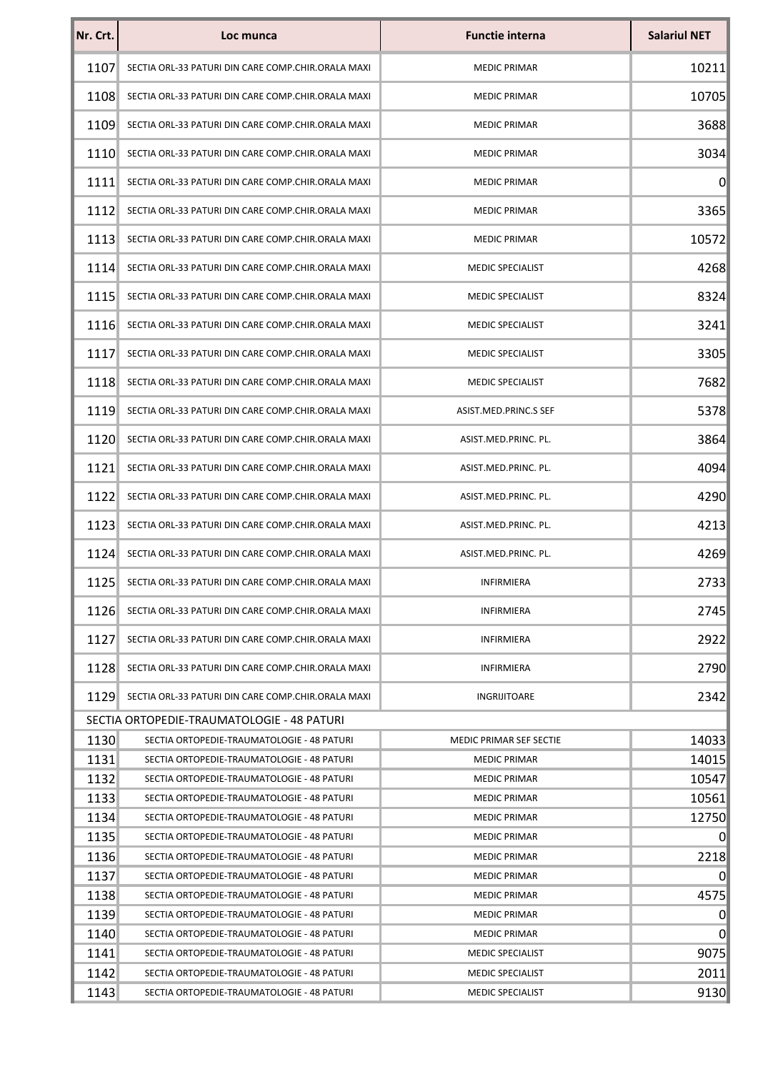| Nr. Crt. | Loc munca | Functie interna | Salariul NET |
|---|---|---|---|
| 1107 | SECTIA ORL-33 PATURI DIN CARE COMP.CHIR.ORALA MAXI | MEDIC PRIMAR | 10211 |
| 1108 | SECTIA ORL-33 PATURI DIN CARE COMP.CHIR.ORALA MAXI | MEDIC PRIMAR | 10705 |
| 1109 | SECTIA ORL-33 PATURI DIN CARE COMP.CHIR.ORALA MAXI | MEDIC PRIMAR | 3688 |
| 1110 | SECTIA ORL-33 PATURI DIN CARE COMP.CHIR.ORALA MAXI | MEDIC PRIMAR | 3034 |
| 1111 | SECTIA ORL-33 PATURI DIN CARE COMP.CHIR.ORALA MAXI | MEDIC PRIMAR | 0 |
| 1112 | SECTIA ORL-33 PATURI DIN CARE COMP.CHIR.ORALA MAXI | MEDIC PRIMAR | 3365 |
| 1113 | SECTIA ORL-33 PATURI DIN CARE COMP.CHIR.ORALA MAXI | MEDIC PRIMAR | 10572 |
| 1114 | SECTIA ORL-33 PATURI DIN CARE COMP.CHIR.ORALA MAXI | MEDIC SPECIALIST | 4268 |
| 1115 | SECTIA ORL-33 PATURI DIN CARE COMP.CHIR.ORALA MAXI | MEDIC SPECIALIST | 8324 |
| 1116 | SECTIA ORL-33 PATURI DIN CARE COMP.CHIR.ORALA MAXI | MEDIC SPECIALIST | 3241 |
| 1117 | SECTIA ORL-33 PATURI DIN CARE COMP.CHIR.ORALA MAXI | MEDIC SPECIALIST | 3305 |
| 1118 | SECTIA ORL-33 PATURI DIN CARE COMP.CHIR.ORALA MAXI | MEDIC SPECIALIST | 7682 |
| 1119 | SECTIA ORL-33 PATURI DIN CARE COMP.CHIR.ORALA MAXI | ASIST.MED.PRINC.S SEF | 5378 |
| 1120 | SECTIA ORL-33 PATURI DIN CARE COMP.CHIR.ORALA MAXI | ASIST.MED.PRINC. PL. | 3864 |
| 1121 | SECTIA ORL-33 PATURI DIN CARE COMP.CHIR.ORALA MAXI | ASIST.MED.PRINC. PL. | 4094 |
| 1122 | SECTIA ORL-33 PATURI DIN CARE COMP.CHIR.ORALA MAXI | ASIST.MED.PRINC. PL. | 4290 |
| 1123 | SECTIA ORL-33 PATURI DIN CARE COMP.CHIR.ORALA MAXI | ASIST.MED.PRINC. PL. | 4213 |
| 1124 | SECTIA ORL-33 PATURI DIN CARE COMP.CHIR.ORALA MAXI | ASIST.MED.PRINC. PL. | 4269 |
| 1125 | SECTIA ORL-33 PATURI DIN CARE COMP.CHIR.ORALA MAXI | INFIRMIERA | 2733 |
| 1126 | SECTIA ORL-33 PATURI DIN CARE COMP.CHIR.ORALA MAXI | INFIRMIERA | 2745 |
| 1127 | SECTIA ORL-33 PATURI DIN CARE COMP.CHIR.ORALA MAXI | INFIRMIERA | 2922 |
| 1128 | SECTIA ORL-33 PATURI DIN CARE COMP.CHIR.ORALA MAXI | INFIRMIERA | 2790 |
| 1129 | SECTIA ORL-33 PATURI DIN CARE COMP.CHIR.ORALA MAXI | INGRIJITOARE | 2342 |
| SECTIA ORTOPEDIE-TRAUMATOLOGIE - 48 PATURI | | | |
| 1130 | SECTIA ORTOPEDIE-TRAUMATOLOGIE - 48 PATURI | MEDIC PRIMAR SEF SECTIE | 14033 |
| 1131 | SECTIA ORTOPEDIE-TRAUMATOLOGIE - 48 PATURI | MEDIC PRIMAR | 14015 |
| 1132 | SECTIA ORTOPEDIE-TRAUMATOLOGIE - 48 PATURI | MEDIC PRIMAR | 10547 |
| 1133 | SECTIA ORTOPEDIE-TRAUMATOLOGIE - 48 PATURI | MEDIC PRIMAR | 10561 |
| 1134 | SECTIA ORTOPEDIE-TRAUMATOLOGIE - 48 PATURI | MEDIC PRIMAR | 12750 |
| 1135 | SECTIA ORTOPEDIE-TRAUMATOLOGIE - 48 PATURI | MEDIC PRIMAR | 0 |
| 1136 | SECTIA ORTOPEDIE-TRAUMATOLOGIE - 48 PATURI | MEDIC PRIMAR | 2218 |
| 1137 | SECTIA ORTOPEDIE-TRAUMATOLOGIE - 48 PATURI | MEDIC PRIMAR | 0 |
| 1138 | SECTIA ORTOPEDIE-TRAUMATOLOGIE - 48 PATURI | MEDIC PRIMAR | 4575 |
| 1139 | SECTIA ORTOPEDIE-TRAUMATOLOGIE - 48 PATURI | MEDIC PRIMAR | 0 |
| 1140 | SECTIA ORTOPEDIE-TRAUMATOLOGIE - 48 PATURI | MEDIC PRIMAR | 0 |
| 1141 | SECTIA ORTOPEDIE-TRAUMATOLOGIE - 48 PATURI | MEDIC SPECIALIST | 9075 |
| 1142 | SECTIA ORTOPEDIE-TRAUMATOLOGIE - 48 PATURI | MEDIC SPECIALIST | 2011 |
| 1143 | SECTIA ORTOPEDIE-TRAUMATOLOGIE - 48 PATURI | MEDIC SPECIALIST | 9130 |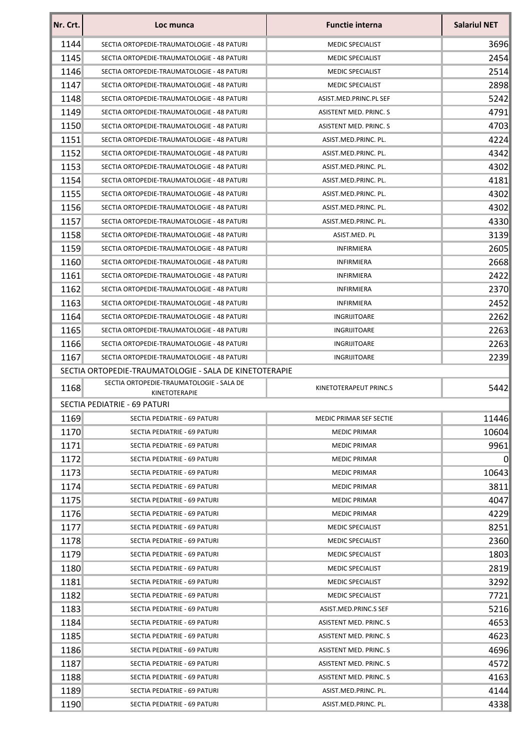| Nr. Crt. | Loc munca | Functie interna | Salariul NET |
|---|---|---|---|
| 1144 | SECTIA ORTOPEDIE-TRAUMATOLOGIE - 48 PATURI | MEDIC SPECIALIST | 3696 |
| 1145 | SECTIA ORTOPEDIE-TRAUMATOLOGIE - 48 PATURI | MEDIC SPECIALIST | 2454 |
| 1146 | SECTIA ORTOPEDIE-TRAUMATOLOGIE - 48 PATURI | MEDIC SPECIALIST | 2514 |
| 1147 | SECTIA ORTOPEDIE-TRAUMATOLOGIE - 48 PATURI | MEDIC SPECIALIST | 2898 |
| 1148 | SECTIA ORTOPEDIE-TRAUMATOLOGIE - 48 PATURI | ASIST.MED.PRINC.PL SEF | 5242 |
| 1149 | SECTIA ORTOPEDIE-TRAUMATOLOGIE - 48 PATURI | ASISTENT MED. PRINC. S | 4791 |
| 1150 | SECTIA ORTOPEDIE-TRAUMATOLOGIE - 48 PATURI | ASISTENT MED. PRINC. S | 4703 |
| 1151 | SECTIA ORTOPEDIE-TRAUMATOLOGIE - 48 PATURI | ASIST.MED.PRINC. PL. | 4224 |
| 1152 | SECTIA ORTOPEDIE-TRAUMATOLOGIE - 48 PATURI | ASIST.MED.PRINC. PL. | 4342 |
| 1153 | SECTIA ORTOPEDIE-TRAUMATOLOGIE - 48 PATURI | ASIST.MED.PRINC. PL. | 4302 |
| 1154 | SECTIA ORTOPEDIE-TRAUMATOLOGIE - 48 PATURI | ASIST.MED.PRINC. PL. | 4181 |
| 1155 | SECTIA ORTOPEDIE-TRAUMATOLOGIE - 48 PATURI | ASIST.MED.PRINC. PL. | 4302 |
| 1156 | SECTIA ORTOPEDIE-TRAUMATOLOGIE - 48 PATURI | ASIST.MED.PRINC. PL. | 4302 |
| 1157 | SECTIA ORTOPEDIE-TRAUMATOLOGIE - 48 PATURI | ASIST.MED.PRINC. PL. | 4330 |
| 1158 | SECTIA ORTOPEDIE-TRAUMATOLOGIE - 48 PATURI | ASIST.MED. PL | 3139 |
| 1159 | SECTIA ORTOPEDIE-TRAUMATOLOGIE - 48 PATURI | INFIRMIERA | 2605 |
| 1160 | SECTIA ORTOPEDIE-TRAUMATOLOGIE - 48 PATURI | INFIRMIERA | 2668 |
| 1161 | SECTIA ORTOPEDIE-TRAUMATOLOGIE - 48 PATURI | INFIRMIERA | 2422 |
| 1162 | SECTIA ORTOPEDIE-TRAUMATOLOGIE - 48 PATURI | INFIRMIERA | 2370 |
| 1163 | SECTIA ORTOPEDIE-TRAUMATOLOGIE - 48 PATURI | INFIRMIERA | 2452 |
| 1164 | SECTIA ORTOPEDIE-TRAUMATOLOGIE - 48 PATURI | INGRIJITOARE | 2262 |
| 1165 | SECTIA ORTOPEDIE-TRAUMATOLOGIE - 48 PATURI | INGRIJITOARE | 2263 |
| 1166 | SECTIA ORTOPEDIE-TRAUMATOLOGIE - 48 PATURI | INGRIJITOARE | 2263 |
| 1167 | SECTIA ORTOPEDIE-TRAUMATOLOGIE - 48 PATURI | INGRIJITOARE | 2239 |
| SECTIA ORTOPEDIE-TRAUMATOLOGIE - SALA DE KINETOTERAPIE | | | |
| 1168 | SECTIA ORTOPEDIE-TRAUMATOLOGIE - SALA DE KINETOTERAPIE | KINETOTERAPEUT PRINC.S | 5442 |
| SECTIA PEDIATRIE - 69 PATURI | | | |
| 1169 | SECTIA PEDIATRIE - 69 PATURI | MEDIC PRIMAR SEF SECTIE | 11446 |
| 1170 | SECTIA PEDIATRIE - 69 PATURI | MEDIC PRIMAR | 10604 |
| 1171 | SECTIA PEDIATRIE - 69 PATURI | MEDIC PRIMAR | 9961 |
| 1172 | SECTIA PEDIATRIE - 69 PATURI | MEDIC PRIMAR | 0 |
| 1173 | SECTIA PEDIATRIE - 69 PATURI | MEDIC PRIMAR | 10643 |
| 1174 | SECTIA PEDIATRIE - 69 PATURI | MEDIC PRIMAR | 3811 |
| 1175 | SECTIA PEDIATRIE - 69 PATURI | MEDIC PRIMAR | 4047 |
| 1176 | SECTIA PEDIATRIE - 69 PATURI | MEDIC PRIMAR | 4229 |
| 1177 | SECTIA PEDIATRIE - 69 PATURI | MEDIC SPECIALIST | 8251 |
| 1178 | SECTIA PEDIATRIE - 69 PATURI | MEDIC SPECIALIST | 2360 |
| 1179 | SECTIA PEDIATRIE - 69 PATURI | MEDIC SPECIALIST | 1803 |
| 1180 | SECTIA PEDIATRIE - 69 PATURI | MEDIC SPECIALIST | 2819 |
| 1181 | SECTIA PEDIATRIE - 69 PATURI | MEDIC SPECIALIST | 3292 |
| 1182 | SECTIA PEDIATRIE - 69 PATURI | MEDIC SPECIALIST | 7721 |
| 1183 | SECTIA PEDIATRIE - 69 PATURI | ASIST.MED.PRINC.S SEF | 5216 |
| 1184 | SECTIA PEDIATRIE - 69 PATURI | ASISTENT MED. PRINC. S | 4653 |
| 1185 | SECTIA PEDIATRIE - 69 PATURI | ASISTENT MED. PRINC. S | 4623 |
| 1186 | SECTIA PEDIATRIE - 69 PATURI | ASISTENT MED. PRINC. S | 4696 |
| 1187 | SECTIA PEDIATRIE - 69 PATURI | ASISTENT MED. PRINC. S | 4572 |
| 1188 | SECTIA PEDIATRIE - 69 PATURI | ASISTENT MED. PRINC. S | 4163 |
| 1189 | SECTIA PEDIATRIE - 69 PATURI | ASIST.MED.PRINC. PL. | 4144 |
| 1190 | SECTIA PEDIATRIE - 69 PATURI | ASIST.MED.PRINC. PL. | 4338 |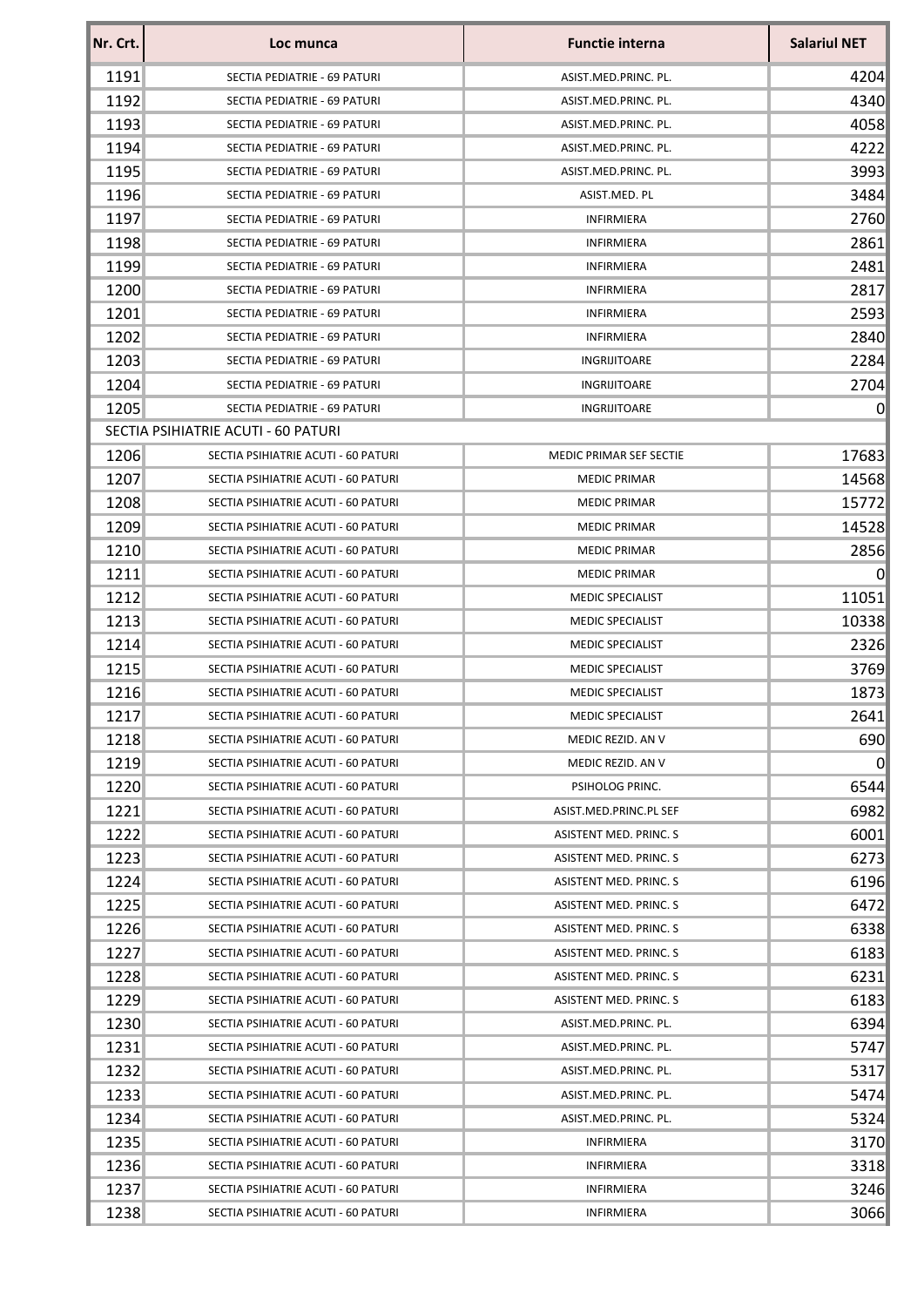| Nr. Crt. | Loc munca | Functie interna | Salariul NET |
|---|---|---|---|
| 1191 | SECTIA PEDIATRIE - 69 PATURI | ASIST.MED.PRINC. PL. | 4204 |
| 1192 | SECTIA PEDIATRIE - 69 PATURI | ASIST.MED.PRINC. PL. | 4340 |
| 1193 | SECTIA PEDIATRIE - 69 PATURI | ASIST.MED.PRINC. PL. | 4058 |
| 1194 | SECTIA PEDIATRIE - 69 PATURI | ASIST.MED.PRINC. PL. | 4222 |
| 1195 | SECTIA PEDIATRIE - 69 PATURI | ASIST.MED.PRINC. PL. | 3993 |
| 1196 | SECTIA PEDIATRIE - 69 PATURI | ASIST.MED. PL | 3484 |
| 1197 | SECTIA PEDIATRIE - 69 PATURI | INFIRMIERA | 2760 |
| 1198 | SECTIA PEDIATRIE - 69 PATURI | INFIRMIERA | 2861 |
| 1199 | SECTIA PEDIATRIE - 69 PATURI | INFIRMIERA | 2481 |
| 1200 | SECTIA PEDIATRIE - 69 PATURI | INFIRMIERA | 2817 |
| 1201 | SECTIA PEDIATRIE - 69 PATURI | INFIRMIERA | 2593 |
| 1202 | SECTIA PEDIATRIE - 69 PATURI | INFIRMIERA | 2840 |
| 1203 | SECTIA PEDIATRIE - 69 PATURI | INGRIJITOARE | 2284 |
| 1204 | SECTIA PEDIATRIE - 69 PATURI | INGRIJITOARE | 2704 |
| 1205 | SECTIA PEDIATRIE - 69 PATURI | INGRIJITOARE | 0 |
| SECTIA PSIHIATRIE ACUTI - 60 PATURI | | | |
| 1206 | SECTIA PSIHIATRIE ACUTI - 60 PATURI | MEDIC PRIMAR SEF SECTIE | 17683 |
| 1207 | SECTIA PSIHIATRIE ACUTI - 60 PATURI | MEDIC PRIMAR | 14568 |
| 1208 | SECTIA PSIHIATRIE ACUTI - 60 PATURI | MEDIC PRIMAR | 15772 |
| 1209 | SECTIA PSIHIATRIE ACUTI - 60 PATURI | MEDIC PRIMAR | 14528 |
| 1210 | SECTIA PSIHIATRIE ACUTI - 60 PATURI | MEDIC PRIMAR | 2856 |
| 1211 | SECTIA PSIHIATRIE ACUTI - 60 PATURI | MEDIC PRIMAR | 0 |
| 1212 | SECTIA PSIHIATRIE ACUTI - 60 PATURI | MEDIC SPECIALIST | 11051 |
| 1213 | SECTIA PSIHIATRIE ACUTI - 60 PATURI | MEDIC SPECIALIST | 10338 |
| 1214 | SECTIA PSIHIATRIE ACUTI - 60 PATURI | MEDIC SPECIALIST | 2326 |
| 1215 | SECTIA PSIHIATRIE ACUTI - 60 PATURI | MEDIC SPECIALIST | 3769 |
| 1216 | SECTIA PSIHIATRIE ACUTI - 60 PATURI | MEDIC SPECIALIST | 1873 |
| 1217 | SECTIA PSIHIATRIE ACUTI - 60 PATURI | MEDIC SPECIALIST | 2641 |
| 1218 | SECTIA PSIHIATRIE ACUTI - 60 PATURI | MEDIC REZID. AN V | 690 |
| 1219 | SECTIA PSIHIATRIE ACUTI - 60 PATURI | MEDIC REZID. AN V | 0 |
| 1220 | SECTIA PSIHIATRIE ACUTI - 60 PATURI | PSIHOLOG PRINC. | 6544 |
| 1221 | SECTIA PSIHIATRIE ACUTI - 60 PATURI | ASIST.MED.PRINC.PL SEF | 6982 |
| 1222 | SECTIA PSIHIATRIE ACUTI - 60 PATURI | ASISTENT MED. PRINC. S | 6001 |
| 1223 | SECTIA PSIHIATRIE ACUTI - 60 PATURI | ASISTENT MED. PRINC. S | 6273 |
| 1224 | SECTIA PSIHIATRIE ACUTI - 60 PATURI | ASISTENT MED. PRINC. S | 6196 |
| 1225 | SECTIA PSIHIATRIE ACUTI - 60 PATURI | ASISTENT MED. PRINC. S | 6472 |
| 1226 | SECTIA PSIHIATRIE ACUTI - 60 PATURI | ASISTENT MED. PRINC. S | 6338 |
| 1227 | SECTIA PSIHIATRIE ACUTI - 60 PATURI | ASISTENT MED. PRINC. S | 6183 |
| 1228 | SECTIA PSIHIATRIE ACUTI - 60 PATURI | ASISTENT MED. PRINC. S | 6231 |
| 1229 | SECTIA PSIHIATRIE ACUTI - 60 PATURI | ASISTENT MED. PRINC. S | 6183 |
| 1230 | SECTIA PSIHIATRIE ACUTI - 60 PATURI | ASIST.MED.PRINC. PL. | 6394 |
| 1231 | SECTIA PSIHIATRIE ACUTI - 60 PATURI | ASIST.MED.PRINC. PL. | 5747 |
| 1232 | SECTIA PSIHIATRIE ACUTI - 60 PATURI | ASIST.MED.PRINC. PL. | 5317 |
| 1233 | SECTIA PSIHIATRIE ACUTI - 60 PATURI | ASIST.MED.PRINC. PL. | 5474 |
| 1234 | SECTIA PSIHIATRIE ACUTI - 60 PATURI | ASIST.MED.PRINC. PL. | 5324 |
| 1235 | SECTIA PSIHIATRIE ACUTI - 60 PATURI | INFIRMIERA | 3170 |
| 1236 | SECTIA PSIHIATRIE ACUTI - 60 PATURI | INFIRMIERA | 3318 |
| 1237 | SECTIA PSIHIATRIE ACUTI - 60 PATURI | INFIRMIERA | 3246 |
| 1238 | SECTIA PSIHIATRIE ACUTI - 60 PATURI | INFIRMIERA | 3066 |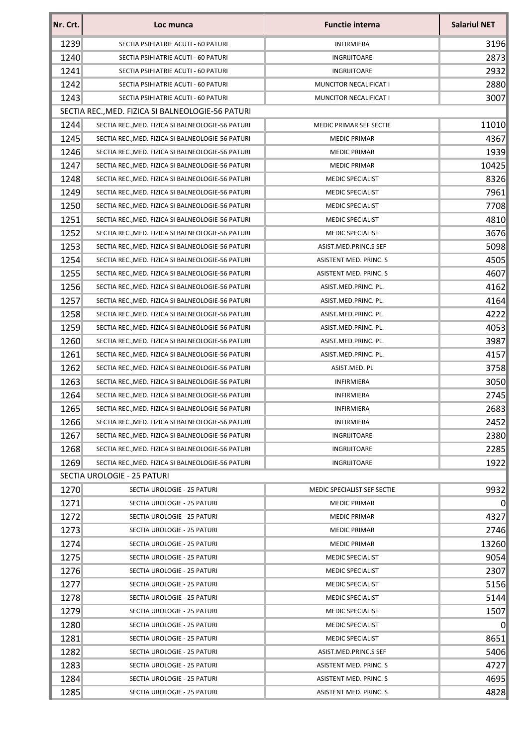| Nr. Crt. | Loc munca | Functie interna | Salariul NET |
|---|---|---|---|
| 1239 | SECTIA PSIHIATRIE ACUTI - 60 PATURI | INFIRMIERA | 3196 |
| 1240 | SECTIA PSIHIATRIE ACUTI - 60 PATURI | INGRIJITOARE | 2873 |
| 1241 | SECTIA PSIHIATRIE ACUTI - 60 PATURI | INGRIJITOARE | 2932 |
| 1242 | SECTIA PSIHIATRIE ACUTI - 60 PATURI | MUNCITOR NECALIFICAT I | 2880 |
| 1243 | SECTIA PSIHIATRIE ACUTI - 60 PATURI | MUNCITOR NECALIFICAT I | 3007 |
| SECTIA REC.,MED. FIZICA SI BALNEOLOGIE-56 PATURI | | | |
| 1244 | SECTIA REC.,MED. FIZICA SI BALNEOLOGIE-56 PATURI | MEDIC PRIMAR SEF SECTIE | 11010 |
| 1245 | SECTIA REC.,MED. FIZICA SI BALNEOLOGIE-56 PATURI | MEDIC PRIMAR | 4367 |
| 1246 | SECTIA REC.,MED. FIZICA SI BALNEOLOGIE-56 PATURI | MEDIC PRIMAR | 1939 |
| 1247 | SECTIA REC.,MED. FIZICA SI BALNEOLOGIE-56 PATURI | MEDIC PRIMAR | 10425 |
| 1248 | SECTIA REC.,MED. FIZICA SI BALNEOLOGIE-56 PATURI | MEDIC SPECIALIST | 8326 |
| 1249 | SECTIA REC.,MED. FIZICA SI BALNEOLOGIE-56 PATURI | MEDIC SPECIALIST | 7961 |
| 1250 | SECTIA REC.,MED. FIZICA SI BALNEOLOGIE-56 PATURI | MEDIC SPECIALIST | 7708 |
| 1251 | SECTIA REC.,MED. FIZICA SI BALNEOLOGIE-56 PATURI | MEDIC SPECIALIST | 4810 |
| 1252 | SECTIA REC.,MED. FIZICA SI BALNEOLOGIE-56 PATURI | MEDIC SPECIALIST | 3676 |
| 1253 | SECTIA REC.,MED. FIZICA SI BALNEOLOGIE-56 PATURI | ASIST.MED.PRINC.S SEF | 5098 |
| 1254 | SECTIA REC.,MED. FIZICA SI BALNEOLOGIE-56 PATURI | ASISTENT MED. PRINC. S | 4505 |
| 1255 | SECTIA REC.,MED. FIZICA SI BALNEOLOGIE-56 PATURI | ASISTENT MED. PRINC. S | 4607 |
| 1256 | SECTIA REC.,MED. FIZICA SI BALNEOLOGIE-56 PATURI | ASIST.MED.PRINC. PL. | 4162 |
| 1257 | SECTIA REC.,MED. FIZICA SI BALNEOLOGIE-56 PATURI | ASIST.MED.PRINC. PL. | 4164 |
| 1258 | SECTIA REC.,MED. FIZICA SI BALNEOLOGIE-56 PATURI | ASIST.MED.PRINC. PL. | 4222 |
| 1259 | SECTIA REC.,MED. FIZICA SI BALNEOLOGIE-56 PATURI | ASIST.MED.PRINC. PL. | 4053 |
| 1260 | SECTIA REC.,MED. FIZICA SI BALNEOLOGIE-56 PATURI | ASIST.MED.PRINC. PL. | 3987 |
| 1261 | SECTIA REC.,MED. FIZICA SI BALNEOLOGIE-56 PATURI | ASIST.MED.PRINC. PL. | 4157 |
| 1262 | SECTIA REC.,MED. FIZICA SI BALNEOLOGIE-56 PATURI | ASIST.MED. PL | 3758 |
| 1263 | SECTIA REC.,MED. FIZICA SI BALNEOLOGIE-56 PATURI | INFIRMIERA | 3050 |
| 1264 | SECTIA REC.,MED. FIZICA SI BALNEOLOGIE-56 PATURI | INFIRMIERA | 2745 |
| 1265 | SECTIA REC.,MED. FIZICA SI BALNEOLOGIE-56 PATURI | INFIRMIERA | 2683 |
| 1266 | SECTIA REC.,MED. FIZICA SI BALNEOLOGIE-56 PATURI | INFIRMIERA | 2452 |
| 1267 | SECTIA REC.,MED. FIZICA SI BALNEOLOGIE-56 PATURI | INGRIJITOARE | 2380 |
| 1268 | SECTIA REC.,MED. FIZICA SI BALNEOLOGIE-56 PATURI | INGRIJITOARE | 2285 |
| 1269 | SECTIA REC.,MED. FIZICA SI BALNEOLOGIE-56 PATURI | INGRIJITOARE | 1922 |
| SECTIA UROLOGIE - 25 PATURI | | | |
| 1270 | SECTIA UROLOGIE - 25 PATURI | MEDIC SPECIALIST SEF SECTIE | 9932 |
| 1271 | SECTIA UROLOGIE - 25 PATURI | MEDIC PRIMAR | 0 |
| 1272 | SECTIA UROLOGIE - 25 PATURI | MEDIC PRIMAR | 4327 |
| 1273 | SECTIA UROLOGIE - 25 PATURI | MEDIC PRIMAR | 2746 |
| 1274 | SECTIA UROLOGIE - 25 PATURI | MEDIC PRIMAR | 13260 |
| 1275 | SECTIA UROLOGIE - 25 PATURI | MEDIC SPECIALIST | 9054 |
| 1276 | SECTIA UROLOGIE - 25 PATURI | MEDIC SPECIALIST | 2307 |
| 1277 | SECTIA UROLOGIE - 25 PATURI | MEDIC SPECIALIST | 5156 |
| 1278 | SECTIA UROLOGIE - 25 PATURI | MEDIC SPECIALIST | 5144 |
| 1279 | SECTIA UROLOGIE - 25 PATURI | MEDIC SPECIALIST | 1507 |
| 1280 | SECTIA UROLOGIE - 25 PATURI | MEDIC SPECIALIST | 0 |
| 1281 | SECTIA UROLOGIE - 25 PATURI | MEDIC SPECIALIST | 8651 |
| 1282 | SECTIA UROLOGIE - 25 PATURI | ASIST.MED.PRINC.S SEF | 5406 |
| 1283 | SECTIA UROLOGIE - 25 PATURI | ASISTENT MED. PRINC. S | 4727 |
| 1284 | SECTIA UROLOGIE - 25 PATURI | ASISTENT MED. PRINC. S | 4695 |
| 1285 | SECTIA UROLOGIE - 25 PATURI | ASISTENT MED. PRINC. S | 4828 |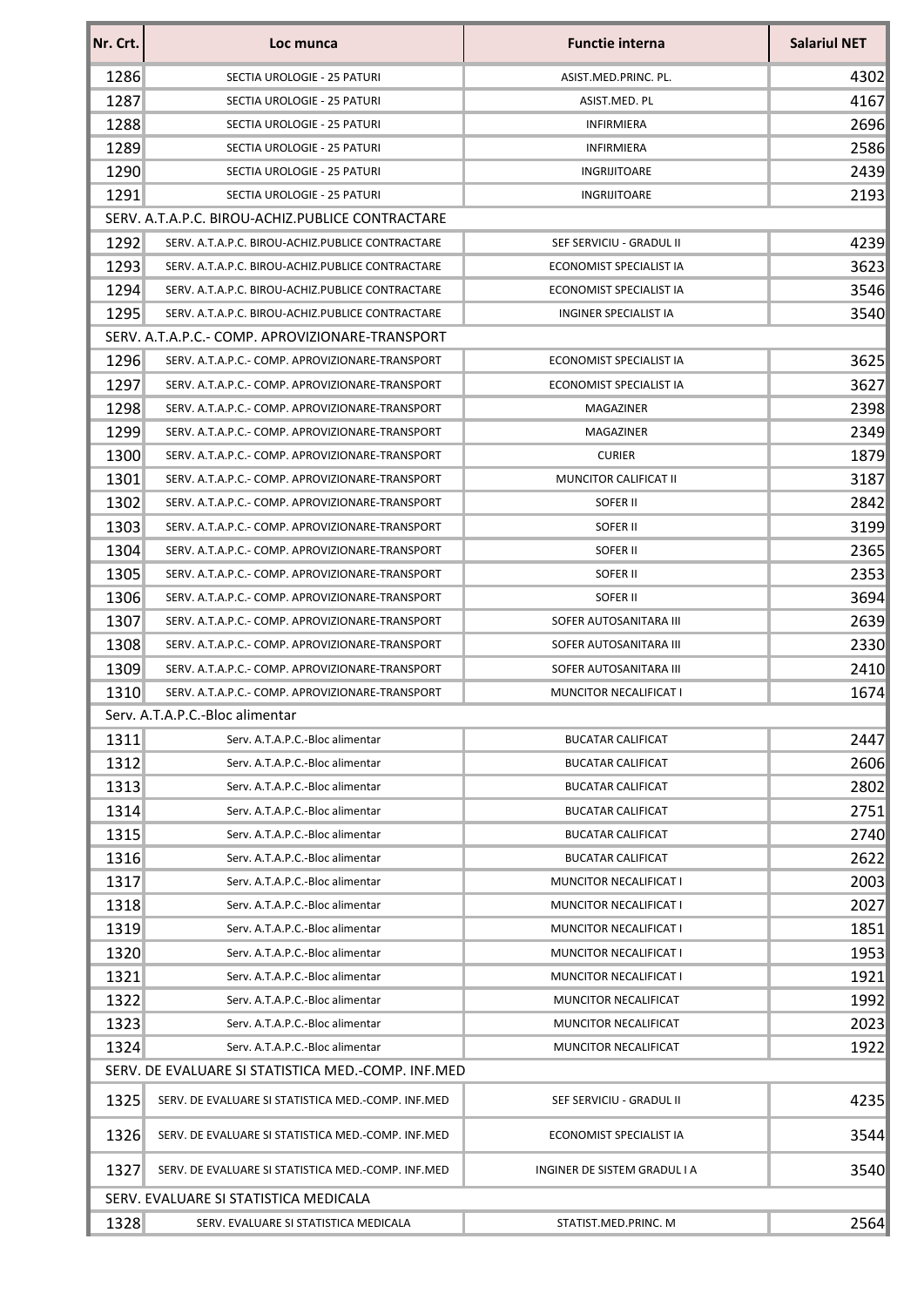| Nr. Crt. | Loc munca | Functie interna | Salariul NET |
|---|---|---|---|
| 1286 | SECTIA UROLOGIE - 25 PATURI | ASIST.MED.PRINC. PL. | 4302 |
| 1287 | SECTIA UROLOGIE - 25 PATURI | ASIST.MED. PL | 4167 |
| 1288 | SECTIA UROLOGIE - 25 PATURI | INFIRMIERA | 2696 |
| 1289 | SECTIA UROLOGIE - 25 PATURI | INFIRMIERA | 2586 |
| 1290 | SECTIA UROLOGIE - 25 PATURI | INGRIJITOARE | 2439 |
| 1291 | SECTIA UROLOGIE - 25 PATURI | INGRIJITOARE | 2193 |
| SERV. A.T.A.P.C. BIROU-ACHIZ.PUBLICE CONTRACTARE | | | |
| 1292 | SERV. A.T.A.P.C. BIROU-ACHIZ.PUBLICE CONTRACTARE | SEF SERVICIU - GRADUL II | 4239 |
| 1293 | SERV. A.T.A.P.C. BIROU-ACHIZ.PUBLICE CONTRACTARE | ECONOMIST SPECIALIST IA | 3623 |
| 1294 | SERV. A.T.A.P.C. BIROU-ACHIZ.PUBLICE CONTRACTARE | ECONOMIST SPECIALIST IA | 3546 |
| 1295 | SERV. A.T.A.P.C. BIROU-ACHIZ.PUBLICE CONTRACTARE | INGINER SPECIALIST IA | 3540 |
| SERV. A.T.A.P.C.- COMP. APROVIZIONARE-TRANSPORT | | | |
| 1296 | SERV. A.T.A.P.C.- COMP. APROVIZIONARE-TRANSPORT | ECONOMIST SPECIALIST IA | 3625 |
| 1297 | SERV. A.T.A.P.C.- COMP. APROVIZIONARE-TRANSPORT | ECONOMIST SPECIALIST IA | 3627 |
| 1298 | SERV. A.T.A.P.C.- COMP. APROVIZIONARE-TRANSPORT | MAGAZINER | 2398 |
| 1299 | SERV. A.T.A.P.C.- COMP. APROVIZIONARE-TRANSPORT | MAGAZINER | 2349 |
| 1300 | SERV. A.T.A.P.C.- COMP. APROVIZIONARE-TRANSPORT | CURIER | 1879 |
| 1301 | SERV. A.T.A.P.C.- COMP. APROVIZIONARE-TRANSPORT | MUNCITOR CALIFICAT II | 3187 |
| 1302 | SERV. A.T.A.P.C.- COMP. APROVIZIONARE-TRANSPORT | SOFER II | 2842 |
| 1303 | SERV. A.T.A.P.C.- COMP. APROVIZIONARE-TRANSPORT | SOFER II | 3199 |
| 1304 | SERV. A.T.A.P.C.- COMP. APROVIZIONARE-TRANSPORT | SOFER II | 2365 |
| 1305 | SERV. A.T.A.P.C.- COMP. APROVIZIONARE-TRANSPORT | SOFER II | 2353 |
| 1306 | SERV. A.T.A.P.C.- COMP. APROVIZIONARE-TRANSPORT | SOFER II | 3694 |
| 1307 | SERV. A.T.A.P.C.- COMP. APROVIZIONARE-TRANSPORT | SOFER AUTOSANITARA III | 2639 |
| 1308 | SERV. A.T.A.P.C.- COMP. APROVIZIONARE-TRANSPORT | SOFER AUTOSANITARA III | 2330 |
| 1309 | SERV. A.T.A.P.C.- COMP. APROVIZIONARE-TRANSPORT | SOFER AUTOSANITARA III | 2410 |
| 1310 | SERV. A.T.A.P.C.- COMP. APROVIZIONARE-TRANSPORT | MUNCITOR NECALIFICAT I | 1674 |
| Serv. A.T.A.P.C.-Bloc alimentar | | | |
| 1311 | Serv. A.T.A.P.C.-Bloc alimentar | BUCATAR CALIFICAT | 2447 |
| 1312 | Serv. A.T.A.P.C.-Bloc alimentar | BUCATAR CALIFICAT | 2606 |
| 1313 | Serv. A.T.A.P.C.-Bloc alimentar | BUCATAR CALIFICAT | 2802 |
| 1314 | Serv. A.T.A.P.C.-Bloc alimentar | BUCATAR CALIFICAT | 2751 |
| 1315 | Serv. A.T.A.P.C.-Bloc alimentar | BUCATAR CALIFICAT | 2740 |
| 1316 | Serv. A.T.A.P.C.-Bloc alimentar | BUCATAR CALIFICAT | 2622 |
| 1317 | Serv. A.T.A.P.C.-Bloc alimentar | MUNCITOR NECALIFICAT I | 2003 |
| 1318 | Serv. A.T.A.P.C.-Bloc alimentar | MUNCITOR NECALIFICAT I | 2027 |
| 1319 | Serv. A.T.A.P.C.-Bloc alimentar | MUNCITOR NECALIFICAT I | 1851 |
| 1320 | Serv. A.T.A.P.C.-Bloc alimentar | MUNCITOR NECALIFICAT I | 1953 |
| 1321 | Serv. A.T.A.P.C.-Bloc alimentar | MUNCITOR NECALIFICAT I | 1921 |
| 1322 | Serv. A.T.A.P.C.-Bloc alimentar | MUNCITOR NECALIFICAT | 1992 |
| 1323 | Serv. A.T.A.P.C.-Bloc alimentar | MUNCITOR NECALIFICAT | 2023 |
| 1324 | Serv. A.T.A.P.C.-Bloc alimentar | MUNCITOR NECALIFICAT | 1922 |
| SERV. DE EVALUARE SI STATISTICA MED.-COMP. INF.MED | | | |
| 1325 | SERV. DE EVALUARE SI STATISTICA MED.-COMP. INF.MED | SEF SERVICIU - GRADUL II | 4235 |
| 1326 | SERV. DE EVALUARE SI STATISTICA MED.-COMP. INF.MED | ECONOMIST SPECIALIST IA | 3544 |
| 1327 | SERV. DE EVALUARE SI STATISTICA MED.-COMP. INF.MED | INGINER DE SISTEM GRADUL I A | 3540 |
| SERV. EVALUARE SI STATISTICA MEDICALA | | | |
| 1328 | SERV. EVALUARE SI STATISTICA MEDICALA | STATIST.MED.PRINC. M | 2564 |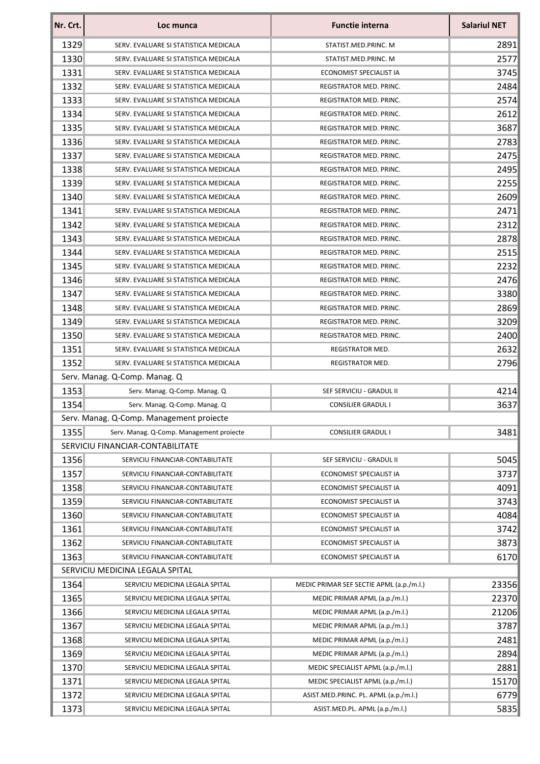| Nr. Crt. | Loc munca | Functie interna | Salariul NET |
|---|---|---|---|
| 1329 | SERV. EVALUARE SI STATISTICA MEDICALA | STATIST.MED.PRINC. M | 2891 |
| 1330 | SERV. EVALUARE SI STATISTICA MEDICALA | STATIST.MED.PRINC. M | 2577 |
| 1331 | SERV. EVALUARE SI STATISTICA MEDICALA | ECONOMIST SPECIALIST IA | 3745 |
| 1332 | SERV. EVALUARE SI STATISTICA MEDICALA | REGISTRATOR MED. PRINC. | 2484 |
| 1333 | SERV. EVALUARE SI STATISTICA MEDICALA | REGISTRATOR MED. PRINC. | 2574 |
| 1334 | SERV. EVALUARE SI STATISTICA MEDICALA | REGISTRATOR MED. PRINC. | 2612 |
| 1335 | SERV. EVALUARE SI STATISTICA MEDICALA | REGISTRATOR MED. PRINC. | 3687 |
| 1336 | SERV. EVALUARE SI STATISTICA MEDICALA | REGISTRATOR MED. PRINC. | 2783 |
| 1337 | SERV. EVALUARE SI STATISTICA MEDICALA | REGISTRATOR MED. PRINC. | 2475 |
| 1338 | SERV. EVALUARE SI STATISTICA MEDICALA | REGISTRATOR MED. PRINC. | 2495 |
| 1339 | SERV. EVALUARE SI STATISTICA MEDICALA | REGISTRATOR MED. PRINC. | 2255 |
| 1340 | SERV. EVALUARE SI STATISTICA MEDICALA | REGISTRATOR MED. PRINC. | 2609 |
| 1341 | SERV. EVALUARE SI STATISTICA MEDICALA | REGISTRATOR MED. PRINC. | 2471 |
| 1342 | SERV. EVALUARE SI STATISTICA MEDICALA | REGISTRATOR MED. PRINC. | 2312 |
| 1343 | SERV. EVALUARE SI STATISTICA MEDICALA | REGISTRATOR MED. PRINC. | 2878 |
| 1344 | SERV. EVALUARE SI STATISTICA MEDICALA | REGISTRATOR MED. PRINC. | 2515 |
| 1345 | SERV. EVALUARE SI STATISTICA MEDICALA | REGISTRATOR MED. PRINC. | 2232 |
| 1346 | SERV. EVALUARE SI STATISTICA MEDICALA | REGISTRATOR MED. PRINC. | 2476 |
| 1347 | SERV. EVALUARE SI STATISTICA MEDICALA | REGISTRATOR MED. PRINC. | 3380 |
| 1348 | SERV. EVALUARE SI STATISTICA MEDICALA | REGISTRATOR MED. PRINC. | 2869 |
| 1349 | SERV. EVALUARE SI STATISTICA MEDICALA | REGISTRATOR MED. PRINC. | 3209 |
| 1350 | SERV. EVALUARE SI STATISTICA MEDICALA | REGISTRATOR MED. PRINC. | 2400 |
| 1351 | SERV. EVALUARE SI STATISTICA MEDICALA | REGISTRATOR MED. | 2632 |
| 1352 | SERV. EVALUARE SI STATISTICA MEDICALA | REGISTRATOR MED. | 2796 |
| Serv. Manag. Q-Comp. Manag. Q | | | |
| 1353 | Serv. Manag. Q-Comp. Manag. Q | SEF SERVICIU - GRADUL II | 4214 |
| 1354 | Serv. Manag. Q-Comp. Manag. Q | CONSILIER GRADUL I | 3637 |
| Serv. Manag. Q-Comp. Management proiecte | | | |
| 1355 | Serv. Manag. Q-Comp. Management proiecte | CONSILIER GRADUL I | 3481 |
| SERVICIU FINANCIAR-CONTABILITATE | | | |
| 1356 | SERVICIU FINANCIAR-CONTABILITATE | SEF SERVICIU - GRADUL II | 5045 |
| 1357 | SERVICIU FINANCIAR-CONTABILITATE | ECONOMIST SPECIALIST IA | 3737 |
| 1358 | SERVICIU FINANCIAR-CONTABILITATE | ECONOMIST SPECIALIST IA | 4091 |
| 1359 | SERVICIU FINANCIAR-CONTABILITATE | ECONOMIST SPECIALIST IA | 3743 |
| 1360 | SERVICIU FINANCIAR-CONTABILITATE | ECONOMIST SPECIALIST IA | 4084 |
| 1361 | SERVICIU FINANCIAR-CONTABILITATE | ECONOMIST SPECIALIST IA | 3742 |
| 1362 | SERVICIU FINANCIAR-CONTABILITATE | ECONOMIST SPECIALIST IA | 3873 |
| 1363 | SERVICIU FINANCIAR-CONTABILITATE | ECONOMIST SPECIALIST IA | 6170 |
| SERVICIU MEDICINA LEGALA SPITAL | | | |
| 1364 | SERVICIU MEDICINA LEGALA SPITAL | MEDIC PRIMAR SEF SECTIE APML (a.p./m.l.) | 23356 |
| 1365 | SERVICIU MEDICINA LEGALA SPITAL | MEDIC PRIMAR APML (a.p./m.l.) | 22370 |
| 1366 | SERVICIU MEDICINA LEGALA SPITAL | MEDIC PRIMAR APML (a.p./m.l.) | 21206 |
| 1367 | SERVICIU MEDICINA LEGALA SPITAL | MEDIC PRIMAR APML (a.p./m.l.) | 3787 |
| 1368 | SERVICIU MEDICINA LEGALA SPITAL | MEDIC PRIMAR APML (a.p./m.l.) | 2481 |
| 1369 | SERVICIU MEDICINA LEGALA SPITAL | MEDIC PRIMAR APML (a.p./m.l.) | 2894 |
| 1370 | SERVICIU MEDICINA LEGALA SPITAL | MEDIC SPECIALIST APML (a.p./m.l.) | 2881 |
| 1371 | SERVICIU MEDICINA LEGALA SPITAL | MEDIC SPECIALIST APML (a.p./m.l.) | 15170 |
| 1372 | SERVICIU MEDICINA LEGALA SPITAL | ASIST.MED.PRINC. PL. APML (a.p./m.l.) | 6779 |
| 1373 | SERVICIU MEDICINA LEGALA SPITAL | ASIST.MED.PL. APML (a.p./m.l.) | 5835 |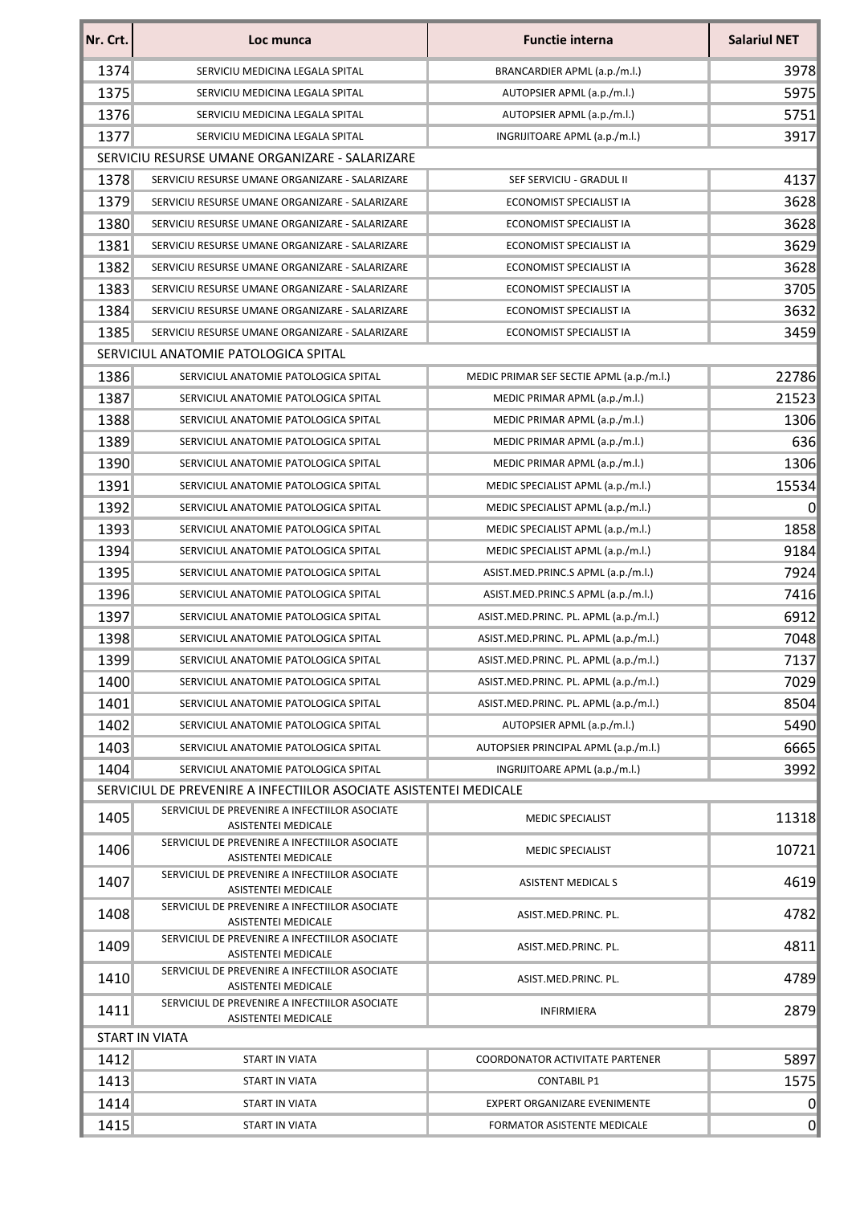| Nr. Crt. | Loc munca | Functie interna | Salariul NET |
|---|---|---|---|
| 1374 | SERVICIU MEDICINA LEGALA SPITAL | BRANCARDIER APML (a.p./m.l.) | 3978 |
| 1375 | SERVICIU MEDICINA LEGALA SPITAL | AUTOPSIER APML (a.p./m.l.) | 5975 |
| 1376 | SERVICIU MEDICINA LEGALA SPITAL | AUTOPSIER APML (a.p./m.l.) | 5751 |
| 1377 | SERVICIU MEDICINA LEGALA SPITAL | INGRIJITOARE APML (a.p./m.l.) | 3917 |
| SERVICIU RESURSE UMANE ORGANIZARE - SALARIZARE | | | |
| 1378 | SERVICIU RESURSE UMANE ORGANIZARE - SALARIZARE | SEF SERVICIU - GRADUL II | 4137 |
| 1379 | SERVICIU RESURSE UMANE ORGANIZARE - SALARIZARE | ECONOMIST SPECIALIST IA | 3628 |
| 1380 | SERVICIU RESURSE UMANE ORGANIZARE - SALARIZARE | ECONOMIST SPECIALIST IA | 3628 |
| 1381 | SERVICIU RESURSE UMANE ORGANIZARE - SALARIZARE | ECONOMIST SPECIALIST IA | 3629 |
| 1382 | SERVICIU RESURSE UMANE ORGANIZARE - SALARIZARE | ECONOMIST SPECIALIST IA | 3628 |
| 1383 | SERVICIU RESURSE UMANE ORGANIZARE - SALARIZARE | ECONOMIST SPECIALIST IA | 3705 |
| 1384 | SERVICIU RESURSE UMANE ORGANIZARE - SALARIZARE | ECONOMIST SPECIALIST IA | 3632 |
| 1385 | SERVICIU RESURSE UMANE ORGANIZARE - SALARIZARE | ECONOMIST SPECIALIST IA | 3459 |
| SERVICIUL ANATOMIE PATOLOGICA SPITAL | | | |
| 1386 | SERVICIUL ANATOMIE PATOLOGICA SPITAL | MEDIC PRIMAR SEF SECTIE APML (a.p./m.l.) | 22786 |
| 1387 | SERVICIUL ANATOMIE PATOLOGICA SPITAL | MEDIC PRIMAR APML (a.p./m.l.) | 21523 |
| 1388 | SERVICIUL ANATOMIE PATOLOGICA SPITAL | MEDIC PRIMAR APML (a.p./m.l.) | 1306 |
| 1389 | SERVICIUL ANATOMIE PATOLOGICA SPITAL | MEDIC PRIMAR APML (a.p./m.l.) | 636 |
| 1390 | SERVICIUL ANATOMIE PATOLOGICA SPITAL | MEDIC PRIMAR APML (a.p./m.l.) | 1306 |
| 1391 | SERVICIUL ANATOMIE PATOLOGICA SPITAL | MEDIC SPECIALIST APML (a.p./m.l.) | 15534 |
| 1392 | SERVICIUL ANATOMIE PATOLOGICA SPITAL | MEDIC SPECIALIST APML (a.p./m.l.) | 0 |
| 1393 | SERVICIUL ANATOMIE PATOLOGICA SPITAL | MEDIC SPECIALIST APML (a.p./m.l.) | 1858 |
| 1394 | SERVICIUL ANATOMIE PATOLOGICA SPITAL | MEDIC SPECIALIST APML (a.p./m.l.) | 9184 |
| 1395 | SERVICIUL ANATOMIE PATOLOGICA SPITAL | ASIST.MED.PRINC.S APML (a.p./m.l.) | 7924 |
| 1396 | SERVICIUL ANATOMIE PATOLOGICA SPITAL | ASIST.MED.PRINC.S APML (a.p./m.l.) | 7416 |
| 1397 | SERVICIUL ANATOMIE PATOLOGICA SPITAL | ASIST.MED.PRINC. PL. APML (a.p./m.l.) | 6912 |
| 1398 | SERVICIUL ANATOMIE PATOLOGICA SPITAL | ASIST.MED.PRINC. PL. APML (a.p./m.l.) | 7048 |
| 1399 | SERVICIUL ANATOMIE PATOLOGICA SPITAL | ASIST.MED.PRINC. PL. APML (a.p./m.l.) | 7137 |
| 1400 | SERVICIUL ANATOMIE PATOLOGICA SPITAL | ASIST.MED.PRINC. PL. APML (a.p./m.l.) | 7029 |
| 1401 | SERVICIUL ANATOMIE PATOLOGICA SPITAL | ASIST.MED.PRINC. PL. APML (a.p./m.l.) | 8504 |
| 1402 | SERVICIUL ANATOMIE PATOLOGICA SPITAL | AUTOPSIER APML (a.p./m.l.) | 5490 |
| 1403 | SERVICIUL ANATOMIE PATOLOGICA SPITAL | AUTOPSIER PRINCIPAL APML (a.p./m.l.) | 6665 |
| 1404 | SERVICIUL ANATOMIE PATOLOGICA SPITAL | INGRIJITOARE APML (a.p./m.l.) | 3992 |
| SERVICIUL DE PREVENIRE A INFECTIILOR ASOCIATE ASISTENTEI MEDICALE | | | |
| 1405 | SERVICIUL DE PREVENIRE A INFECTIILOR ASOCIATE ASISTENTEI MEDICALE | MEDIC SPECIALIST | 11318 |
| 1406 | SERVICIUL DE PREVENIRE A INFECTIILOR ASOCIATE ASISTENTEI MEDICALE | MEDIC SPECIALIST | 10721 |
| 1407 | SERVICIUL DE PREVENIRE A INFECTIILOR ASOCIATE ASISTENTEI MEDICALE | ASISTENT MEDICAL S | 4619 |
| 1408 | SERVICIUL DE PREVENIRE A INFECTIILOR ASOCIATE ASISTENTEI MEDICALE | ASIST.MED.PRINC. PL. | 4782 |
| 1409 | SERVICIUL DE PREVENIRE A INFECTIILOR ASOCIATE ASISTENTEI MEDICALE | ASIST.MED.PRINC. PL. | 4811 |
| 1410 | SERVICIUL DE PREVENIRE A INFECTIILOR ASOCIATE ASISTENTEI MEDICALE | ASIST.MED.PRINC. PL. | 4789 |
| 1411 | SERVICIUL DE PREVENIRE A INFECTIILOR ASOCIATE ASISTENTEI MEDICALE | INFIRMIERA | 2879 |
| START IN VIATA | | | |
| 1412 | START IN VIATA | COORDONATOR ACTIVITATE PARTENER | 5897 |
| 1413 | START IN VIATA | CONTABIL P1 | 1575 |
| 1414 | START IN VIATA | EXPERT ORGANIZARE EVENIMENTE | 0 |
| 1415 | START IN VIATA | FORMATOR ASISTENTE MEDICALE | 0 |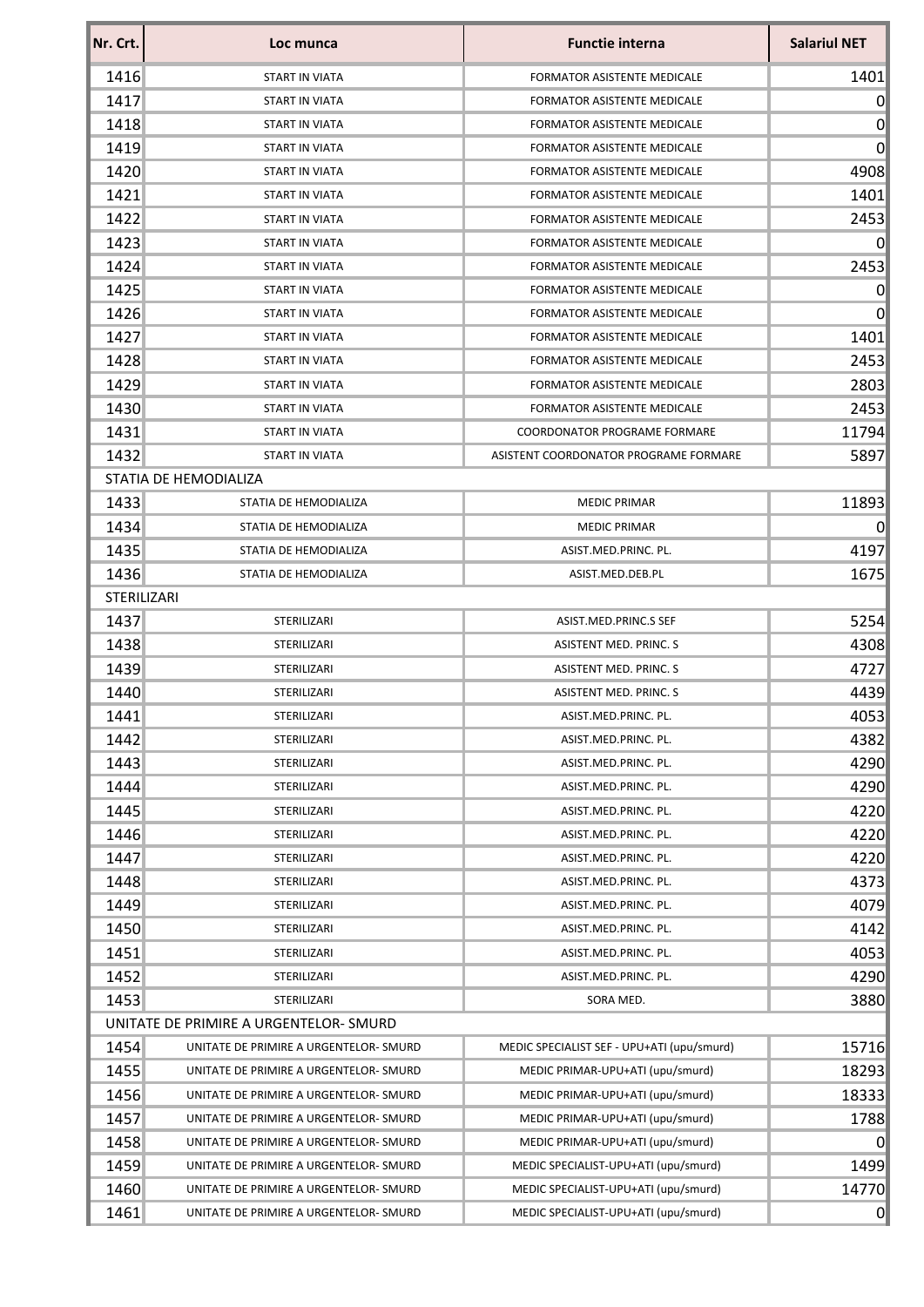| Nr. Crt. | Loc munca | Functie interna | Salariul NET |
|---|---|---|---|
| 1416 | START IN VIATA | FORMATOR ASISTENTE MEDICALE | 1401 |
| 1417 | START IN VIATA | FORMATOR ASISTENTE MEDICALE | 0 |
| 1418 | START IN VIATA | FORMATOR ASISTENTE MEDICALE | 0 |
| 1419 | START IN VIATA | FORMATOR ASISTENTE MEDICALE | 0 |
| 1420 | START IN VIATA | FORMATOR ASISTENTE MEDICALE | 4908 |
| 1421 | START IN VIATA | FORMATOR ASISTENTE MEDICALE | 1401 |
| 1422 | START IN VIATA | FORMATOR ASISTENTE MEDICALE | 2453 |
| 1423 | START IN VIATA | FORMATOR ASISTENTE MEDICALE | 0 |
| 1424 | START IN VIATA | FORMATOR ASISTENTE MEDICALE | 2453 |
| 1425 | START IN VIATA | FORMATOR ASISTENTE MEDICALE | 0 |
| 1426 | START IN VIATA | FORMATOR ASISTENTE MEDICALE | 0 |
| 1427 | START IN VIATA | FORMATOR ASISTENTE MEDICALE | 1401 |
| 1428 | START IN VIATA | FORMATOR ASISTENTE MEDICALE | 2453 |
| 1429 | START IN VIATA | FORMATOR ASISTENTE MEDICALE | 2803 |
| 1430 | START IN VIATA | FORMATOR ASISTENTE MEDICALE | 2453 |
| 1431 | START IN VIATA | COORDONATOR PROGRAME FORMARE | 11794 |
| 1432 | START IN VIATA | ASISTENT COORDONATOR PROGRAME FORMARE | 5897 |
| STATIA DE HEMODIALIZA | | | |
| 1433 | STATIA DE HEMODIALIZA | MEDIC PRIMAR | 11893 |
| 1434 | STATIA DE HEMODIALIZA | MEDIC PRIMAR | 0 |
| 1435 | STATIA DE HEMODIALIZA | ASIST.MED.PRINC. PL. | 4197 |
| 1436 | STATIA DE HEMODIALIZA | ASIST.MED.DEB.PL | 1675 |
| STERILIZARI | | | |
| 1437 | STERILIZARI | ASIST.MED.PRINC.S SEF | 5254 |
| 1438 | STERILIZARI | ASISTENT MED. PRINC. S | 4308 |
| 1439 | STERILIZARI | ASISTENT MED. PRINC. S | 4727 |
| 1440 | STERILIZARI | ASISTENT MED. PRINC. S | 4439 |
| 1441 | STERILIZARI | ASIST.MED.PRINC. PL. | 4053 |
| 1442 | STERILIZARI | ASIST.MED.PRINC. PL. | 4382 |
| 1443 | STERILIZARI | ASIST.MED.PRINC. PL. | 4290 |
| 1444 | STERILIZARI | ASIST.MED.PRINC. PL. | 4290 |
| 1445 | STERILIZARI | ASIST.MED.PRINC. PL. | 4220 |
| 1446 | STERILIZARI | ASIST.MED.PRINC. PL. | 4220 |
| 1447 | STERILIZARI | ASIST.MED.PRINC. PL. | 4220 |
| 1448 | STERILIZARI | ASIST.MED.PRINC. PL. | 4373 |
| 1449 | STERILIZARI | ASIST.MED.PRINC. PL. | 4079 |
| 1450 | STERILIZARI | ASIST.MED.PRINC. PL. | 4142 |
| 1451 | STERILIZARI | ASIST.MED.PRINC. PL. | 4053 |
| 1452 | STERILIZARI | ASIST.MED.PRINC. PL. | 4290 |
| 1453 | STERILIZARI | SORA MED. | 3880 |
| UNITATE DE PRIMIRE A URGENTELOR- SMURD | | | |
| 1454 | UNITATE DE PRIMIRE A URGENTELOR- SMURD | MEDIC SPECIALIST SEF - UPU+ATI (upu/smurd) | 15716 |
| 1455 | UNITATE DE PRIMIRE A URGENTELOR- SMURD | MEDIC PRIMAR-UPU+ATI (upu/smurd) | 18293 |
| 1456 | UNITATE DE PRIMIRE A URGENTELOR- SMURD | MEDIC PRIMAR-UPU+ATI (upu/smurd) | 18333 |
| 1457 | UNITATE DE PRIMIRE A URGENTELOR- SMURD | MEDIC PRIMAR-UPU+ATI (upu/smurd) | 1788 |
| 1458 | UNITATE DE PRIMIRE A URGENTELOR- SMURD | MEDIC PRIMAR-UPU+ATI (upu/smurd) | 0 |
| 1459 | UNITATE DE PRIMIRE A URGENTELOR- SMURD | MEDIC SPECIALIST-UPU+ATI (upu/smurd) | 1499 |
| 1460 | UNITATE DE PRIMIRE A URGENTELOR- SMURD | MEDIC SPECIALIST-UPU+ATI (upu/smurd) | 14770 |
| 1461 | UNITATE DE PRIMIRE A URGENTELOR- SMURD | MEDIC SPECIALIST-UPU+ATI (upu/smurd) | 0 |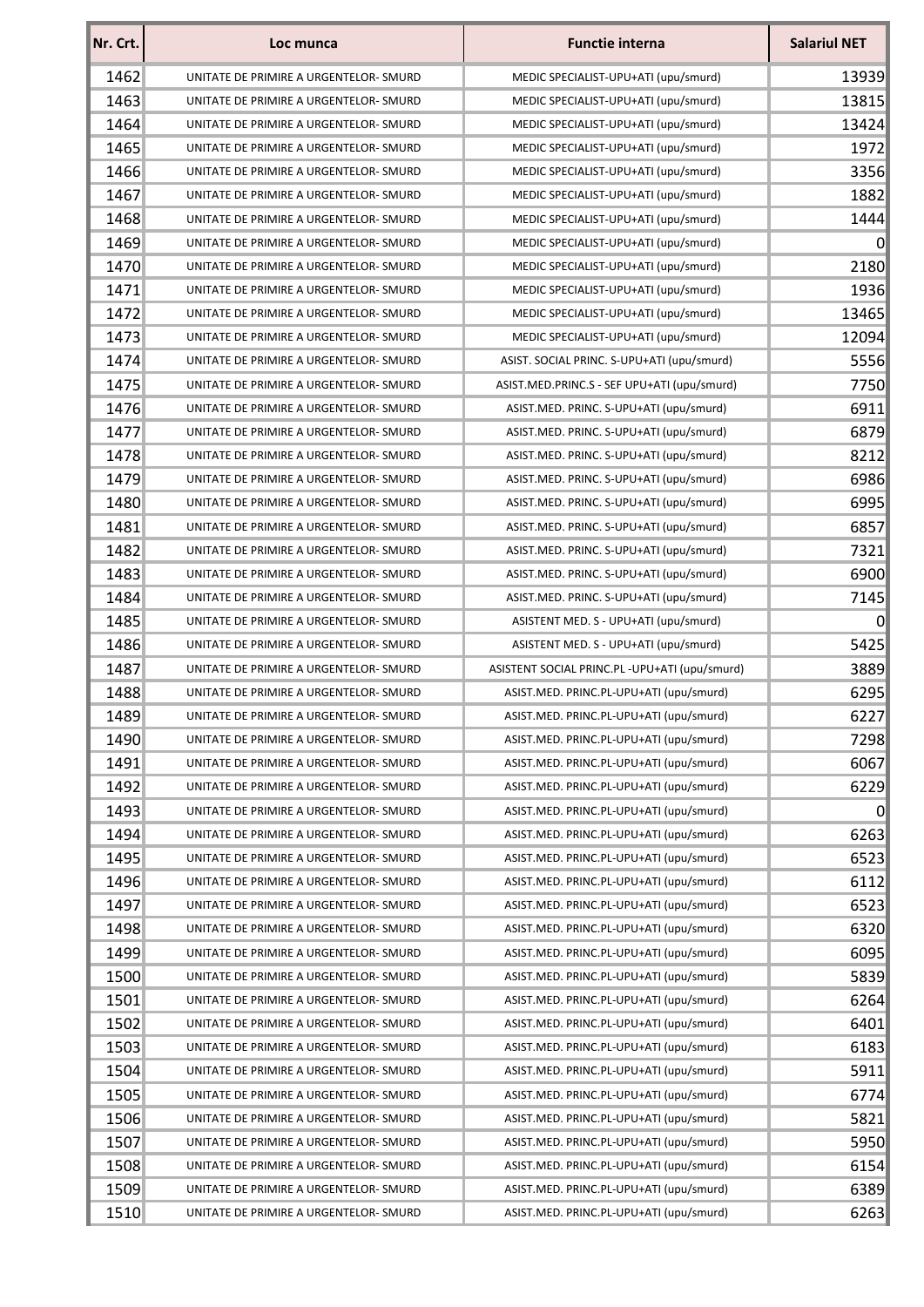| Nr. Crt. | Loc munca | Functie interna | Salariul NET |
|---|---|---|---|
| 1462 | UNITATE DE PRIMIRE A URGENTELOR- SMURD | MEDIC SPECIALIST-UPU+ATI (upu/smurd) | 13939 |
| 1463 | UNITATE DE PRIMIRE A URGENTELOR- SMURD | MEDIC SPECIALIST-UPU+ATI (upu/smurd) | 13815 |
| 1464 | UNITATE DE PRIMIRE A URGENTELOR- SMURD | MEDIC SPECIALIST-UPU+ATI (upu/smurd) | 13424 |
| 1465 | UNITATE DE PRIMIRE A URGENTELOR- SMURD | MEDIC SPECIALIST-UPU+ATI (upu/smurd) | 1972 |
| 1466 | UNITATE DE PRIMIRE A URGENTELOR- SMURD | MEDIC SPECIALIST-UPU+ATI (upu/smurd) | 3356 |
| 1467 | UNITATE DE PRIMIRE A URGENTELOR- SMURD | MEDIC SPECIALIST-UPU+ATI (upu/smurd) | 1882 |
| 1468 | UNITATE DE PRIMIRE A URGENTELOR- SMURD | MEDIC SPECIALIST-UPU+ATI (upu/smurd) | 1444 |
| 1469 | UNITATE DE PRIMIRE A URGENTELOR- SMURD | MEDIC SPECIALIST-UPU+ATI (upu/smurd) | 0 |
| 1470 | UNITATE DE PRIMIRE A URGENTELOR- SMURD | MEDIC SPECIALIST-UPU+ATI (upu/smurd) | 2180 |
| 1471 | UNITATE DE PRIMIRE A URGENTELOR- SMURD | MEDIC SPECIALIST-UPU+ATI (upu/smurd) | 1936 |
| 1472 | UNITATE DE PRIMIRE A URGENTELOR- SMURD | MEDIC SPECIALIST-UPU+ATI (upu/smurd) | 13465 |
| 1473 | UNITATE DE PRIMIRE A URGENTELOR- SMURD | MEDIC SPECIALIST-UPU+ATI (upu/smurd) | 12094 |
| 1474 | UNITATE DE PRIMIRE A URGENTELOR- SMURD | ASIST. SOCIAL PRINC. S-UPU+ATI (upu/smurd) | 5556 |
| 1475 | UNITATE DE PRIMIRE A URGENTELOR- SMURD | ASIST.MED.PRINC.S - SEF UPU+ATI (upu/smurd) | 7750 |
| 1476 | UNITATE DE PRIMIRE A URGENTELOR- SMURD | ASIST.MED. PRINC. S-UPU+ATI (upu/smurd) | 6911 |
| 1477 | UNITATE DE PRIMIRE A URGENTELOR- SMURD | ASIST.MED. PRINC. S-UPU+ATI (upu/smurd) | 6879 |
| 1478 | UNITATE DE PRIMIRE A URGENTELOR- SMURD | ASIST.MED. PRINC. S-UPU+ATI (upu/smurd) | 8212 |
| 1479 | UNITATE DE PRIMIRE A URGENTELOR- SMURD | ASIST.MED. PRINC. S-UPU+ATI (upu/smurd) | 6986 |
| 1480 | UNITATE DE PRIMIRE A URGENTELOR- SMURD | ASIST.MED. PRINC. S-UPU+ATI (upu/smurd) | 6995 |
| 1481 | UNITATE DE PRIMIRE A URGENTELOR- SMURD | ASIST.MED. PRINC. S-UPU+ATI (upu/smurd) | 6857 |
| 1482 | UNITATE DE PRIMIRE A URGENTELOR- SMURD | ASIST.MED. PRINC. S-UPU+ATI (upu/smurd) | 7321 |
| 1483 | UNITATE DE PRIMIRE A URGENTELOR- SMURD | ASIST.MED. PRINC. S-UPU+ATI (upu/smurd) | 6900 |
| 1484 | UNITATE DE PRIMIRE A URGENTELOR- SMURD | ASIST.MED. PRINC. S-UPU+ATI (upu/smurd) | 7145 |
| 1485 | UNITATE DE PRIMIRE A URGENTELOR- SMURD | ASISTENT MED. S - UPU+ATI (upu/smurd) | 0 |
| 1486 | UNITATE DE PRIMIRE A URGENTELOR- SMURD | ASISTENT MED. S - UPU+ATI (upu/smurd) | 5425 |
| 1487 | UNITATE DE PRIMIRE A URGENTELOR- SMURD | ASISTENT SOCIAL PRINC.PL -UPU+ATI (upu/smurd) | 3889 |
| 1488 | UNITATE DE PRIMIRE A URGENTELOR- SMURD | ASIST.MED. PRINC.PL-UPU+ATI (upu/smurd) | 6295 |
| 1489 | UNITATE DE PRIMIRE A URGENTELOR- SMURD | ASIST.MED. PRINC.PL-UPU+ATI (upu/smurd) | 6227 |
| 1490 | UNITATE DE PRIMIRE A URGENTELOR- SMURD | ASIST.MED. PRINC.PL-UPU+ATI (upu/smurd) | 7298 |
| 1491 | UNITATE DE PRIMIRE A URGENTELOR- SMURD | ASIST.MED. PRINC.PL-UPU+ATI (upu/smurd) | 6067 |
| 1492 | UNITATE DE PRIMIRE A URGENTELOR- SMURD | ASIST.MED. PRINC.PL-UPU+ATI (upu/smurd) | 6229 |
| 1493 | UNITATE DE PRIMIRE A URGENTELOR- SMURD | ASIST.MED. PRINC.PL-UPU+ATI (upu/smurd) | 0 |
| 1494 | UNITATE DE PRIMIRE A URGENTELOR- SMURD | ASIST.MED. PRINC.PL-UPU+ATI (upu/smurd) | 6263 |
| 1495 | UNITATE DE PRIMIRE A URGENTELOR- SMURD | ASIST.MED. PRINC.PL-UPU+ATI (upu/smurd) | 6523 |
| 1496 | UNITATE DE PRIMIRE A URGENTELOR- SMURD | ASIST.MED. PRINC.PL-UPU+ATI (upu/smurd) | 6112 |
| 1497 | UNITATE DE PRIMIRE A URGENTELOR- SMURD | ASIST.MED. PRINC.PL-UPU+ATI (upu/smurd) | 6523 |
| 1498 | UNITATE DE PRIMIRE A URGENTELOR- SMURD | ASIST.MED. PRINC.PL-UPU+ATI (upu/smurd) | 6320 |
| 1499 | UNITATE DE PRIMIRE A URGENTELOR- SMURD | ASIST.MED. PRINC.PL-UPU+ATI (upu/smurd) | 6095 |
| 1500 | UNITATE DE PRIMIRE A URGENTELOR- SMURD | ASIST.MED. PRINC.PL-UPU+ATI (upu/smurd) | 5839 |
| 1501 | UNITATE DE PRIMIRE A URGENTELOR- SMURD | ASIST.MED. PRINC.PL-UPU+ATI (upu/smurd) | 6264 |
| 1502 | UNITATE DE PRIMIRE A URGENTELOR- SMURD | ASIST.MED. PRINC.PL-UPU+ATI (upu/smurd) | 6401 |
| 1503 | UNITATE DE PRIMIRE A URGENTELOR- SMURD | ASIST.MED. PRINC.PL-UPU+ATI (upu/smurd) | 6183 |
| 1504 | UNITATE DE PRIMIRE A URGENTELOR- SMURD | ASIST.MED. PRINC.PL-UPU+ATI (upu/smurd) | 5911 |
| 1505 | UNITATE DE PRIMIRE A URGENTELOR- SMURD | ASIST.MED. PRINC.PL-UPU+ATI (upu/smurd) | 6774 |
| 1506 | UNITATE DE PRIMIRE A URGENTELOR- SMURD | ASIST.MED. PRINC.PL-UPU+ATI (upu/smurd) | 5821 |
| 1507 | UNITATE DE PRIMIRE A URGENTELOR- SMURD | ASIST.MED. PRINC.PL-UPU+ATI (upu/smurd) | 5950 |
| 1508 | UNITATE DE PRIMIRE A URGENTELOR- SMURD | ASIST.MED. PRINC.PL-UPU+ATI (upu/smurd) | 6154 |
| 1509 | UNITATE DE PRIMIRE A URGENTELOR- SMURD | ASIST.MED. PRINC.PL-UPU+ATI (upu/smurd) | 6389 |
| 1510 | UNITATE DE PRIMIRE A URGENTELOR- SMURD | ASIST.MED. PRINC.PL-UPU+ATI (upu/smurd) | 6263 |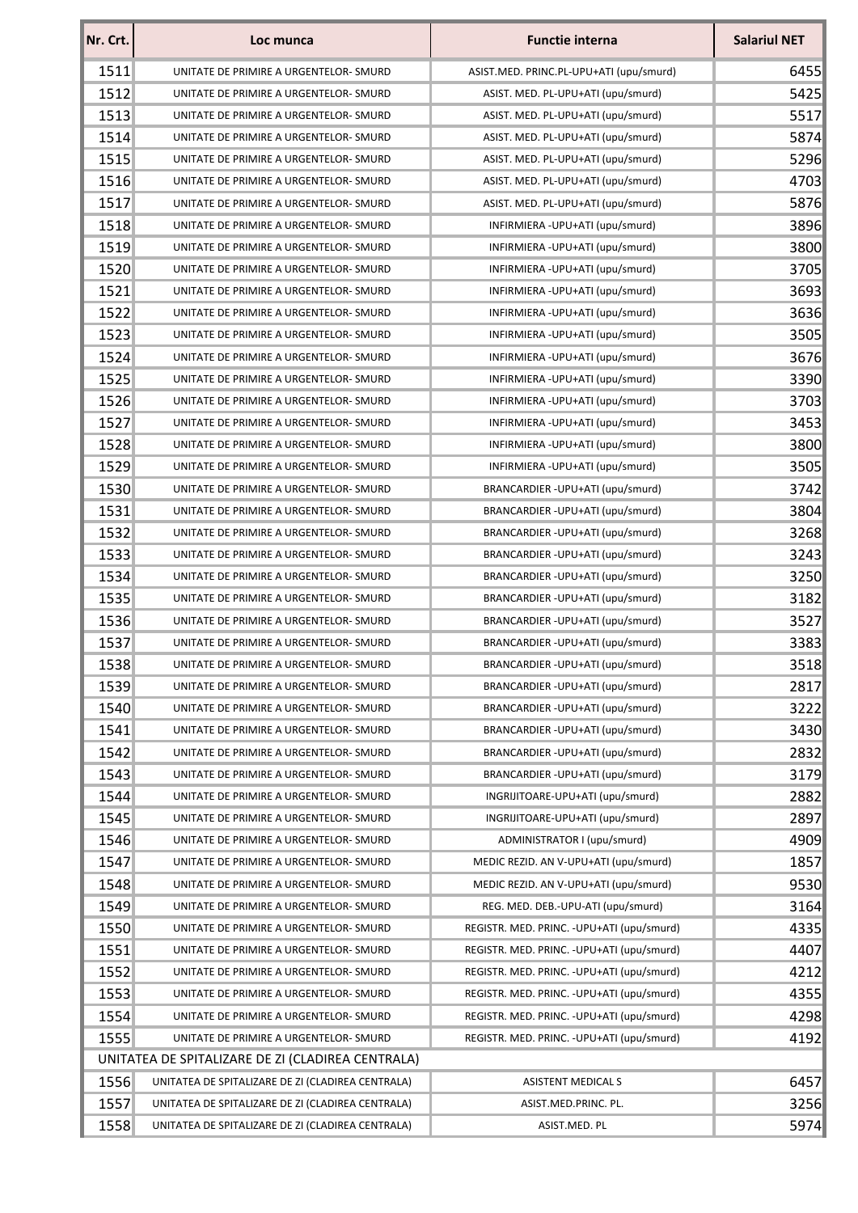| Nr. Crt. | Loc munca | Functie interna | Salariul NET |
|---|---|---|---|
| 1511 | UNITATE DE PRIMIRE A URGENTELOR- SMURD | ASIST.MED. PRINC.PL-UPU+ATI (upu/smurd) | 6455 |
| 1512 | UNITATE DE PRIMIRE A URGENTELOR- SMURD | ASIST. MED. PL-UPU+ATI (upu/smurd) | 5425 |
| 1513 | UNITATE DE PRIMIRE A URGENTELOR- SMURD | ASIST. MED. PL-UPU+ATI (upu/smurd) | 5517 |
| 1514 | UNITATE DE PRIMIRE A URGENTELOR- SMURD | ASIST. MED. PL-UPU+ATI (upu/smurd) | 5874 |
| 1515 | UNITATE DE PRIMIRE A URGENTELOR- SMURD | ASIST. MED. PL-UPU+ATI (upu/smurd) | 5296 |
| 1516 | UNITATE DE PRIMIRE A URGENTELOR- SMURD | ASIST. MED. PL-UPU+ATI (upu/smurd) | 4703 |
| 1517 | UNITATE DE PRIMIRE A URGENTELOR- SMURD | ASIST. MED. PL-UPU+ATI (upu/smurd) | 5876 |
| 1518 | UNITATE DE PRIMIRE A URGENTELOR- SMURD | INFIRMIERA -UPU+ATI (upu/smurd) | 3896 |
| 1519 | UNITATE DE PRIMIRE A URGENTELOR- SMURD | INFIRMIERA -UPU+ATI (upu/smurd) | 3800 |
| 1520 | UNITATE DE PRIMIRE A URGENTELOR- SMURD | INFIRMIERA -UPU+ATI (upu/smurd) | 3705 |
| 1521 | UNITATE DE PRIMIRE A URGENTELOR- SMURD | INFIRMIERA -UPU+ATI (upu/smurd) | 3693 |
| 1522 | UNITATE DE PRIMIRE A URGENTELOR- SMURD | INFIRMIERA -UPU+ATI (upu/smurd) | 3636 |
| 1523 | UNITATE DE PRIMIRE A URGENTELOR- SMURD | INFIRMIERA -UPU+ATI (upu/smurd) | 3505 |
| 1524 | UNITATE DE PRIMIRE A URGENTELOR- SMURD | INFIRMIERA -UPU+ATI (upu/smurd) | 3676 |
| 1525 | UNITATE DE PRIMIRE A URGENTELOR- SMURD | INFIRMIERA -UPU+ATI (upu/smurd) | 3390 |
| 1526 | UNITATE DE PRIMIRE A URGENTELOR- SMURD | INFIRMIERA -UPU+ATI (upu/smurd) | 3703 |
| 1527 | UNITATE DE PRIMIRE A URGENTELOR- SMURD | INFIRMIERA -UPU+ATI (upu/smurd) | 3453 |
| 1528 | UNITATE DE PRIMIRE A URGENTELOR- SMURD | INFIRMIERA -UPU+ATI (upu/smurd) | 3800 |
| 1529 | UNITATE DE PRIMIRE A URGENTELOR- SMURD | INFIRMIERA -UPU+ATI (upu/smurd) | 3505 |
| 1530 | UNITATE DE PRIMIRE A URGENTELOR- SMURD | BRANCARDIER -UPU+ATI (upu/smurd) | 3742 |
| 1531 | UNITATE DE PRIMIRE A URGENTELOR- SMURD | BRANCARDIER -UPU+ATI (upu/smurd) | 3804 |
| 1532 | UNITATE DE PRIMIRE A URGENTELOR- SMURD | BRANCARDIER -UPU+ATI (upu/smurd) | 3268 |
| 1533 | UNITATE DE PRIMIRE A URGENTELOR- SMURD | BRANCARDIER -UPU+ATI (upu/smurd) | 3243 |
| 1534 | UNITATE DE PRIMIRE A URGENTELOR- SMURD | BRANCARDIER -UPU+ATI (upu/smurd) | 3250 |
| 1535 | UNITATE DE PRIMIRE A URGENTELOR- SMURD | BRANCARDIER -UPU+ATI (upu/smurd) | 3182 |
| 1536 | UNITATE DE PRIMIRE A URGENTELOR- SMURD | BRANCARDIER -UPU+ATI (upu/smurd) | 3527 |
| 1537 | UNITATE DE PRIMIRE A URGENTELOR- SMURD | BRANCARDIER -UPU+ATI (upu/smurd) | 3383 |
| 1538 | UNITATE DE PRIMIRE A URGENTELOR- SMURD | BRANCARDIER -UPU+ATI (upu/smurd) | 3518 |
| 1539 | UNITATE DE PRIMIRE A URGENTELOR- SMURD | BRANCARDIER -UPU+ATI (upu/smurd) | 2817 |
| 1540 | UNITATE DE PRIMIRE A URGENTELOR- SMURD | BRANCARDIER -UPU+ATI (upu/smurd) | 3222 |
| 1541 | UNITATE DE PRIMIRE A URGENTELOR- SMURD | BRANCARDIER -UPU+ATI (upu/smurd) | 3430 |
| 1542 | UNITATE DE PRIMIRE A URGENTELOR- SMURD | BRANCARDIER -UPU+ATI (upu/smurd) | 2832 |
| 1543 | UNITATE DE PRIMIRE A URGENTELOR- SMURD | BRANCARDIER -UPU+ATI (upu/smurd) | 3179 |
| 1544 | UNITATE DE PRIMIRE A URGENTELOR- SMURD | INGRIJITOARE-UPU+ATI (upu/smurd) | 2882 |
| 1545 | UNITATE DE PRIMIRE A URGENTELOR- SMURD | INGRIJITOARE-UPU+ATI (upu/smurd) | 2897 |
| 1546 | UNITATE DE PRIMIRE A URGENTELOR- SMURD | ADMINISTRATOR I (upu/smurd) | 4909 |
| 1547 | UNITATE DE PRIMIRE A URGENTELOR- SMURD | MEDIC REZID. AN V-UPU+ATI (upu/smurd) | 1857 |
| 1548 | UNITATE DE PRIMIRE A URGENTELOR- SMURD | MEDIC REZID. AN V-UPU+ATI (upu/smurd) | 9530 |
| 1549 | UNITATE DE PRIMIRE A URGENTELOR- SMURD | REG. MED. DEB.-UPU-ATI (upu/smurd) | 3164 |
| 1550 | UNITATE DE PRIMIRE A URGENTELOR- SMURD | REGISTR. MED. PRINC. -UPU+ATI (upu/smurd) | 4335 |
| 1551 | UNITATE DE PRIMIRE A URGENTELOR- SMURD | REGISTR. MED. PRINC. -UPU+ATI (upu/smurd) | 4407 |
| 1552 | UNITATE DE PRIMIRE A URGENTELOR- SMURD | REGISTR. MED. PRINC. -UPU+ATI (upu/smurd) | 4212 |
| 1553 | UNITATE DE PRIMIRE A URGENTELOR- SMURD | REGISTR. MED. PRINC. -UPU+ATI (upu/smurd) | 4355 |
| 1554 | UNITATE DE PRIMIRE A URGENTELOR- SMURD | REGISTR. MED. PRINC. -UPU+ATI (upu/smurd) | 4298 |
| 1555 | UNITATE DE PRIMIRE A URGENTELOR- SMURD | REGISTR. MED. PRINC. -UPU+ATI (upu/smurd) | 4192 |
| UNITATEA DE SPITALIZARE DE ZI (CLADIREA CENTRALA) | | | |
| 1556 | UNITATEA DE SPITALIZARE DE ZI (CLADIREA CENTRALA) | ASISTENT MEDICAL S | 6457 |
| 1557 | UNITATEA DE SPITALIZARE DE ZI (CLADIREA CENTRALA) | ASIST.MED.PRINC. PL. | 3256 |
| 1558 | UNITATEA DE SPITALIZARE DE ZI (CLADIREA CENTRALA) | ASIST.MED. PL | 5974 |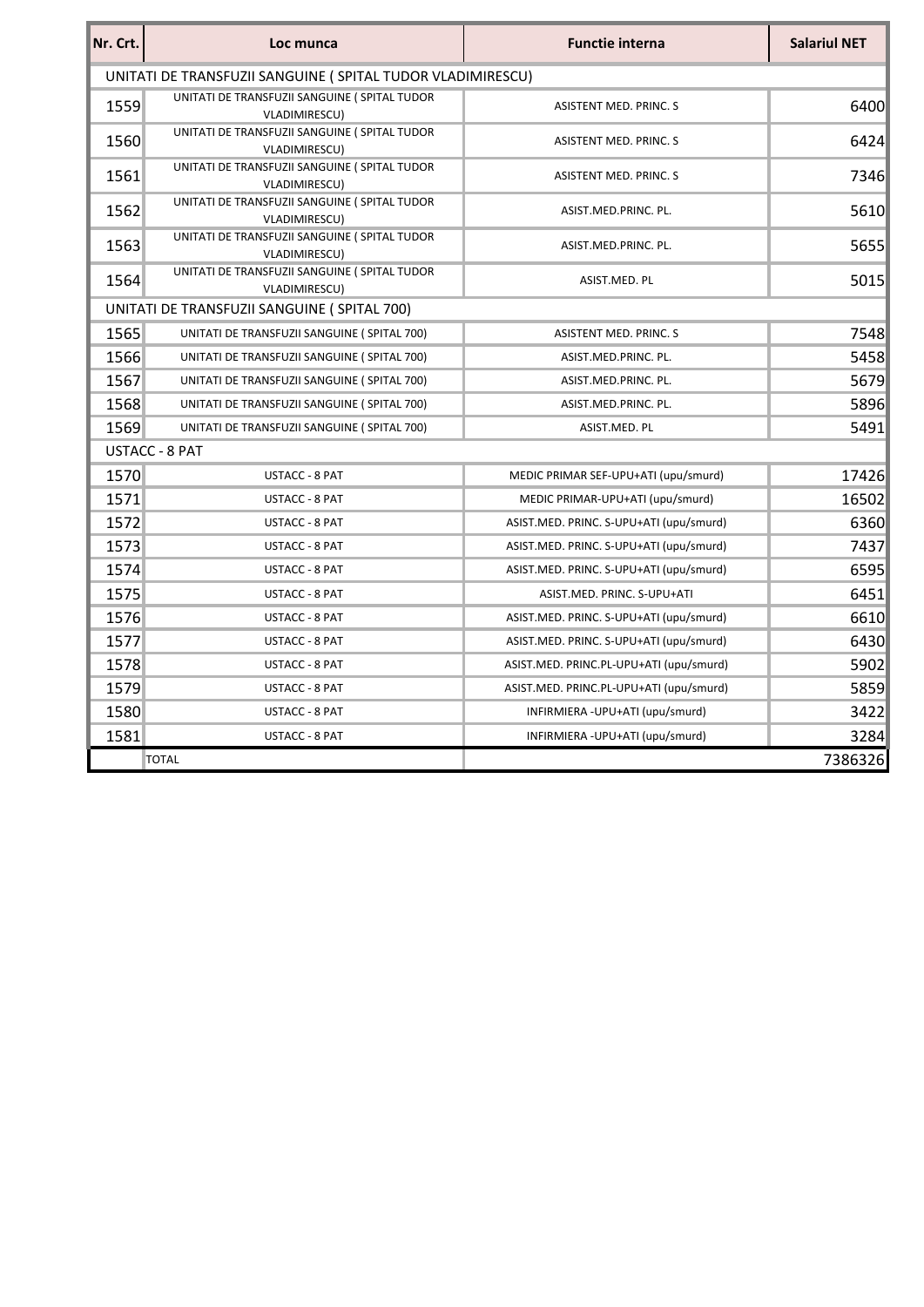| Nr. Crt. | Loc munca | Functie interna | Salariul NET |
|---|---|---|---|
| UNITATI DE TRANSFUZII SANGUINE ( SPITAL TUDOR VLADIMIRESCU) | | | |
| 1559 | UNITATI DE TRANSFUZII SANGUINE ( SPITAL TUDOR VLADIMIRESCU) | ASISTENT MED. PRINC. S | 6400 |
| 1560 | UNITATI DE TRANSFUZII SANGUINE ( SPITAL TUDOR VLADIMIRESCU) | ASISTENT MED. PRINC. S | 6424 |
| 1561 | UNITATI DE TRANSFUZII SANGUINE ( SPITAL TUDOR VLADIMIRESCU) | ASISTENT MED. PRINC. S | 7346 |
| 1562 | UNITATI DE TRANSFUZII SANGUINE ( SPITAL TUDOR VLADIMIRESCU) | ASIST.MED.PRINC. PL. | 5610 |
| 1563 | UNITATI DE TRANSFUZII SANGUINE ( SPITAL TUDOR VLADIMIRESCU) | ASIST.MED.PRINC. PL. | 5655 |
| 1564 | UNITATI DE TRANSFUZII SANGUINE ( SPITAL TUDOR VLADIMIRESCU) | ASIST.MED. PL | 5015 |
| UNITATI DE TRANSFUZII SANGUINE ( SPITAL 700) | | | |
| 1565 | UNITATI DE TRANSFUZII SANGUINE ( SPITAL 700) | ASISTENT MED. PRINC. S | 7548 |
| 1566 | UNITATI DE TRANSFUZII SANGUINE ( SPITAL 700) | ASIST.MED.PRINC. PL. | 5458 |
| 1567 | UNITATI DE TRANSFUZII SANGUINE ( SPITAL 700) | ASIST.MED.PRINC. PL. | 5679 |
| 1568 | UNITATI DE TRANSFUZII SANGUINE ( SPITAL 700) | ASIST.MED.PRINC. PL. | 5896 |
| 1569 | UNITATI DE TRANSFUZII SANGUINE ( SPITAL 700) | ASIST.MED. PL | 5491 |
| USTACC - 8 PAT | | | |
| 1570 | USTACC - 8 PAT | MEDIC PRIMAR SEF-UPU+ATI (upu/smurd) | 17426 |
| 1571 | USTACC - 8 PAT | MEDIC PRIMAR-UPU+ATI (upu/smurd) | 16502 |
| 1572 | USTACC - 8 PAT | ASIST.MED. PRINC. S-UPU+ATI (upu/smurd) | 6360 |
| 1573 | USTACC - 8 PAT | ASIST.MED. PRINC. S-UPU+ATI (upu/smurd) | 7437 |
| 1574 | USTACC - 8 PAT | ASIST.MED. PRINC. S-UPU+ATI (upu/smurd) | 6595 |
| 1575 | USTACC - 8 PAT | ASIST.MED. PRINC. S-UPU+ATI | 6451 |
| 1576 | USTACC - 8 PAT | ASIST.MED. PRINC. S-UPU+ATI (upu/smurd) | 6610 |
| 1577 | USTACC - 8 PAT | ASIST.MED. PRINC. S-UPU+ATI (upu/smurd) | 6430 |
| 1578 | USTACC - 8 PAT | ASIST.MED. PRINC.PL-UPU+ATI (upu/smurd) | 5902 |
| 1579 | USTACC - 8 PAT | ASIST.MED. PRINC.PL-UPU+ATI (upu/smurd) | 5859 |
| 1580 | USTACC - 8 PAT | INFIRMIERA -UPU+ATI (upu/smurd) | 3422 |
| 1581 | USTACC - 8 PAT | INFIRMIERA -UPU+ATI (upu/smurd) | 3284 |
| | TOTAL | | 7386326 |